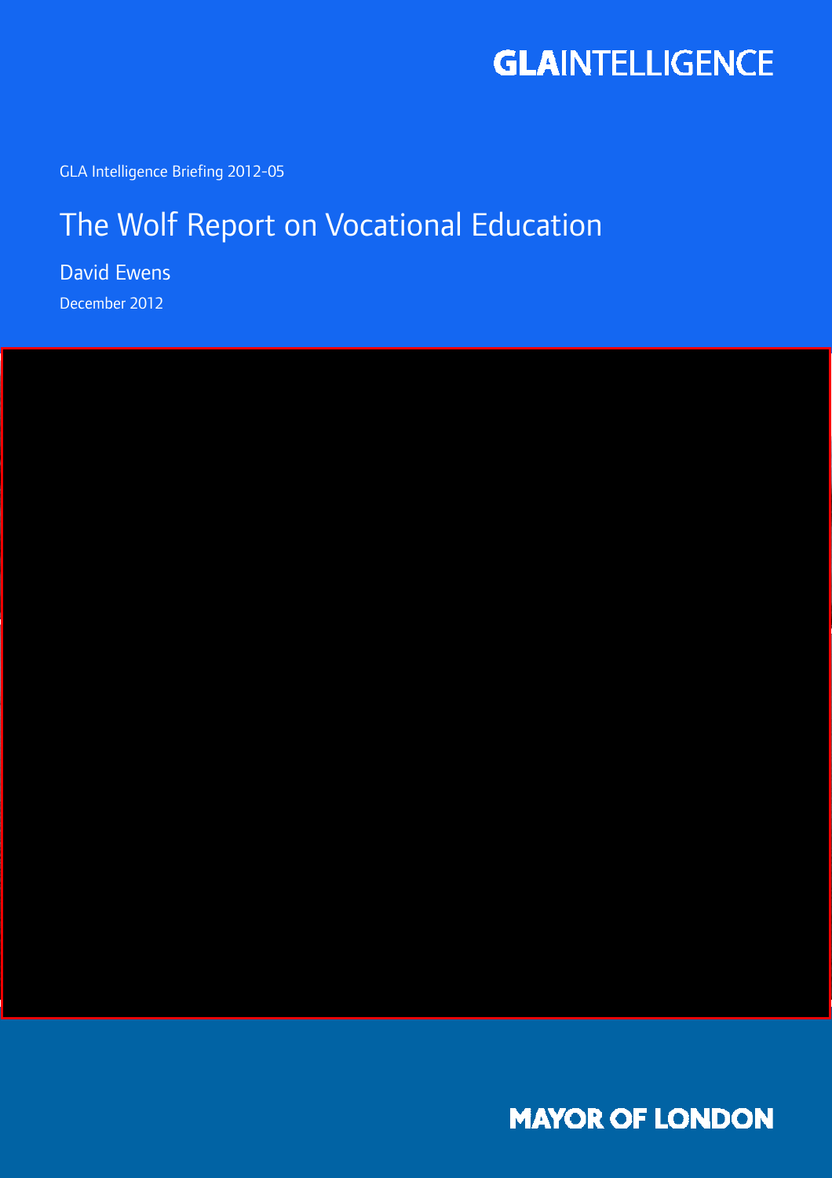GLAINTELLIGENCE

GLA Intelligence Briefing 2012-05

# The Wolf Report on Vocational Education

David Ewens

December 2012

MAYOR OF LONDON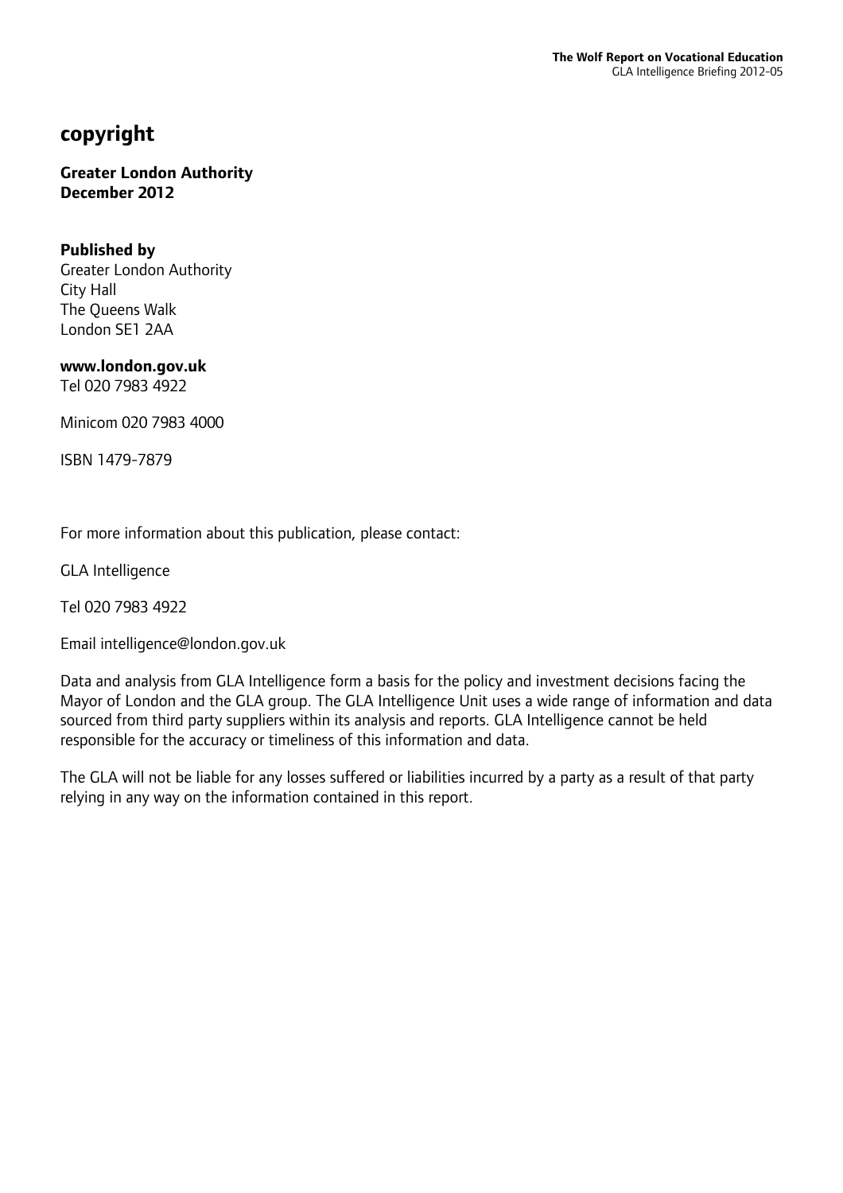# copyright

**Greater London Authority**
**December 2012**

**Published by**
Greater London Authority
City Hall
The Queens Walk
London SE1 2AA

**www.london.gov.uk**
Tel 020 7983 4922

Minicom 020 7983 4000

ISBN 1479-7879

For more information about this publication, please contact:

GLA Intelligence

Tel 020 7983 4922

Email intelligence@london.gov.uk

Data and analysis from GLA Intelligence form a basis for the policy and investment decisions facing the Mayor of London and the GLA group. The GLA Intelligence Unit uses a wide range of information and data sourced from third party suppliers within its analysis and reports. GLA Intelligence cannot be held responsible for the accuracy or timeliness of this information and data.

The GLA will not be liable for any losses suffered or liabilities incurred by a party as a result of that party relying in any way on the information contained in this report.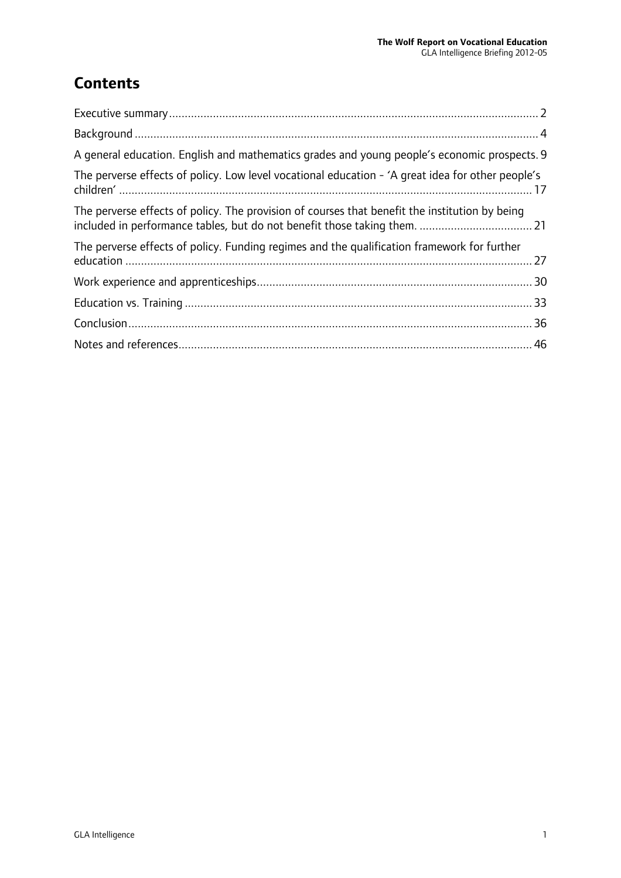# Contents

Executive summary ..... 2

Background ..... 4

A general education. English and mathematics grades and young people's economic prospects. 9

The perverse effects of policy. Low level vocational education - 'A great idea for other people's children' ..... 17

The perverse effects of policy. The provision of courses that benefit the institution by being included in performance tables, but do not benefit those taking them. ..... 21

The perverse effects of policy. Funding regimes and the qualification framework for further education ..... 27

Work experience and apprenticeships ..... 30

Education vs. Training ..... 33

Conclusion ..... 36

Notes and references ..... 46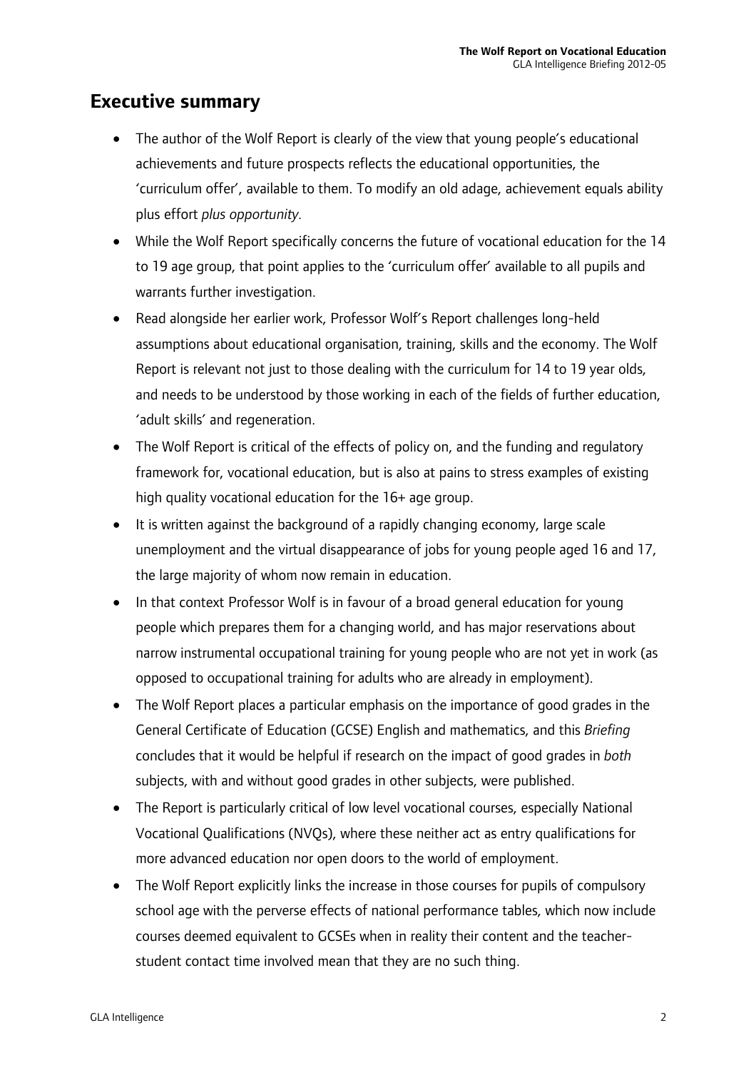## Executive summary

- The author of the Wolf Report is clearly of the view that young people's educational achievements and future prospects reflects the educational opportunities, the 'curriculum offer', available to them. To modify an old adage, achievement equals ability plus effort *plus opportunity*.
- While the Wolf Report specifically concerns the future of vocational education for the 14 to 19 age group, that point applies to the 'curriculum offer' available to all pupils and warrants further investigation.
- Read alongside her earlier work, Professor Wolf's Report challenges long-held assumptions about educational organisation, training, skills and the economy. The Wolf Report is relevant not just to those dealing with the curriculum for 14 to 19 year olds, and needs to be understood by those working in each of the fields of further education, 'adult skills' and regeneration.
- The Wolf Report is critical of the effects of policy on, and the funding and regulatory framework for, vocational education, but is also at pains to stress examples of existing high quality vocational education for the 16+ age group.
- It is written against the background of a rapidly changing economy, large scale unemployment and the virtual disappearance of jobs for young people aged 16 and 17, the large majority of whom now remain in education.
- In that context Professor Wolf is in favour of a broad general education for young people which prepares them for a changing world, and has major reservations about narrow instrumental occupational training for young people who are not yet in work (as opposed to occupational training for adults who are already in employment).
- The Wolf Report places a particular emphasis on the importance of good grades in the General Certificate of Education (GCSE) English and mathematics, and this *Briefing* concludes that it would be helpful if research on the impact of good grades in *both* subjects, with and without good grades in other subjects, were published.
- The Report is particularly critical of low level vocational courses, especially National Vocational Qualifications (NVQs), where these neither act as entry qualifications for more advanced education nor open doors to the world of employment.
- The Wolf Report explicitly links the increase in those courses for pupils of compulsory school age with the perverse effects of national performance tables, which now include courses deemed equivalent to GCSEs when in reality their content and the teacher-student contact time involved mean that they are no such thing.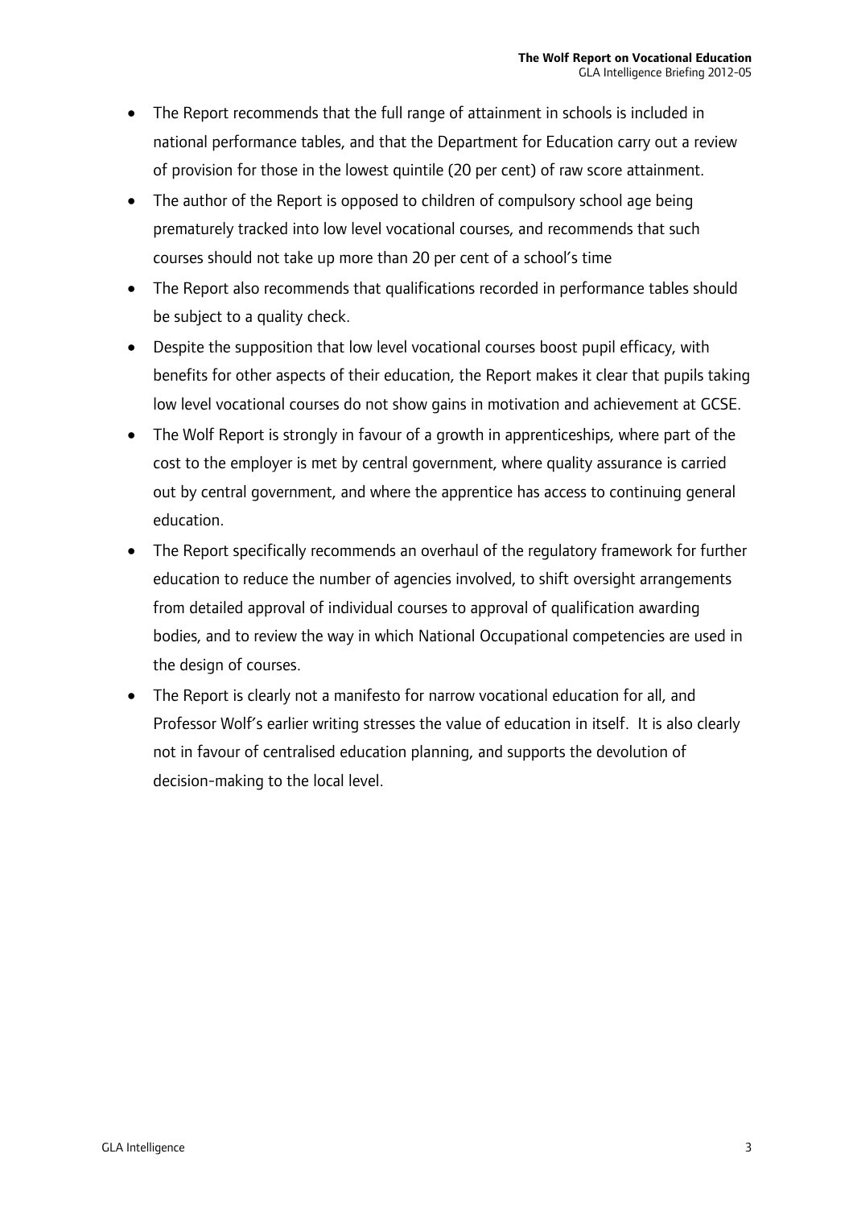- The Report recommends that the full range of attainment in schools is included in national performance tables, and that the Department for Education carry out a review of provision for those in the lowest quintile (20 per cent) of raw score attainment.
- The author of the Report is opposed to children of compulsory school age being prematurely tracked into low level vocational courses, and recommends that such courses should not take up more than 20 per cent of a school's time
- The Report also recommends that qualifications recorded in performance tables should be subject to a quality check.
- Despite the supposition that low level vocational courses boost pupil efficacy, with benefits for other aspects of their education, the Report makes it clear that pupils taking low level vocational courses do not show gains in motivation and achievement at GCSE.
- The Wolf Report is strongly in favour of a growth in apprenticeships, where part of the cost to the employer is met by central government, where quality assurance is carried out by central government, and where the apprentice has access to continuing general education.
- The Report specifically recommends an overhaul of the regulatory framework for further education to reduce the number of agencies involved, to shift oversight arrangements from detailed approval of individual courses to approval of qualification awarding bodies, and to review the way in which National Occupational competencies are used in the design of courses.
- The Report is clearly not a manifesto for narrow vocational education for all, and Professor Wolf's earlier writing stresses the value of education in itself. It is also clearly not in favour of centralised education planning, and supports the devolution of decision-making to the local level.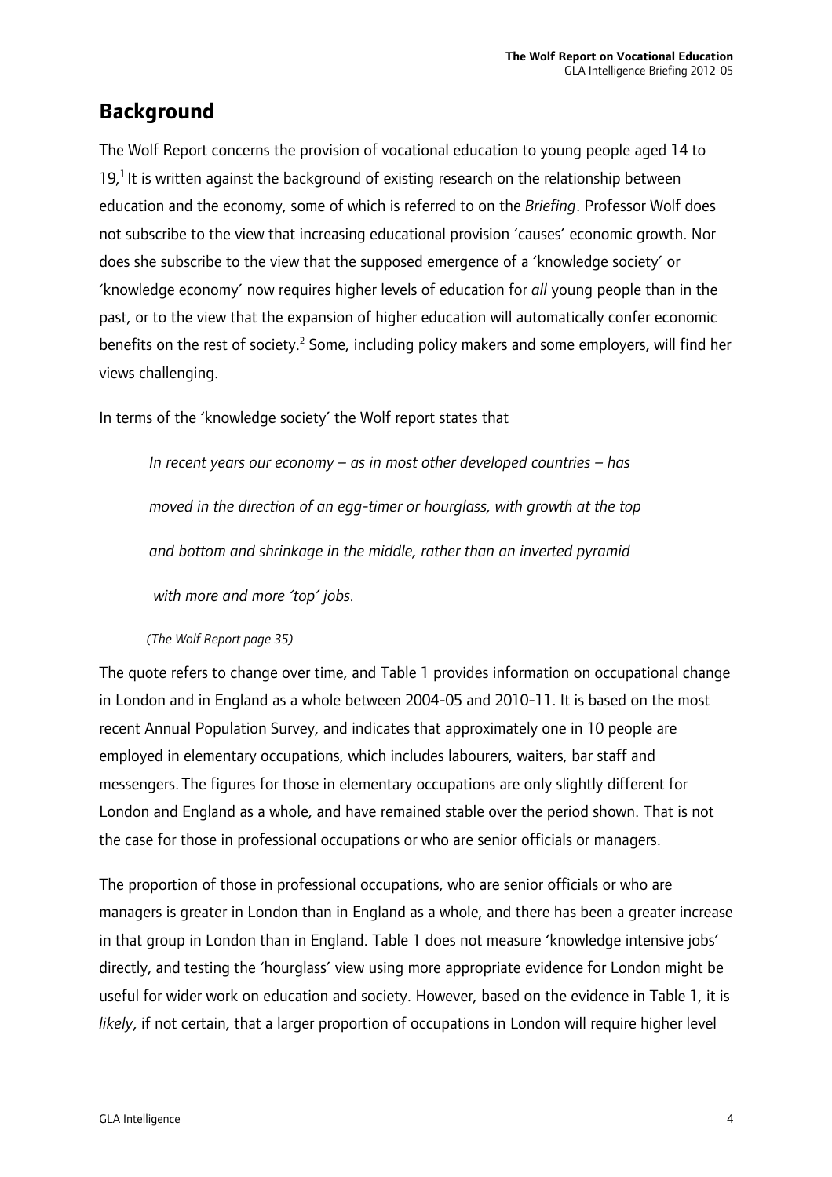## Background

The Wolf Report concerns the provision of vocational education to young people aged 14 to 19,[1] It is written against the background of existing research on the relationship between education and the economy, some of which is referred to on the *Briefing*. Professor Wolf does not subscribe to the view that increasing educational provision 'causes' economic growth. Nor does she subscribe to the view that the supposed emergence of a 'knowledge society' or 'knowledge economy' now requires higher levels of education for *all* young people than in the past, or to the view that the expansion of higher education will automatically confer economic benefits on the rest of society.[2] Some, including policy makers and some employers, will find her views challenging.

In terms of the 'knowledge society' the Wolf report states that

> *In recent years our economy – as in most other developed countries – has moved in the direction of an egg-timer or hourglass, with growth at the top and bottom and shrinkage in the middle, rather than an inverted pyramid with more and more 'top' jobs.*
>
> *(The Wolf Report page 35)*

The quote refers to change over time, and Table 1 provides information on occupational change in London and in England as a whole between 2004-05 and 2010-11. It is based on the most recent Annual Population Survey, and indicates that approximately one in 10 people are employed in elementary occupations, which includes labourers, waiters, bar staff and messengers. The figures for those in elementary occupations are only slightly different for London and England as a whole, and have remained stable over the period shown. That is not the case for those in professional occupations or who are senior officials or managers.

The proportion of those in professional occupations, who are senior officials or who are managers is greater in London than in England as a whole, and there has been a greater increase in that group in London than in England. Table 1 does not measure 'knowledge intensive jobs' directly, and testing the 'hourglass' view using more appropriate evidence for London might be useful for wider work on education and society. However, based on the evidence in Table 1, it is *likely*, if not certain, that a larger proportion of occupations in London will require higher level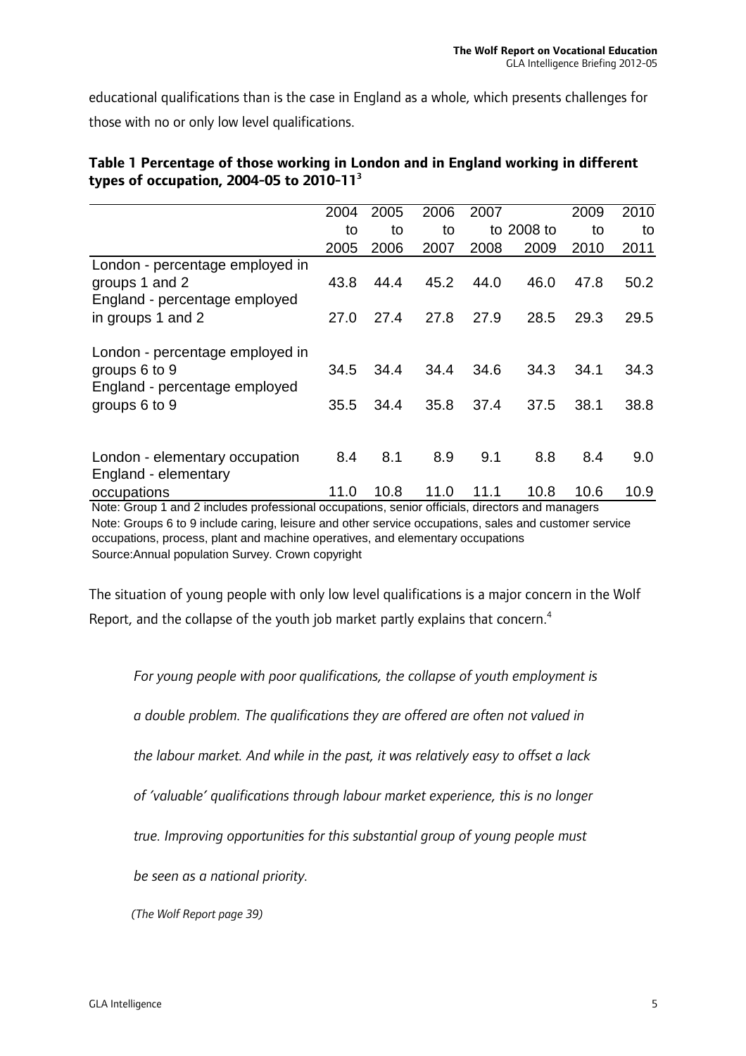educational qualifications than is the case in England as a whole, which presents challenges for those with no or only low level qualifications.

**Table 1 Percentage of those working in London and in England working in different types of occupation, 2004-05 to 2010-11**[3]

| | 2004 to 2005 | 2005 to 2006 | 2006 to 2007 | 2007 to 2008 | 2008 to 2009 | 2009 to 2010 | 2010 to 2011 |
|---|---|---|---|---|---|---|---|
| London - percentage employed in groups 1 and 2 | 43.8 | 44.4 | 45.2 | 44.0 | 46.0 | 47.8 | 50.2 |
| England - percentage employed in groups 1 and 2 | 27.0 | 27.4 | 27.8 | 27.9 | 28.5 | 29.3 | 29.5 |
| London - percentage employed in groups 6 to 9 | 34.5 | 34.4 | 34.4 | 34.6 | 34.3 | 34.1 | 34.3 |
| England - percentage employed groups 6 to 9 | 35.5 | 34.4 | 35.8 | 37.4 | 37.5 | 38.1 | 38.8 |
| London - elementary occupation | 8.4 | 8.1 | 8.9 | 9.1 | 8.8 | 8.4 | 9.0 |
| England - elementary occupations | 11.0 | 10.8 | 11.0 | 11.1 | 10.8 | 10.6 | 10.9 |

Note: Group 1 and 2 includes professional occupations, senior officials, directors and managers
Note: Groups 6 to 9 include caring, leisure and other service occupations, sales and customer service occupations, process, plant and machine operatives, and elementary occupations
Source:Annual population Survey. Crown copyright

The situation of young people with only low level qualifications is a major concern in the Wolf Report, and the collapse of the youth job market partly explains that concern.[4]

> *For young people with poor qualifications, the collapse of youth employment is a double problem. The qualifications they are offered are often not valued in the labour market. And while in the past, it was relatively easy to offset a lack of 'valuable' qualifications through labour market experience, this is no longer true. Improving opportunities for this substantial group of young people must be seen as a national priority.*
>
> *(The Wolf Report page 39)*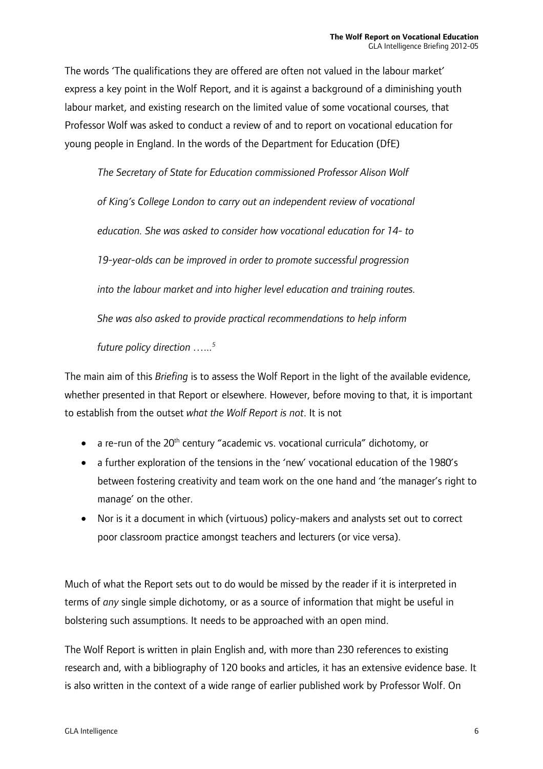The words 'The qualifications they are offered are often not valued in the labour market' express a key point in the Wolf Report, and it is against a background of a diminishing youth labour market, and existing research on the limited value of some vocational courses, that Professor Wolf was asked to conduct a review of and to report on vocational education for young people in England. In the words of the Department for Education (DfE)

> *The Secretary of State for Education commissioned Professor Alison Wolf of King's College London to carry out an independent review of vocational education. She was asked to consider how vocational education for 14- to 19-year-olds can be improved in order to promote successful progression into the labour market and into higher level education and training routes. She was also asked to provide practical recommendations to help inform future policy direction …...*[5]

The main aim of this *Briefing* is to assess the Wolf Report in the light of the available evidence, whether presented in that Report or elsewhere. However, before moving to that, it is important to establish from the outset *what the Wolf Report is not*. It is not

- a re-run of the 20th century "academic vs. vocational curricula" dichotomy, or
- a further exploration of the tensions in the 'new' vocational education of the 1980's between fostering creativity and team work on the one hand and 'the manager's right to manage' on the other.
- Nor is it a document in which (virtuous) policy-makers and analysts set out to correct poor classroom practice amongst teachers and lecturers (or vice versa).

Much of what the Report sets out to do would be missed by the reader if it is interpreted in terms of *any* single simple dichotomy, or as a source of information that might be useful in bolstering such assumptions. It needs to be approached with an open mind.

The Wolf Report is written in plain English and, with more than 230 references to existing research and, with a bibliography of 120 books and articles, it has an extensive evidence base. It is also written in the context of a wide range of earlier published work by Professor Wolf. On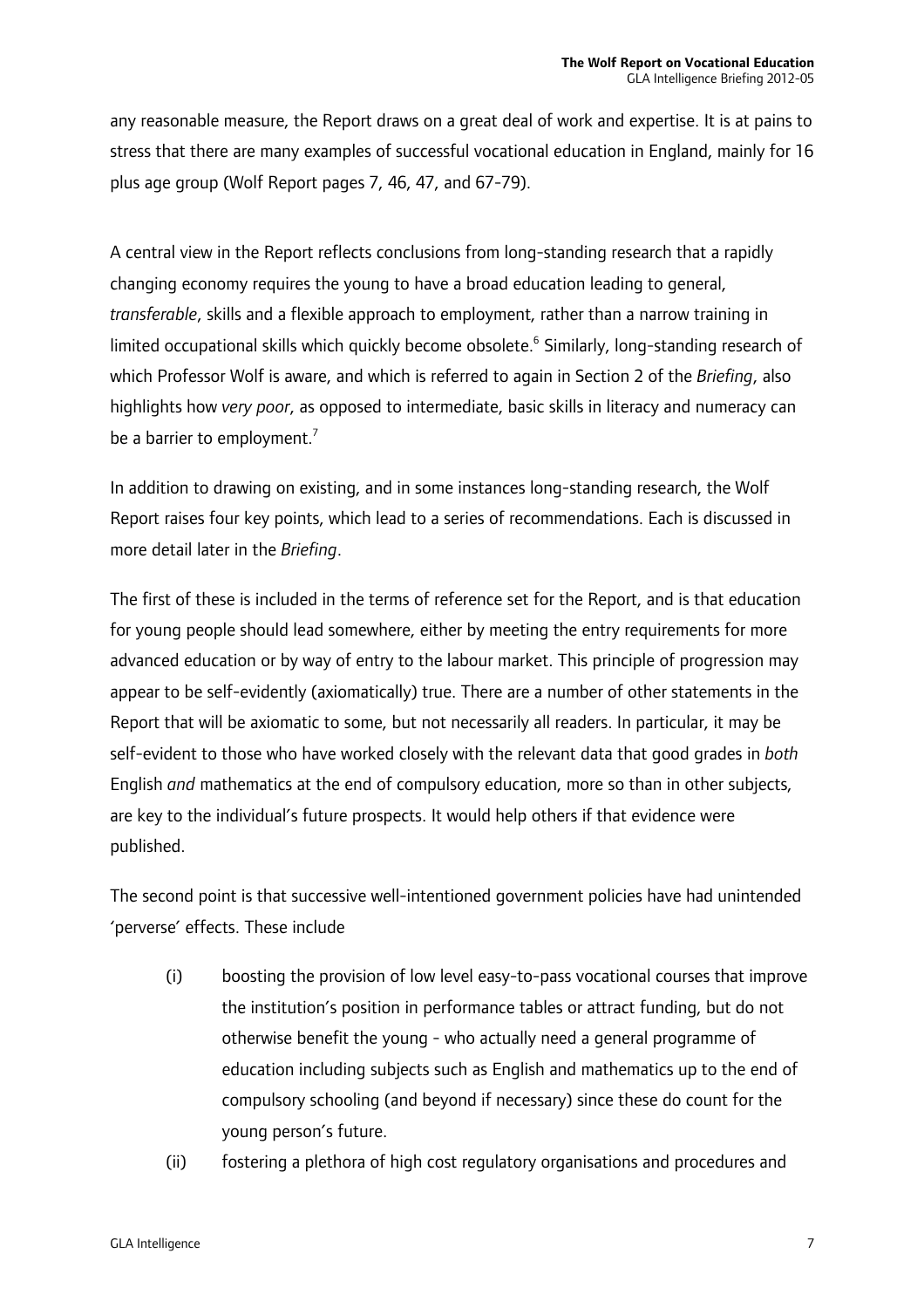any reasonable measure, the Report draws on a great deal of work and expertise. It is at pains to stress that there are many examples of successful vocational education in England, mainly for 16 plus age group (Wolf Report pages 7, 46, 47, and 67-79).

A central view in the Report reflects conclusions from long-standing research that a rapidly changing economy requires the young to have a broad education leading to general, *transferable*, skills and a flexible approach to employment, rather than a narrow training in limited occupational skills which quickly become obsolete.[6] Similarly, long-standing research of which Professor Wolf is aware, and which is referred to again in Section 2 of the *Briefing*, also highlights how *very poor*, as opposed to intermediate, basic skills in literacy and numeracy can be a barrier to employment.[7]

In addition to drawing on existing, and in some instances long-standing research, the Wolf Report raises four key points, which lead to a series of recommendations. Each is discussed in more detail later in the *Briefing*.

The first of these is included in the terms of reference set for the Report, and is that education for young people should lead somewhere, either by meeting the entry requirements for more advanced education or by way of entry to the labour market. This principle of progression may appear to be self-evidently (axiomatically) true. There are a number of other statements in the Report that will be axiomatic to some, but not necessarily all readers. In particular, it may be self-evident to those who have worked closely with the relevant data that good grades in *both* English *and* mathematics at the end of compulsory education, more so than in other subjects, are key to the individual's future prospects. It would help others if that evidence were published.

The second point is that successive well-intentioned government policies have had unintended 'perverse' effects. These include

(i) boosting the provision of low level easy-to-pass vocational courses that improve the institution's position in performance tables or attract funding, but do not otherwise benefit the young - who actually need a general programme of education including subjects such as English and mathematics up to the end of compulsory schooling (and beyond if necessary) since these do count for the young person's future.

(ii) fostering a plethora of high cost regulatory organisations and procedures and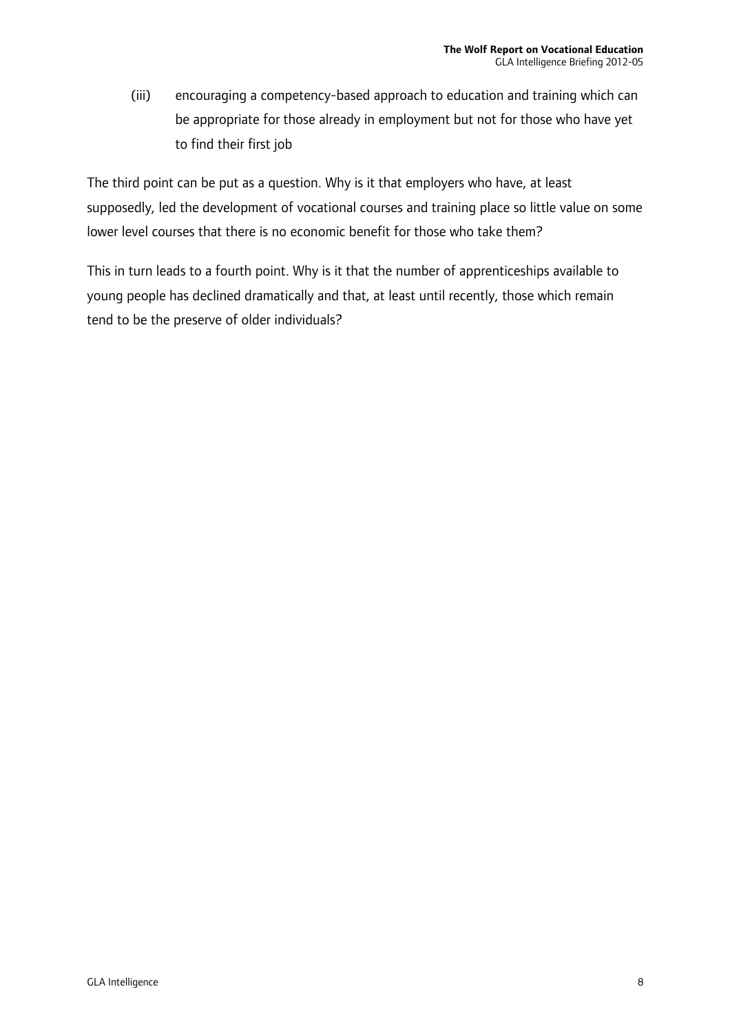(iii) encouraging a competency-based approach to education and training which can be appropriate for those already in employment but not for those who have yet to find their first job

The third point can be put as a question. Why is it that employers who have, at least supposedly, led the development of vocational courses and training place so little value on some lower level courses that there is no economic benefit for those who take them?

This in turn leads to a fourth point. Why is it that the number of apprenticeships available to young people has declined dramatically and that, at least until recently, those which remain tend to be the preserve of older individuals?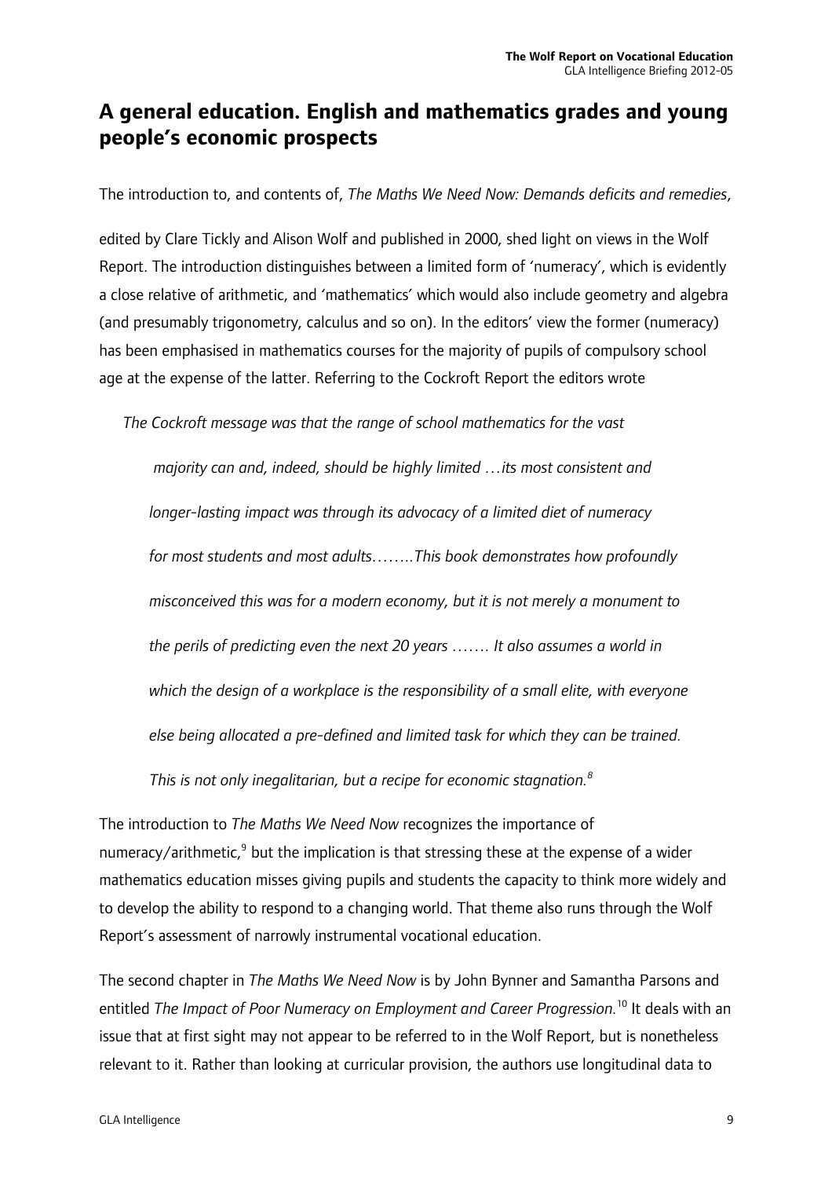## A general education. English and mathematics grades and young people's economic prospects

The introduction to, and contents of, *The Maths We Need Now: Demands deficits and remedies*,

edited by Clare Tickly and Alison Wolf and published in 2000, shed light on views in the Wolf Report. The introduction distinguishes between a limited form of 'numeracy', which is evidently a close relative of arithmetic, and 'mathematics' which would also include geometry and algebra (and presumably trigonometry, calculus and so on). In the editors' view the former (numeracy) has been emphasised in mathematics courses for the majority of pupils of compulsory school age at the expense of the latter. Referring to the Cockroft Report the editors wrote

> *The Cockroft message was that the range of school mathematics for the vast majority can and, indeed, should be highly limited …its most consistent and longer-lasting impact was through its advocacy of a limited diet of numeracy for most students and most adults……..This book demonstrates how profoundly misconceived this was for a modern economy, but it is not merely a monument to the perils of predicting even the next 20 years ……. It also assumes a world in which the design of a workplace is the responsibility of a small elite, with everyone else being allocated a pre-defined and limited task for which they can be trained. This is not only inegalitarian, but a recipe for economic stagnation.*[8]

The introduction to *The Maths We Need Now* recognizes the importance of numeracy/arithmetic,[9] but the implication is that stressing these at the expense of a wider mathematics education misses giving pupils and students the capacity to think more widely and to develop the ability to respond to a changing world. That theme also runs through the Wolf Report's assessment of narrowly instrumental vocational education.

The second chapter in *The Maths We Need Now* is by John Bynner and Samantha Parsons and entitled *The Impact of Poor Numeracy on Employment and Career Progression.*[10] It deals with an issue that at first sight may not appear to be referred to in the Wolf Report, but is nonetheless relevant to it. Rather than looking at curricular provision, the authors use longitudinal data to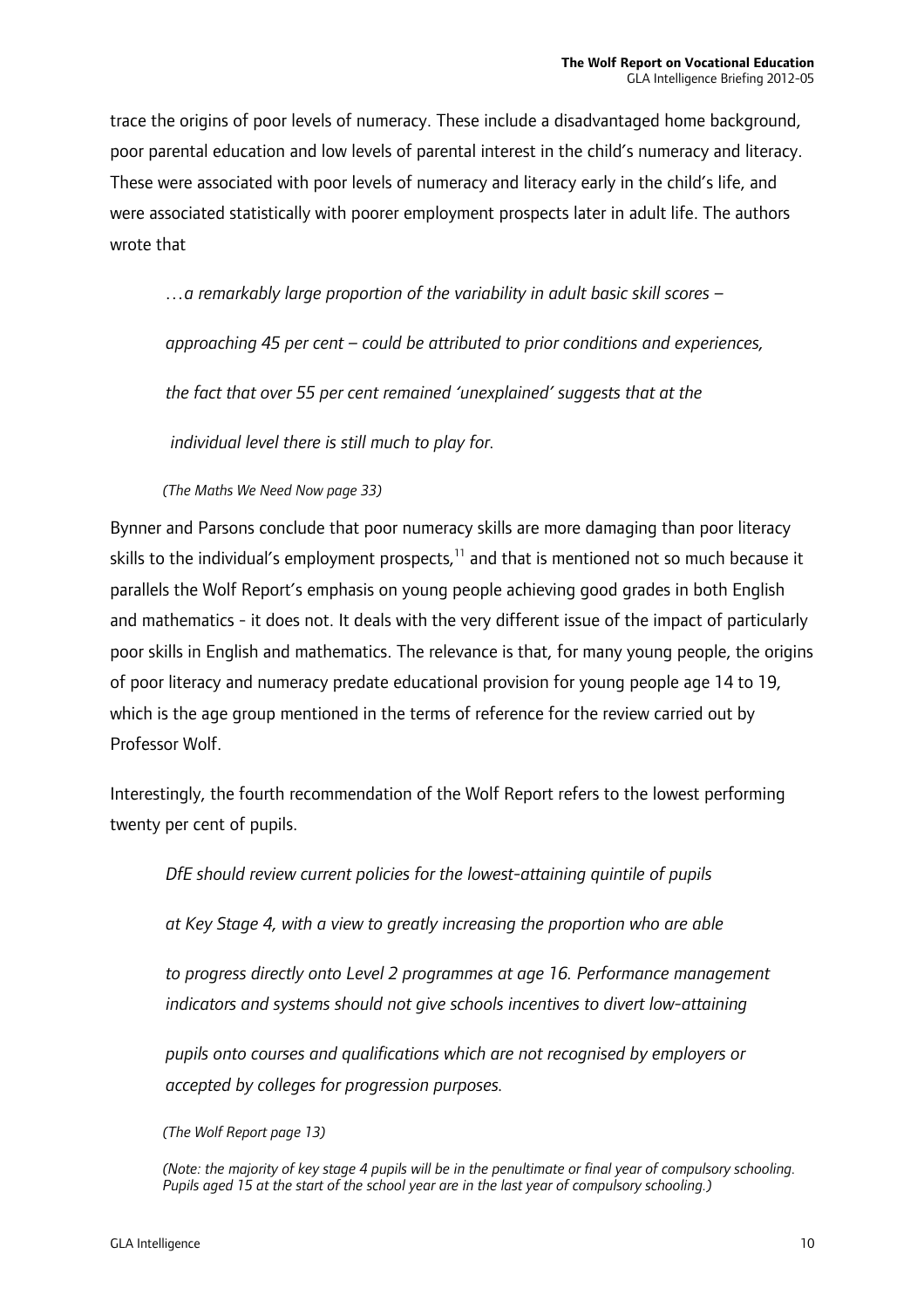trace the origins of poor levels of numeracy. These include a disadvantaged home background, poor parental education and low levels of parental interest in the child's numeracy and literacy. These were associated with poor levels of numeracy and literacy early in the child's life, and were associated statistically with poorer employment prospects later in adult life. The authors wrote that

> *…a remarkably large proportion of the variability in adult basic skill scores – approaching 45 per cent – could be attributed to prior conditions and experiences, the fact that over 55 per cent remained 'unexplained' suggests that at the individual level there is still much to play for.*
>
> *(The Maths We Need Now page 33)*

Bynner and Parsons conclude that poor numeracy skills are more damaging than poor literacy skills to the individual's employment prospects,[11] and that is mentioned not so much because it parallels the Wolf Report's emphasis on young people achieving good grades in both English and mathematics - it does not. It deals with the very different issue of the impact of particularly poor skills in English and mathematics. The relevance is that, for many young people, the origins of poor literacy and numeracy predate educational provision for young people age 14 to 19, which is the age group mentioned in the terms of reference for the review carried out by Professor Wolf.

Interestingly, the fourth recommendation of the Wolf Report refers to the lowest performing twenty per cent of pupils.

> *DfE should review current policies for the lowest-attaining quintile of pupils at Key Stage 4, with a view to greatly increasing the proportion who are able to progress directly onto Level 2 programmes at age 16. Performance management indicators and systems should not give schools incentives to divert low-attaining pupils onto courses and qualifications which are not recognised by employers or accepted by colleges for progression purposes.*
>
> *(The Wolf Report page 13)*
>
> *(Note: the majority of key stage 4 pupils will be in the penultimate or final year of compulsory schooling. Pupils aged 15 at the start of the school year are in the last year of compulsory schooling.)*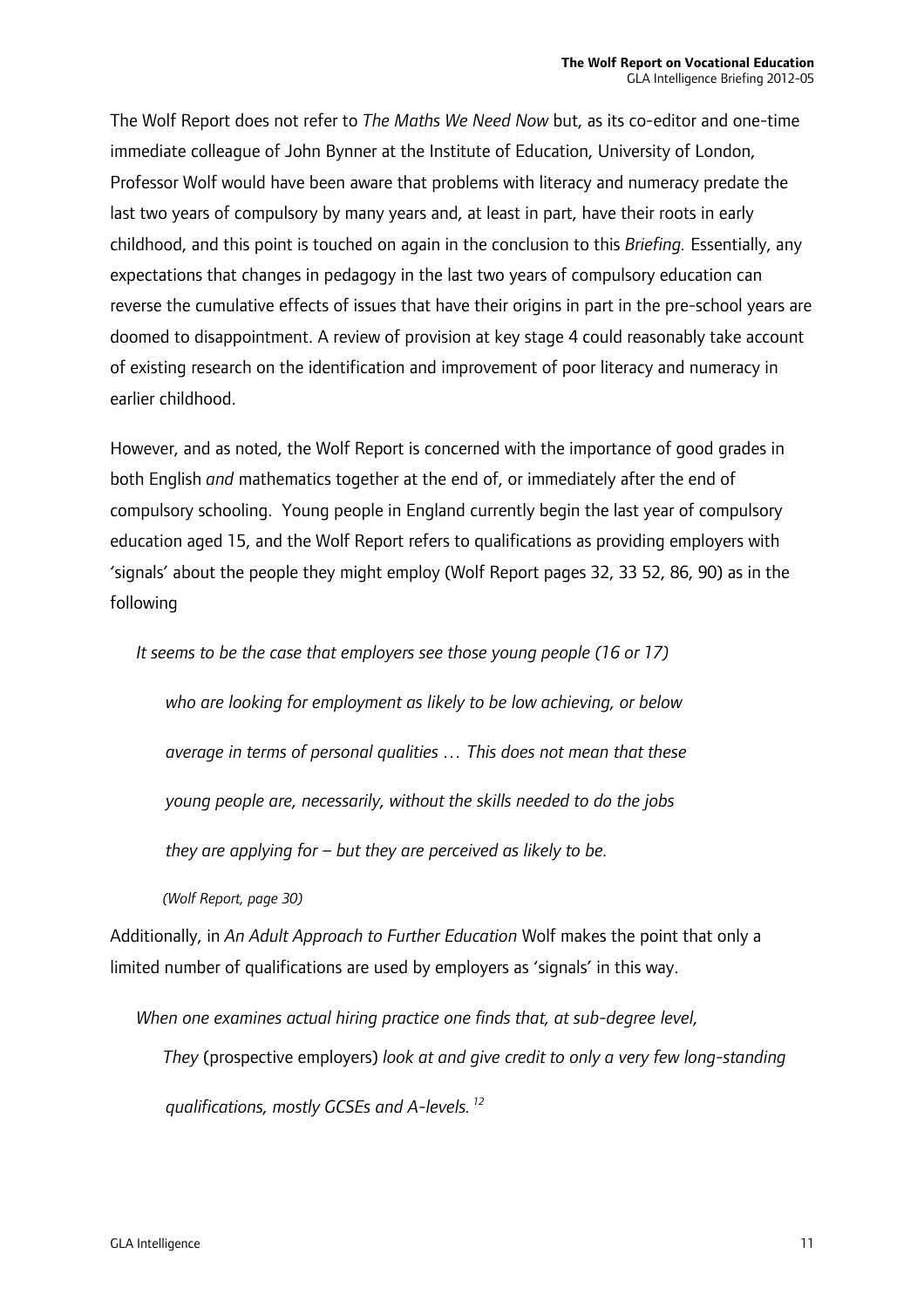The Wolf Report does not refer to *The Maths We Need Now* but, as its co-editor and one-time immediate colleague of John Bynner at the Institute of Education, University of London, Professor Wolf would have been aware that problems with literacy and numeracy predate the last two years of compulsory by many years and, at least in part, have their roots in early childhood, and this point is touched on again in the conclusion to this *Briefing.* Essentially, any expectations that changes in pedagogy in the last two years of compulsory education can reverse the cumulative effects of issues that have their origins in part in the pre-school years are doomed to disappointment. A review of provision at key stage 4 could reasonably take account of existing research on the identification and improvement of poor literacy and numeracy in earlier childhood.

However, and as noted, the Wolf Report is concerned with the importance of good grades in both English *and* mathematics together at the end of, or immediately after the end of compulsory schooling. Young people in England currently begin the last year of compulsory education aged 15, and the Wolf Report refers to qualifications as providing employers with 'signals' about the people they might employ (Wolf Report pages 32, 33 52, 86, 90) as in the following

> *It seems to be the case that employers see those young people (16 or 17) who are looking for employment as likely to be low achieving, or below average in terms of personal qualities … This does not mean that these young people are, necessarily, without the skills needed to do the jobs they are applying for – but they are perceived as likely to be.*
>
> *(Wolf Report, page 30)*

Additionally, in *An Adult Approach to Further Education* Wolf makes the point that only a limited number of qualifications are used by employers as 'signals' in this way.

> *When one examines actual hiring practice one finds that, at sub-degree level, They* (prospective employers) *look at and give credit to only a very few long-standing qualifications, mostly GCSEs and A-levels.* [12]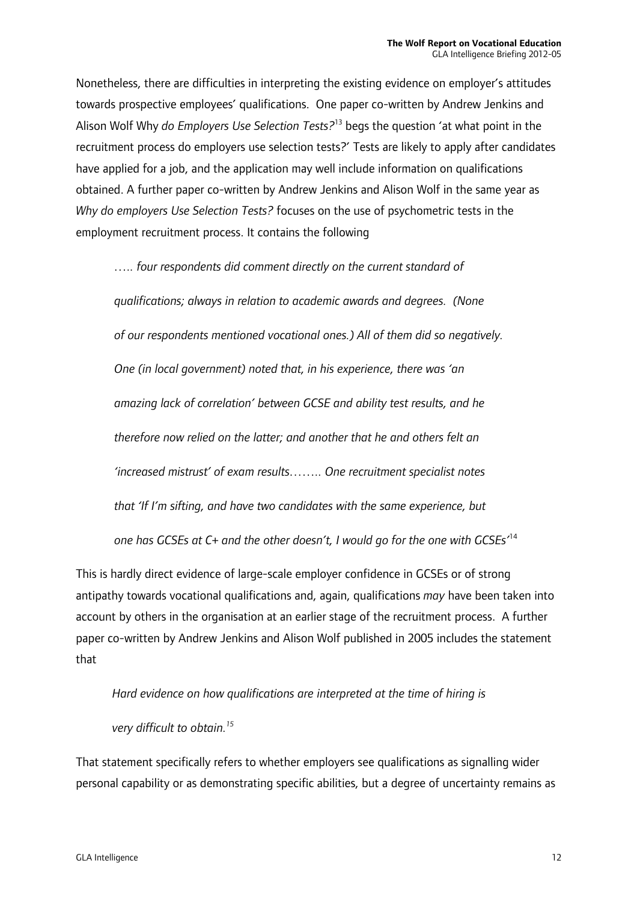Nonetheless, there are difficulties in interpreting the existing evidence on employer's attitudes towards prospective employees' qualifications. One paper co-written by Andrew Jenkins and Alison Wolf Why *do Employers Use Selection Tests?*[13] begs the question 'at what point in the recruitment process do employers use selection tests?' Tests are likely to apply after candidates have applied for a job, and the application may well include information on qualifications obtained. A further paper co-written by Andrew Jenkins and Alison Wolf in the same year as *Why do employers Use Selection Tests?* focuses on the use of psychometric tests in the employment recruitment process. It contains the following

> *….. four respondents did comment directly on the current standard of qualifications; always in relation to academic awards and degrees. (None of our respondents mentioned vocational ones.) All of them did so negatively. One (in local government) noted that, in his experience, there was 'an amazing lack of correlation' between GCSE and ability test results, and he therefore now relied on the latter; and another that he and others felt an 'increased mistrust' of exam results…….. One recruitment specialist notes that 'If I'm sifting, and have two candidates with the same experience, but one has GCSEs at C+ and the other doesn't, I would go for the one with GCSEs'*[14]

This is hardly direct evidence of large-scale employer confidence in GCSEs or of strong antipathy towards vocational qualifications and, again, qualifications *may* have been taken into account by others in the organisation at an earlier stage of the recruitment process. A further paper co-written by Andrew Jenkins and Alison Wolf published in 2005 includes the statement that

> *Hard evidence on how qualifications are interpreted at the time of hiring is very difficult to obtain.*[15]

That statement specifically refers to whether employers see qualifications as signalling wider personal capability or as demonstrating specific abilities, but a degree of uncertainty remains as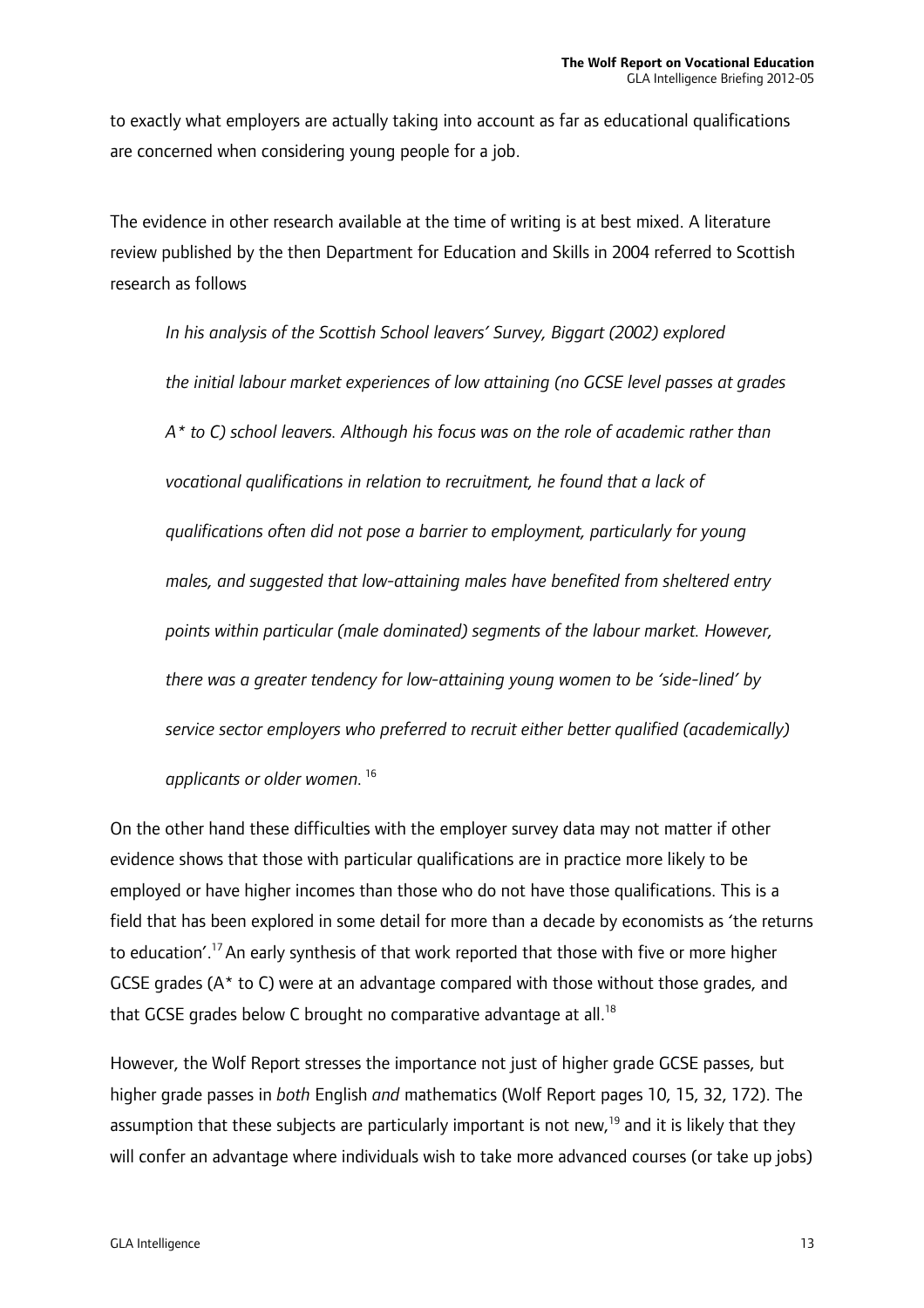to exactly what employers are actually taking into account as far as educational qualifications are concerned when considering young people for a job.

The evidence in other research available at the time of writing is at best mixed. A literature review published by the then Department for Education and Skills in 2004 referred to Scottish research as follows

> *In his analysis of the Scottish School leavers' Survey, Biggart (2002) explored the initial labour market experiences of low attaining (no GCSE level passes at grades A* to C) school leavers. Although his focus was on the role of academic rather than vocational qualifications in relation to recruitment, he found that a lack of qualifications often did not pose a barrier to employment, particularly for young males, and suggested that low-attaining males have benefited from sheltered entry points within particular (male dominated) segments of the labour market. However, there was a greater tendency for low-attaining young women to be 'side-lined' by service sector employers who preferred to recruit either better qualified (academically) applicants or older women.* [16]

On the other hand these difficulties with the employer survey data may not matter if other evidence shows that those with particular qualifications are in practice more likely to be employed or have higher incomes than those who do not have those qualifications. This is a field that has been explored in some detail for more than a decade by economists as 'the returns to education'.[17] An early synthesis of that work reported that those with five or more higher GCSE grades (A* to C) were at an advantage compared with those without those grades, and that GCSE grades below C brought no comparative advantage at all.[18]

However, the Wolf Report stresses the importance not just of higher grade GCSE passes, but higher grade passes in *both* English *and* mathematics (Wolf Report pages 10, 15, 32, 172). The assumption that these subjects are particularly important is not new,[19] and it is likely that they will confer an advantage where individuals wish to take more advanced courses (or take up jobs)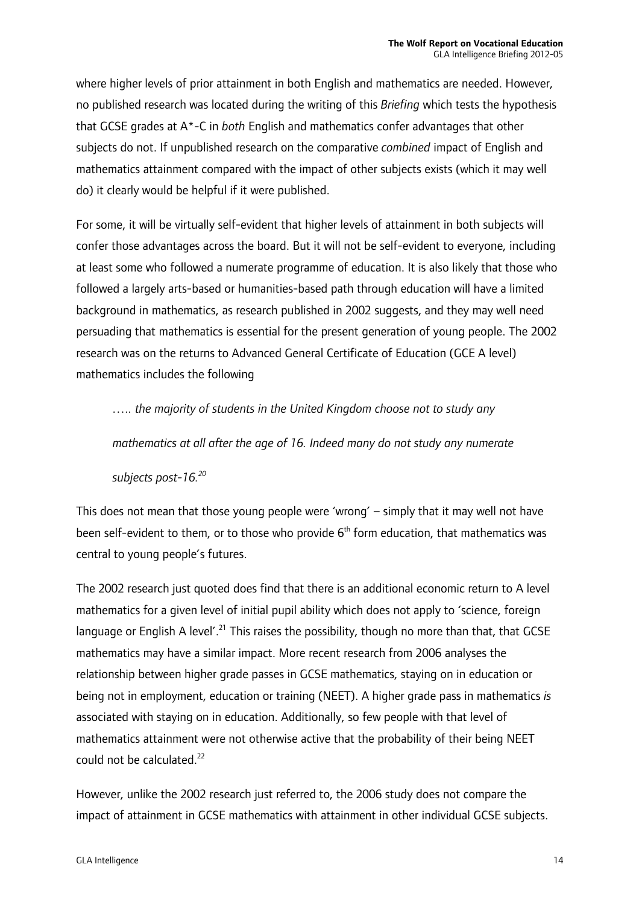where higher levels of prior attainment in both English and mathematics are needed. However, no published research was located during the writing of this *Briefing* which tests the hypothesis that GCSE grades at A*-C in *both* English and mathematics confer advantages that other subjects do not. If unpublished research on the comparative *combined* impact of English and mathematics attainment compared with the impact of other subjects exists (which it may well do) it clearly would be helpful if it were published.

For some, it will be virtually self-evident that higher levels of attainment in both subjects will confer those advantages across the board. But it will not be self-evident to everyone, including at least some who followed a numerate programme of education. It is also likely that those who followed a largely arts-based or humanities-based path through education will have a limited background in mathematics, as research published in 2002 suggests, and they may well need persuading that mathematics is essential for the present generation of young people. The 2002 research was on the returns to Advanced General Certificate of Education (GCE A level) mathematics includes the following

> ….. *the majority of students in the United Kingdom choose not to study any mathematics at all after the age of 16. Indeed many do not study any numerate subjects post-16.*[20]

This does not mean that those young people were 'wrong' – simply that it may well not have been self-evident to them, or to those who provide 6th form education, that mathematics was central to young people's futures.

The 2002 research just quoted does find that there is an additional economic return to A level mathematics for a given level of initial pupil ability which does not apply to 'science, foreign language or English A level'.[21] This raises the possibility, though no more than that, that GCSE mathematics may have a similar impact. More recent research from 2006 analyses the relationship between higher grade passes in GCSE mathematics, staying on in education or being not in employment, education or training (NEET). A higher grade pass in mathematics *is* associated with staying on in education. Additionally, so few people with that level of mathematics attainment were not otherwise active that the probability of their being NEET could not be calculated.[22]

However, unlike the 2002 research just referred to, the 2006 study does not compare the impact of attainment in GCSE mathematics with attainment in other individual GCSE subjects.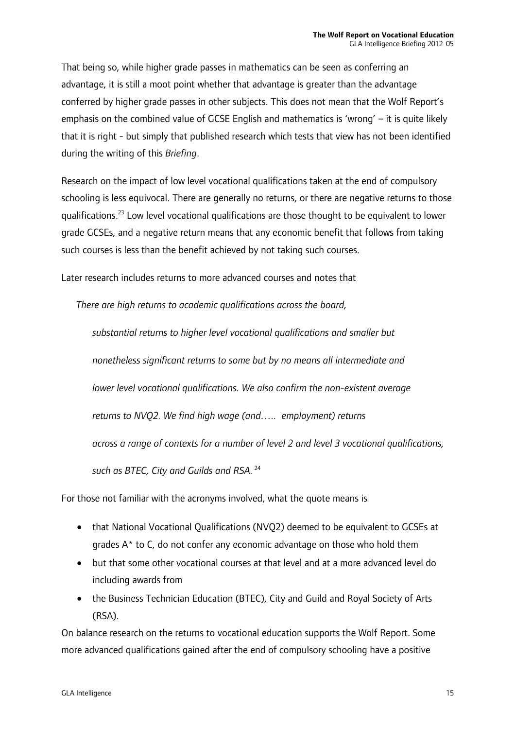That being so, while higher grade passes in mathematics can be seen as conferring an advantage, it is still a moot point whether that advantage is greater than the advantage conferred by higher grade passes in other subjects. This does not mean that the Wolf Report's emphasis on the combined value of GCSE English and mathematics is 'wrong' – it is quite likely that it is right - but simply that published research which tests that view has not been identified during the writing of this *Briefing*.

Research on the impact of low level vocational qualifications taken at the end of compulsory schooling is less equivocal. There are generally no returns, or there are negative returns to those qualifications.[23] Low level vocational qualifications are those thought to be equivalent to lower grade GCSEs, and a negative return means that any economic benefit that follows from taking such courses is less than the benefit achieved by not taking such courses.

Later research includes returns to more advanced courses and notes that

> *There are high returns to academic qualifications across the board, substantial returns to higher level vocational qualifications and smaller but nonetheless significant returns to some but by no means all intermediate and lower level vocational qualifications. We also confirm the non-existent average returns to NVQ2. We find high wage (and….. employment) returns across a range of contexts for a number of level 2 and level 3 vocational qualifications, such as BTEC, City and Guilds and RSA.* [24]

For those not familiar with the acronyms involved, what the quote means is

- that National Vocational Qualifications (NVQ2) deemed to be equivalent to GCSEs at grades A* to C, do not confer any economic advantage on those who hold them
- but that some other vocational courses at that level and at a more advanced level do including awards from
- the Business Technician Education (BTEC), City and Guild and Royal Society of Arts (RSA).

On balance research on the returns to vocational education supports the Wolf Report. Some more advanced qualifications gained after the end of compulsory schooling have a positive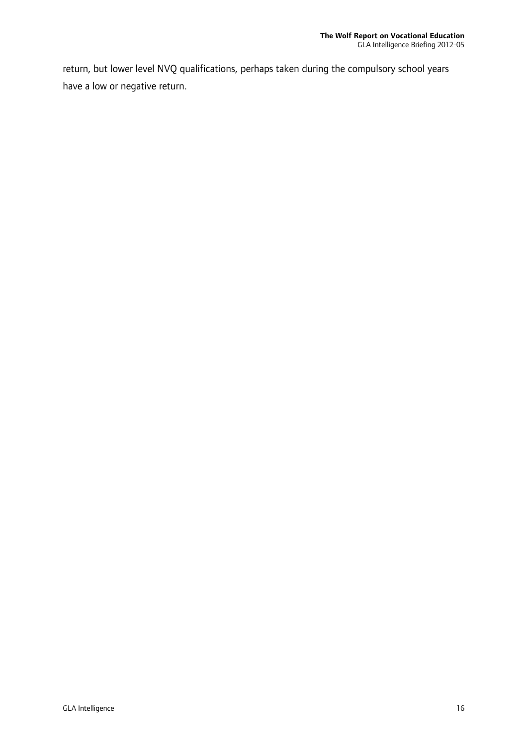return, but lower level NVQ qualifications, perhaps taken during the compulsory school years have a low or negative return.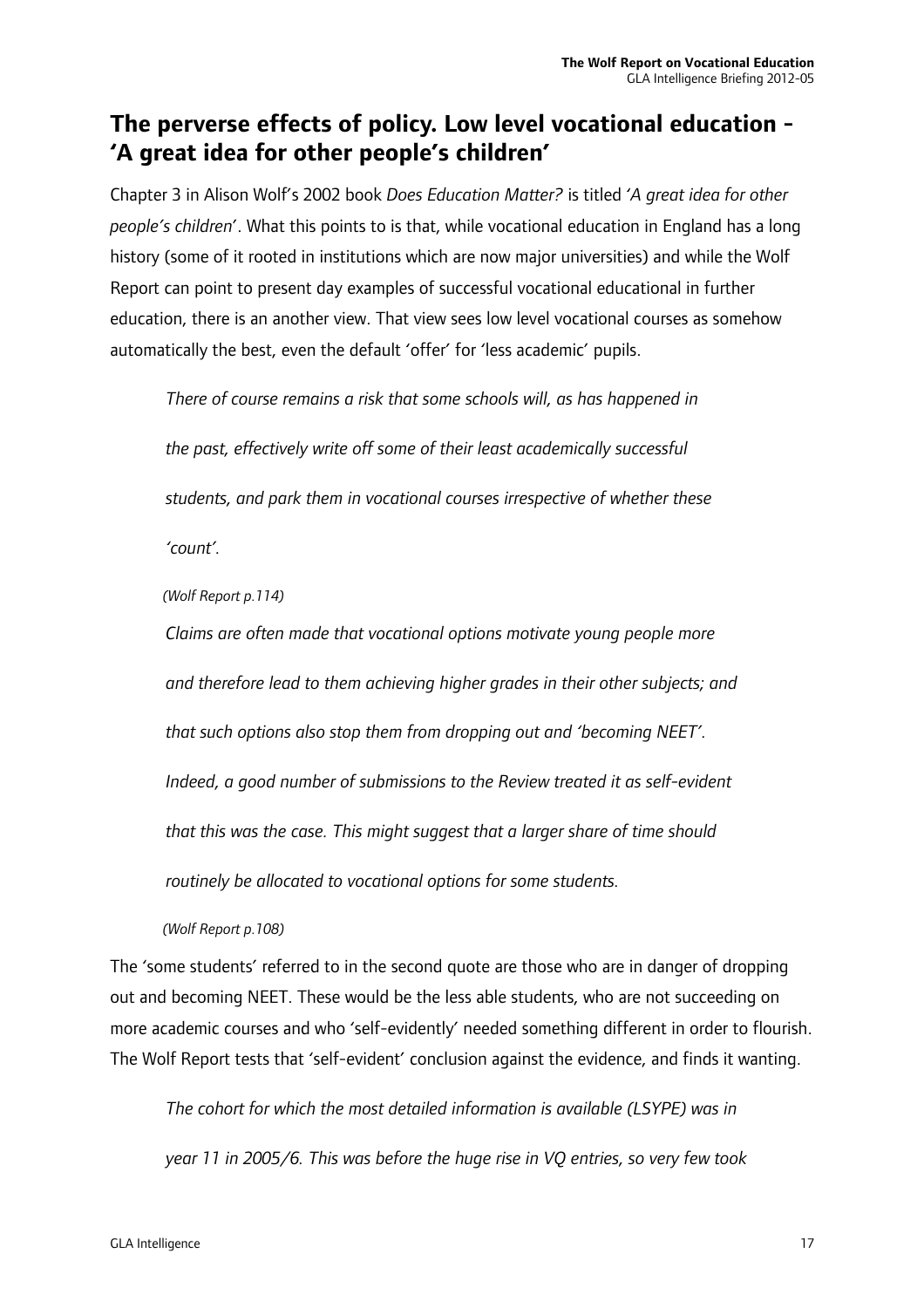## The perverse effects of policy. Low level vocational education - 'A great idea for other people's children'

Chapter 3 in Alison Wolf's 2002 book *Does Education Matter?* is titled *'A great idea for other people's children'*. What this points to is that, while vocational education in England has a long history (some of it rooted in institutions which are now major universities) and while the Wolf Report can point to present day examples of successful vocational educational in further education, there is an another view. That view sees low level vocational courses as somehow automatically the best, even the default 'offer' for 'less academic' pupils.

> *There of course remains a risk that some schools will, as has happened in the past, effectively write off some of their least academically successful students, and park them in vocational courses irrespective of whether these 'count'.*
>
> *(Wolf Report p.114)*

> *Claims are often made that vocational options motivate young people more and therefore lead to them achieving higher grades in their other subjects; and that such options also stop them from dropping out and 'becoming NEET'. Indeed, a good number of submissions to the Review treated it as self-evident that this was the case. This might suggest that a larger share of time should routinely be allocated to vocational options for some students.*
>
> *(Wolf Report p.108)*

The 'some students' referred to in the second quote are those who are in danger of dropping out and becoming NEET. These would be the less able students, who are not succeeding on more academic courses and who 'self-evidently' needed something different in order to flourish. The Wolf Report tests that 'self-evident' conclusion against the evidence, and finds it wanting.

> *The cohort for which the most detailed information is available (LSYPE) was in year 11 in 2005/6. This was before the huge rise in VQ entries, so very few took*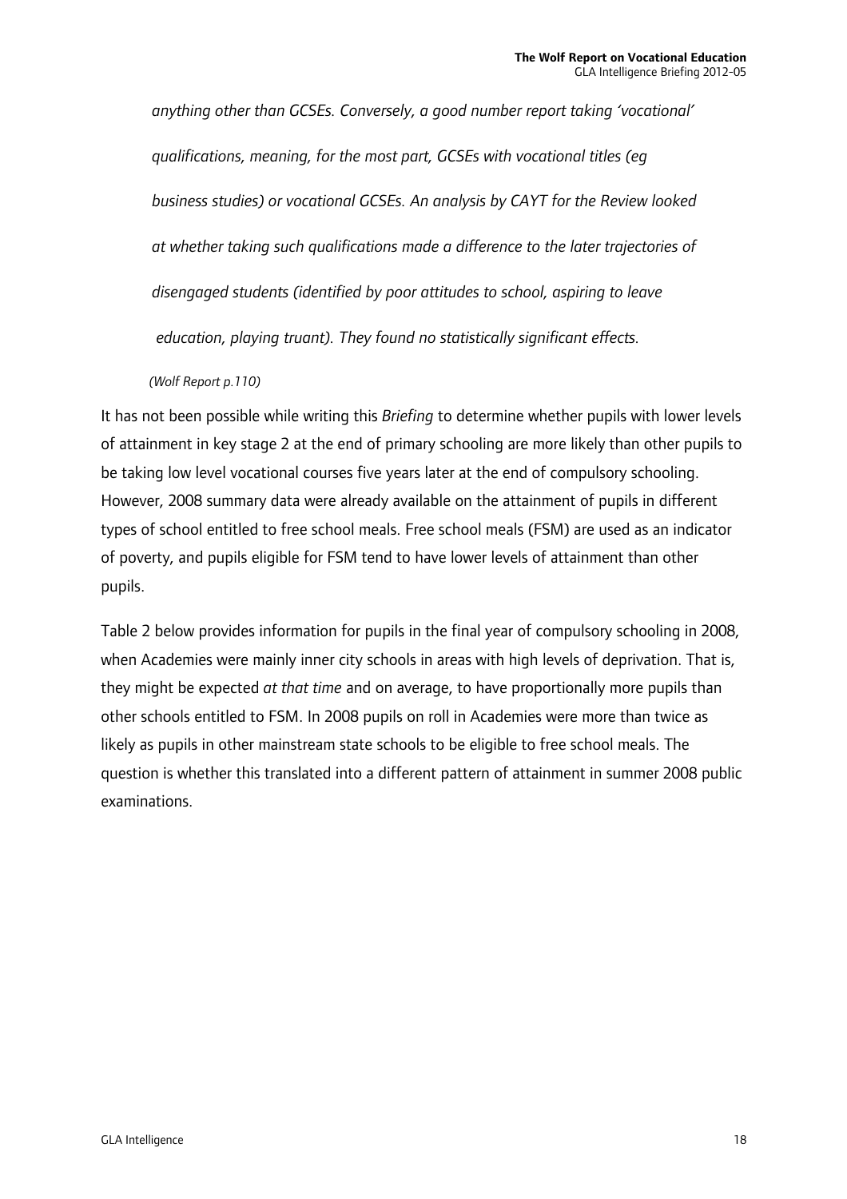*anything other than GCSEs. Conversely, a good number report taking 'vocational' qualifications, meaning, for the most part, GCSEs with vocational titles (eg business studies) or vocational GCSEs. An analysis by CAYT for the Review looked at whether taking such qualifications made a difference to the later trajectories of disengaged students (identified by poor attitudes to school, aspiring to leave education, playing truant). They found no statistically significant effects.*

*(Wolf Report p.110)*

It has not been possible while writing this *Briefing* to determine whether pupils with lower levels of attainment in key stage 2 at the end of primary schooling are more likely than other pupils to be taking low level vocational courses five years later at the end of compulsory schooling. However, 2008 summary data were already available on the attainment of pupils in different types of school entitled to free school meals. Free school meals (FSM) are used as an indicator of poverty, and pupils eligible for FSM tend to have lower levels of attainment than other pupils.

Table 2 below provides information for pupils in the final year of compulsory schooling in 2008, when Academies were mainly inner city schools in areas with high levels of deprivation. That is, they might be expected *at that time* and on average, to have proportionally more pupils than other schools entitled to FSM. In 2008 pupils on roll in Academies were more than twice as likely as pupils in other mainstream state schools to be eligible to free school meals. The question is whether this translated into a different pattern of attainment in summer 2008 public examinations.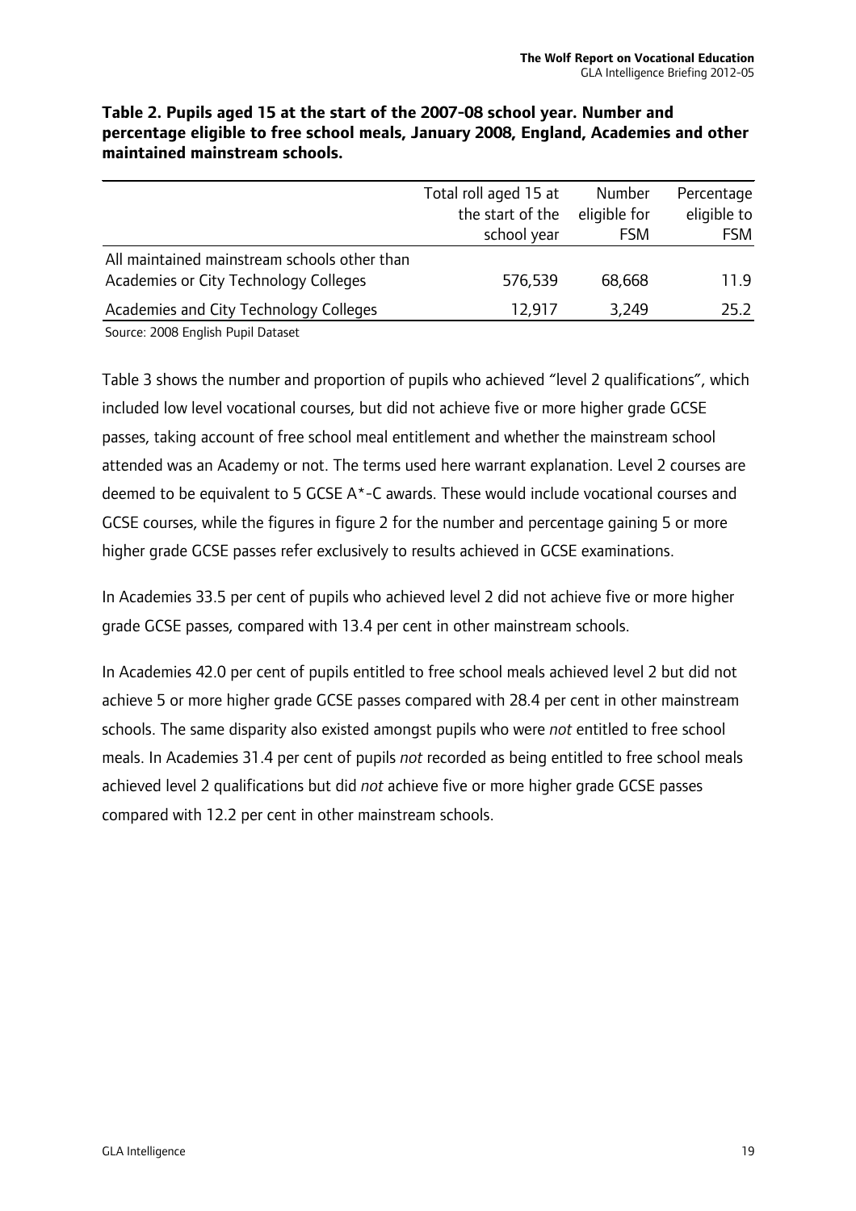**Table 2. Pupils aged 15 at the start of the 2007-08 school year. Number and percentage eligible to free school meals, January 2008, England, Academies and other maintained mainstream schools.**

| | Total roll aged 15 at the start of the school year | Number eligible for FSM | Percentage eligible to FSM |
|---|---|---|---|
| All maintained mainstream schools other than Academies or City Technology Colleges | 576,539 | 68,668 | 11.9 |
| Academies and City Technology Colleges | 12,917 | 3,249 | 25.2 |

Source: 2008 English Pupil Dataset

Table 3 shows the number and proportion of pupils who achieved "level 2 qualifications", which included low level vocational courses, but did not achieve five or more higher grade GCSE passes, taking account of free school meal entitlement and whether the mainstream school attended was an Academy or not. The terms used here warrant explanation. Level 2 courses are deemed to be equivalent to 5 GCSE A*-C awards. These would include vocational courses and GCSE courses, while the figures in figure 2 for the number and percentage gaining 5 or more higher grade GCSE passes refer exclusively to results achieved in GCSE examinations.

In Academies 33.5 per cent of pupils who achieved level 2 did not achieve five or more higher grade GCSE passes, compared with 13.4 per cent in other mainstream schools.

In Academies 42.0 per cent of pupils entitled to free school meals achieved level 2 but did not achieve 5 or more higher grade GCSE passes compared with 28.4 per cent in other mainstream schools. The same disparity also existed amongst pupils who were *not* entitled to free school meals. In Academies 31.4 per cent of pupils *not* recorded as being entitled to free school meals achieved level 2 qualifications but did *not* achieve five or more higher grade GCSE passes compared with 12.2 per cent in other mainstream schools.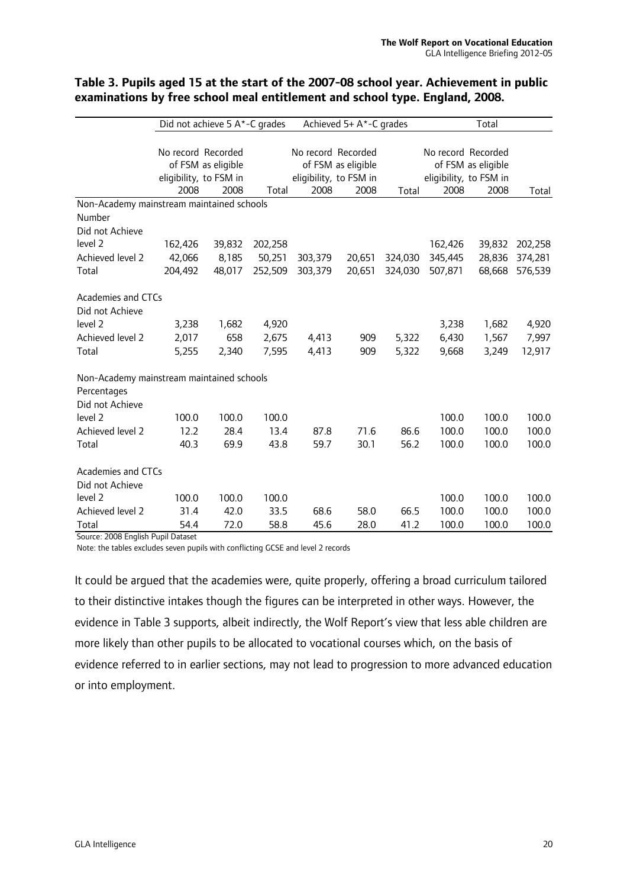**Table 3. Pupils aged 15 at the start of the 2007-08 school year. Achievement in public examinations by free school meal entitlement and school type. England, 2008.**

| | Did not achieve 5 A*-C grades | | | Achieved 5+ A*-C grades | | | Total | | |
|---|---|---|---|---|---|---|---|---|---|
| | No record of FSM eligibility, 2008 | Recorded as eligible to FSM in 2008 | Total | No record of FSM eligibility, 2008 | Recorded as eligible to FSM in 2008 | Total | No record of FSM eligibility, 2008 | Recorded as eligible to FSM in 2008 | Total |
| Non-Academy mainstream maintained schools | | | | | | | | | |
| Number | | | | | | | | | |
| Did not Achieve level 2 | 162,426 | 39,832 | 202,258 | | | | 162,426 | 39,832 | 202,258 |
| Achieved level 2 | 42,066 | 8,185 | 50,251 | 303,379 | 20,651 | 324,030 | 345,445 | 28,836 | 374,281 |
| Total | 204,492 | 48,017 | 252,509 | 303,379 | 20,651 | 324,030 | 507,871 | 68,668 | 576,539 |
| Academies and CTCs | | | | | | | | | |
| Did not Achieve level 2 | 3,238 | 1,682 | 4,920 | | | | 3,238 | 1,682 | 4,920 |
| Achieved level 2 | 2,017 | 658 | 2,675 | 4,413 | 909 | 5,322 | 6,430 | 1,567 | 7,997 |
| Total | 5,255 | 2,340 | 7,595 | 4,413 | 909 | 5,322 | 9,668 | 3,249 | 12,917 |
| Non-Academy mainstream maintained schools | | | | | | | | | |
| Percentages | | | | | | | | | |
| Did not Achieve level 2 | 100.0 | 100.0 | 100.0 | | | | 100.0 | 100.0 | 100.0 |
| Achieved level 2 | 12.2 | 28.4 | 13.4 | 87.8 | 71.6 | 86.6 | 100.0 | 100.0 | 100.0 |
| Total | 40.3 | 69.9 | 43.8 | 59.7 | 30.1 | 56.2 | 100.0 | 100.0 | 100.0 |
| Academies and CTCs | | | | | | | | | |
| Did not Achieve level 2 | 100.0 | 100.0 | 100.0 | | | | 100.0 | 100.0 | 100.0 |
| Achieved level 2 | 31.4 | 42.0 | 33.5 | 68.6 | 58.0 | 66.5 | 100.0 | 100.0 | 100.0 |
| Total | 54.4 | 72.0 | 58.8 | 45.6 | 28.0 | 41.2 | 100.0 | 100.0 | 100.0 |

Source: 2008 English Pupil Dataset

Note: the tables excludes seven pupils with conflicting GCSE and level 2 records

It could be argued that the academies were, quite properly, offering a broad curriculum tailored to their distinctive intakes though the figures can be interpreted in other ways. However, the evidence in Table 3 supports, albeit indirectly, the Wolf Report's view that less able children are more likely than other pupils to be allocated to vocational courses which, on the basis of evidence referred to in earlier sections, may not lead to progression to more advanced education or into employment.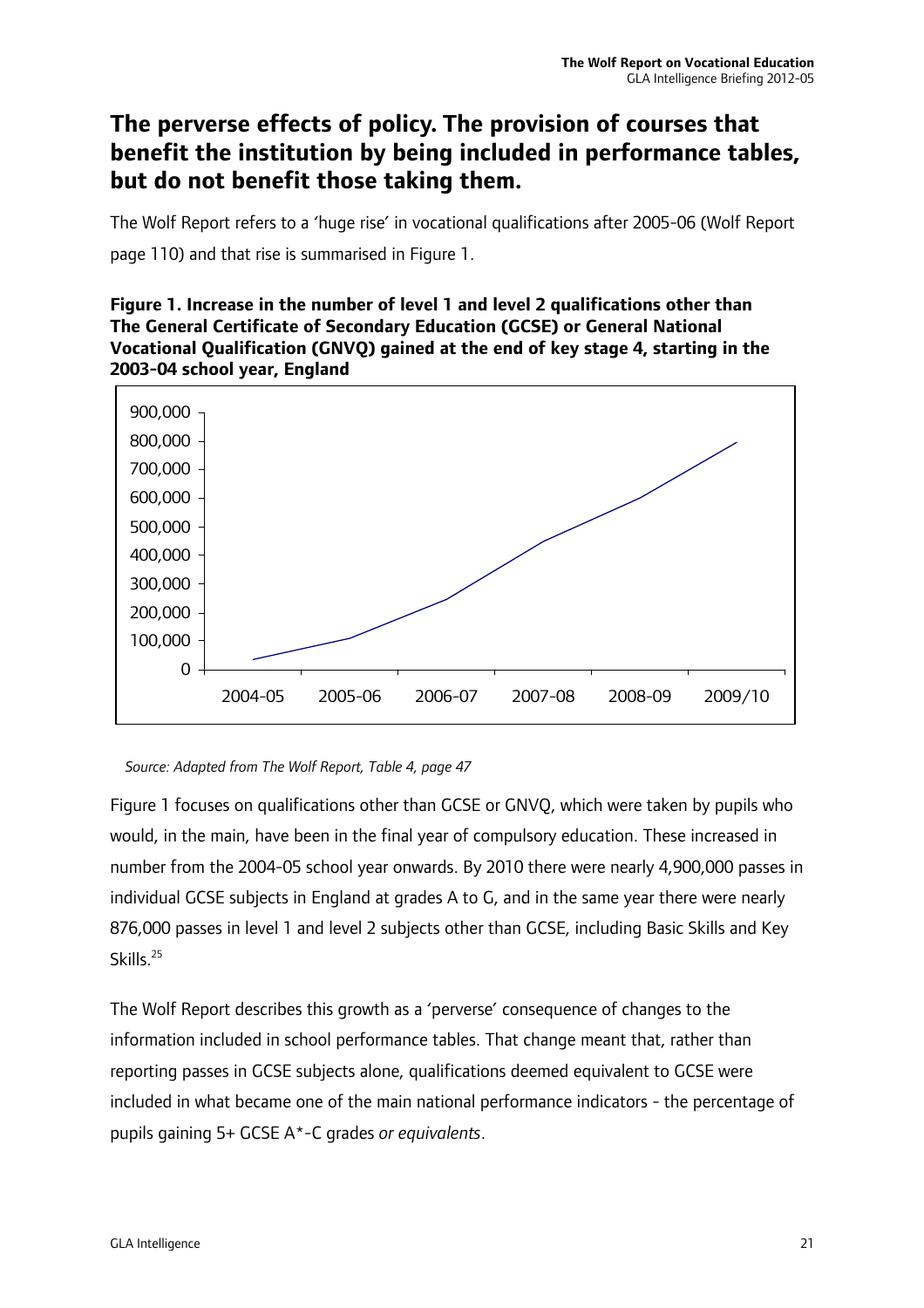## The perverse effects of policy. The provision of courses that benefit the institution by being included in performance tables, but do not benefit those taking them.

The Wolf Report refers to a 'huge rise' in vocational qualifications after 2005-06 (Wolf Report page 110) and that rise is summarised in Figure 1.

**Figure 1. Increase in the number of level 1 and level 2 qualifications other than The General Certificate of Secondary Education (GCSE) or General National Vocational Qualification (GNVQ) gained at the end of key stage 4, starting in the 2003-04 school year, England**

*Source: Adapted from The Wolf Report, Table 4, page 47*

Figure 1 focuses on qualifications other than GCSE or GNVQ, which were taken by pupils who would, in the main, have been in the final year of compulsory education. These increased in number from the 2004-05 school year onwards. By 2010 there were nearly 4,900,000 passes in individual GCSE subjects in England at grades A to G, and in the same year there were nearly 876,000 passes in level 1 and level 2 subjects other than GCSE, including Basic Skills and Key Skills.[25]

The Wolf Report describes this growth as a 'perverse' consequence of changes to the information included in school performance tables. That change meant that, rather than reporting passes in GCSE subjects alone, qualifications deemed equivalent to GCSE were included in what became one of the main national performance indicators - the percentage of pupils gaining 5+ GCSE A*-C grades *or equivalents*.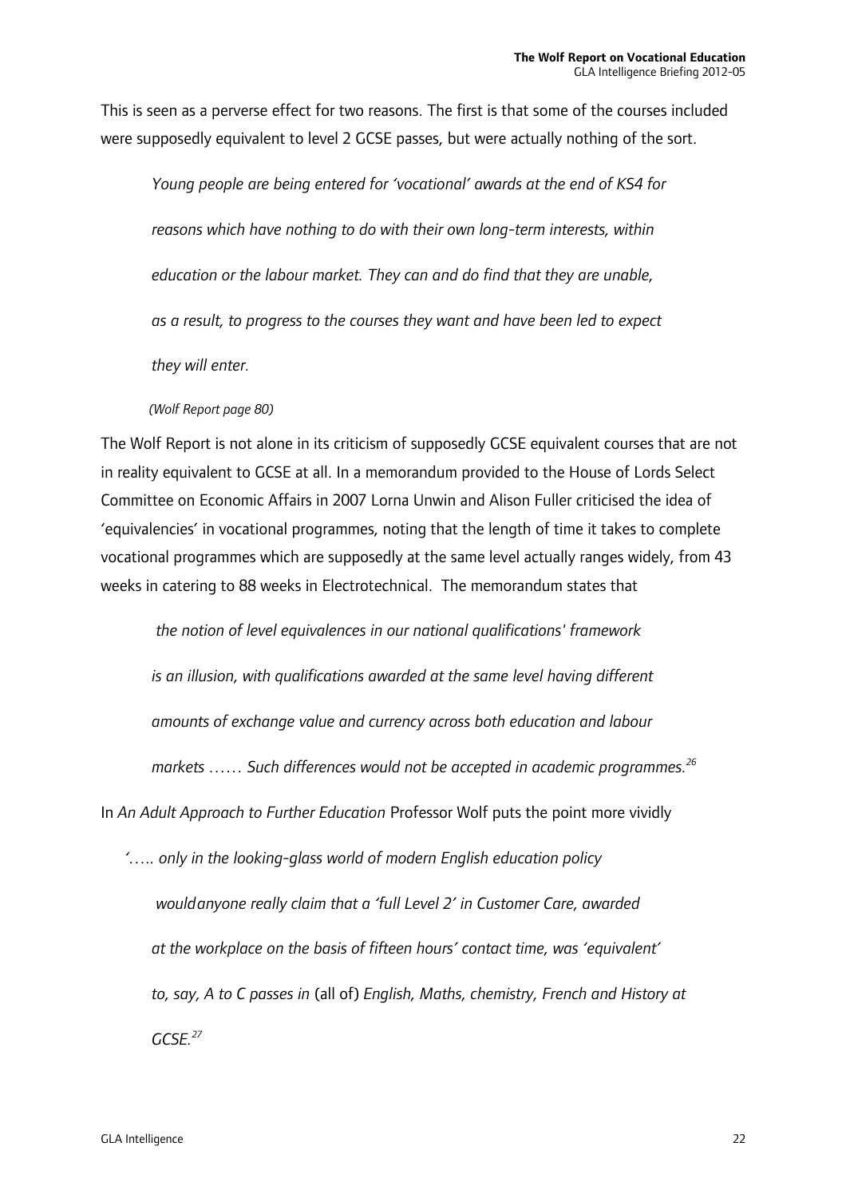This is seen as a perverse effect for two reasons. The first is that some of the courses included were supposedly equivalent to level 2 GCSE passes, but were actually nothing of the sort.

> *Young people are being entered for 'vocational' awards at the end of KS4 for reasons which have nothing to do with their own long-term interests, within education or the labour market. They can and do find that they are unable, as a result, to progress to the courses they want and have been led to expect they will enter.*
>
> *(Wolf Report page 80)*

The Wolf Report is not alone in its criticism of supposedly GCSE equivalent courses that are not in reality equivalent to GCSE at all. In a memorandum provided to the House of Lords Select Committee on Economic Affairs in 2007 Lorna Unwin and Alison Fuller criticised the idea of 'equivalencies' in vocational programmes, noting that the length of time it takes to complete vocational programmes which are supposedly at the same level actually ranges widely, from 43 weeks in catering to 88 weeks in Electrotechnical. The memorandum states that

> *the notion of level equivalences in our national qualifications' framework is an illusion, with qualifications awarded at the same level having different amounts of exchange value and currency across both education and labour markets …… Such differences would not be accepted in academic programmes.*[26]

In *An Adult Approach to Further Education* Professor Wolf puts the point more vividly

> *'….. only in the looking-glass world of modern English education policy wouldanyone really claim that a 'full Level 2' in Customer Care, awarded at the workplace on the basis of fifteen hours' contact time, was 'equivalent' to, say, A to C passes in* (all of) *English, Maths, chemistry, French and History at GCSE.*[27]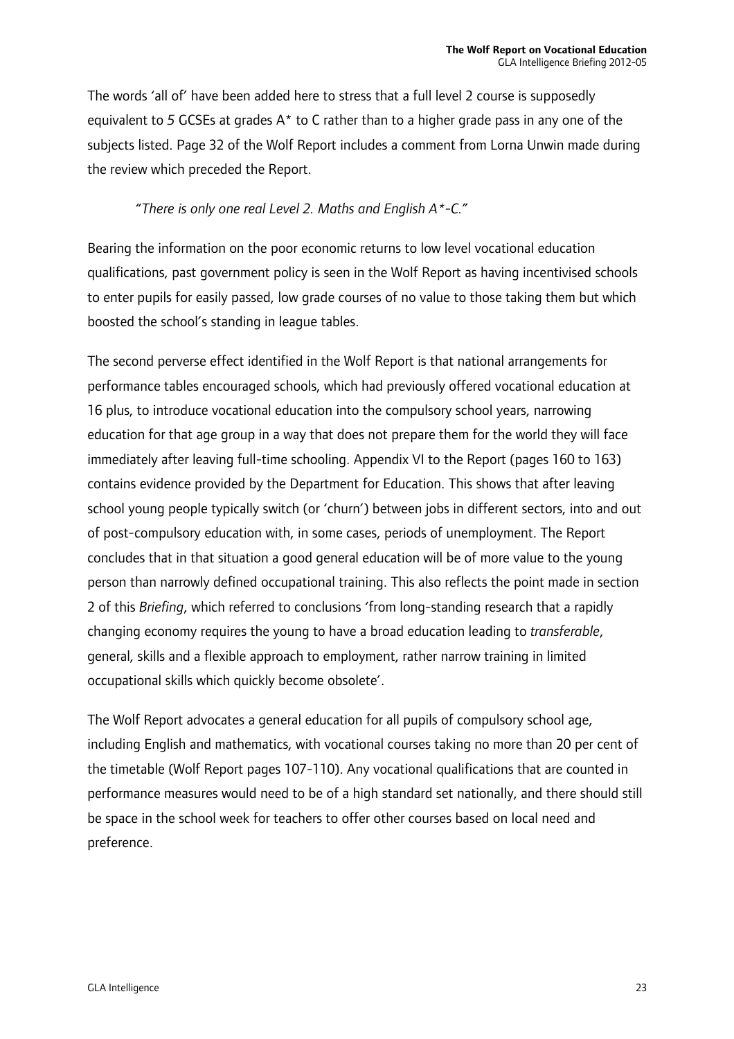The words 'all of' have been added here to stress that a full level 2 course is supposedly equivalent to 5 GCSEs at grades A* to C rather than to a higher grade pass in any one of the subjects listed. Page 32 of the Wolf Report includes a comment from Lorna Unwin made during the review which preceded the Report.

> *"There is only one real Level 2. Maths and English A*-C."*

Bearing the information on the poor economic returns to low level vocational education qualifications, past government policy is seen in the Wolf Report as having incentivised schools to enter pupils for easily passed, low grade courses of no value to those taking them but which boosted the school's standing in league tables.

The second perverse effect identified in the Wolf Report is that national arrangements for performance tables encouraged schools, which had previously offered vocational education at 16 plus, to introduce vocational education into the compulsory school years, narrowing education for that age group in a way that does not prepare them for the world they will face immediately after leaving full-time schooling. Appendix VI to the Report (pages 160 to 163) contains evidence provided by the Department for Education. This shows that after leaving school young people typically switch (or 'churn') between jobs in different sectors, into and out of post-compulsory education with, in some cases, periods of unemployment. The Report concludes that in that situation a good general education will be of more value to the young person than narrowly defined occupational training. This also reflects the point made in section 2 of this *Briefing*, which referred to conclusions 'from long-standing research that a rapidly changing economy requires the young to have a broad education leading to *transferable*, general, skills and a flexible approach to employment, rather narrow training in limited occupational skills which quickly become obsolete'.

The Wolf Report advocates a general education for all pupils of compulsory school age, including English and mathematics, with vocational courses taking no more than 20 per cent of the timetable (Wolf Report pages 107-110). Any vocational qualifications that are counted in performance measures would need to be of a high standard set nationally, and there should still be space in the school week for teachers to offer other courses based on local need and preference.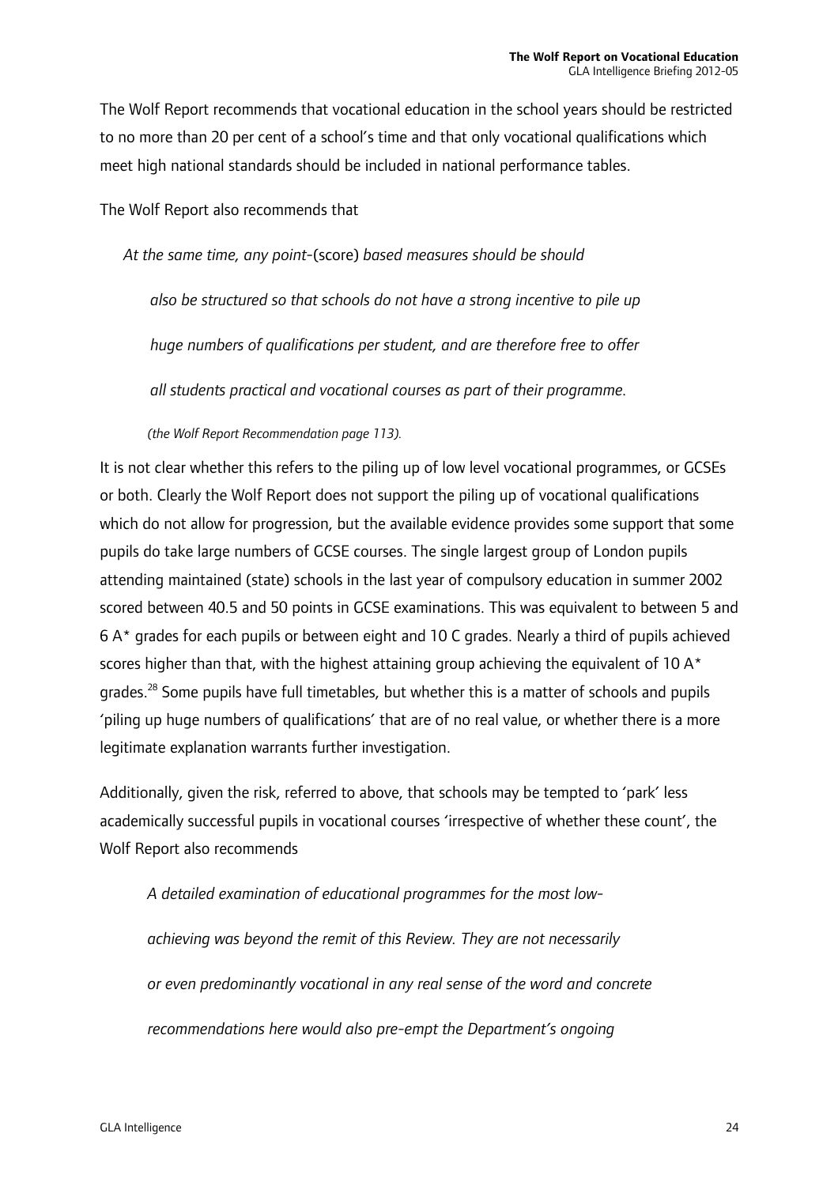The Wolf Report recommends that vocational education in the school years should be restricted to no more than 20 per cent of a school's time and that only vocational qualifications which meet high national standards should be included in national performance tables.

The Wolf Report also recommends that

> *At the same time, any point-*(score) *based measures should be should also be structured so that schools do not have a strong incentive to pile up huge numbers of qualifications per student, and are therefore free to offer all students practical and vocational courses as part of their programme.*
>
> *(the Wolf Report Recommendation page 113).*

It is not clear whether this refers to the piling up of low level vocational programmes, or GCSEs or both. Clearly the Wolf Report does not support the piling up of vocational qualifications which do not allow for progression, but the available evidence provides some support that some pupils do take large numbers of GCSE courses. The single largest group of London pupils attending maintained (state) schools in the last year of compulsory education in summer 2002 scored between 40.5 and 50 points in GCSE examinations. This was equivalent to between 5 and 6 A* grades for each pupils or between eight and 10 C grades. Nearly a third of pupils achieved scores higher than that, with the highest attaining group achieving the equivalent of 10 A* grades.[28] Some pupils have full timetables, but whether this is a matter of schools and pupils 'piling up huge numbers of qualifications' that are of no real value, or whether there is a more legitimate explanation warrants further investigation.

Additionally, given the risk, referred to above, that schools may be tempted to 'park' less academically successful pupils in vocational courses 'irrespective of whether these count', the Wolf Report also recommends

> *A detailed examination of educational programmes for the most low-achieving was beyond the remit of this Review. They are not necessarily or even predominantly vocational in any real sense of the word and concrete recommendations here would also pre-empt the Department's ongoing*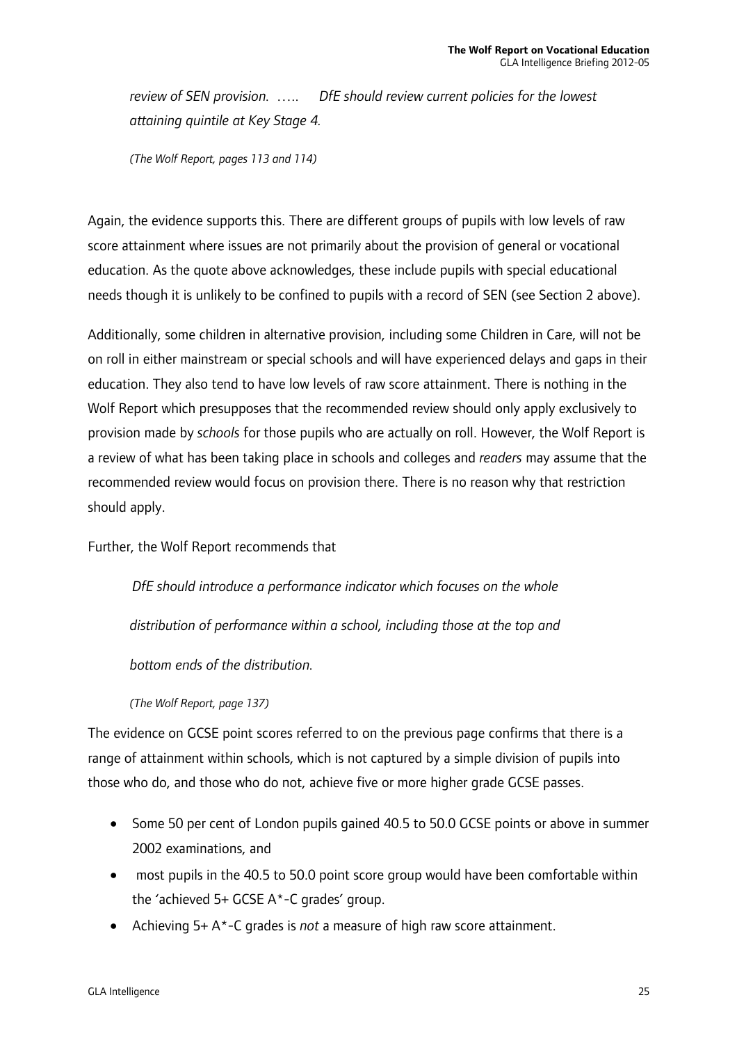*review of SEN provision. ….. DfE should review current policies for the lowest attaining quintile at Key Stage 4.*

*(The Wolf Report, pages 113 and 114)*

Again, the evidence supports this. There are different groups of pupils with low levels of raw score attainment where issues are not primarily about the provision of general or vocational education. As the quote above acknowledges, these include pupils with special educational needs though it is unlikely to be confined to pupils with a record of SEN (see Section 2 above).

Additionally, some children in alternative provision, including some Children in Care, will not be on roll in either mainstream or special schools and will have experienced delays and gaps in their education. They also tend to have low levels of raw score attainment. There is nothing in the Wolf Report which presupposes that the recommended review should only apply exclusively to provision made by *schools* for those pupils who are actually on roll. However, the Wolf Report is a review of what has been taking place in schools and colleges and *readers* may assume that the recommended review would focus on provision there. There is no reason why that restriction should apply.

Further, the Wolf Report recommends that

*DfE should introduce a performance indicator which focuses on the whole distribution of performance within a school, including those at the top and bottom ends of the distribution.*

*(The Wolf Report, page 137)*

The evidence on GCSE point scores referred to on the previous page confirms that there is a range of attainment within schools, which is not captured by a simple division of pupils into those who do, and those who do not, achieve five or more higher grade GCSE passes.

- Some 50 per cent of London pupils gained 40.5 to 50.0 GCSE points or above in summer 2002 examinations, and
- most pupils in the 40.5 to 50.0 point score group would have been comfortable within the 'achieved 5+ GCSE A*-C grades' group.
- Achieving 5+ A*-C grades is *not* a measure of high raw score attainment.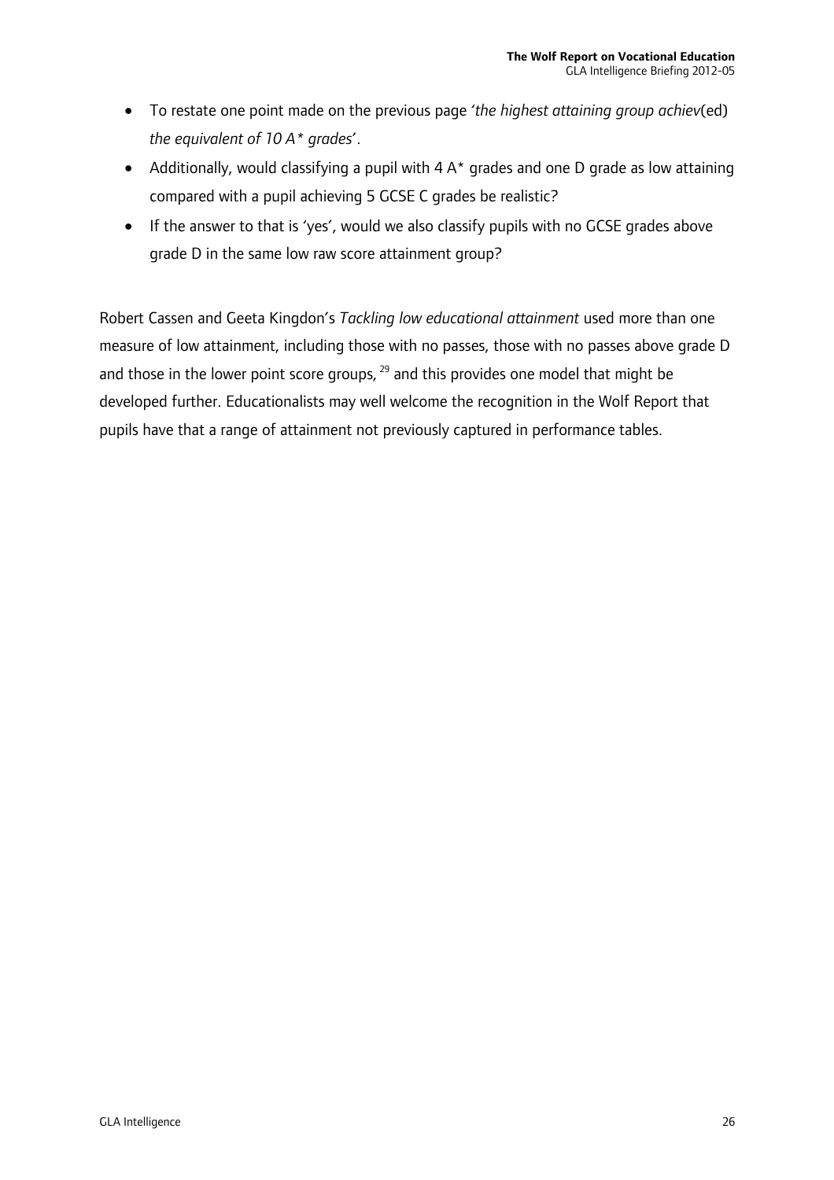- To restate one point made on the previous page *'the highest attaining group achiev*(ed) *the equivalent of 10 A* grades*'.
- Additionally, would classifying a pupil with 4 A* grades and one D grade as low attaining compared with a pupil achieving 5 GCSE C grades be realistic?
- If the answer to that is 'yes', would we also classify pupils with no GCSE grades above grade D in the same low raw score attainment group?

Robert Cassen and Geeta Kingdon's *Tackling low educational attainment* used more than one measure of low attainment, including those with no passes, those with no passes above grade D and those in the lower point score groups,[29] and this provides one model that might be developed further. Educationalists may well welcome the recognition in the Wolf Report that pupils have that a range of attainment not previously captured in performance tables.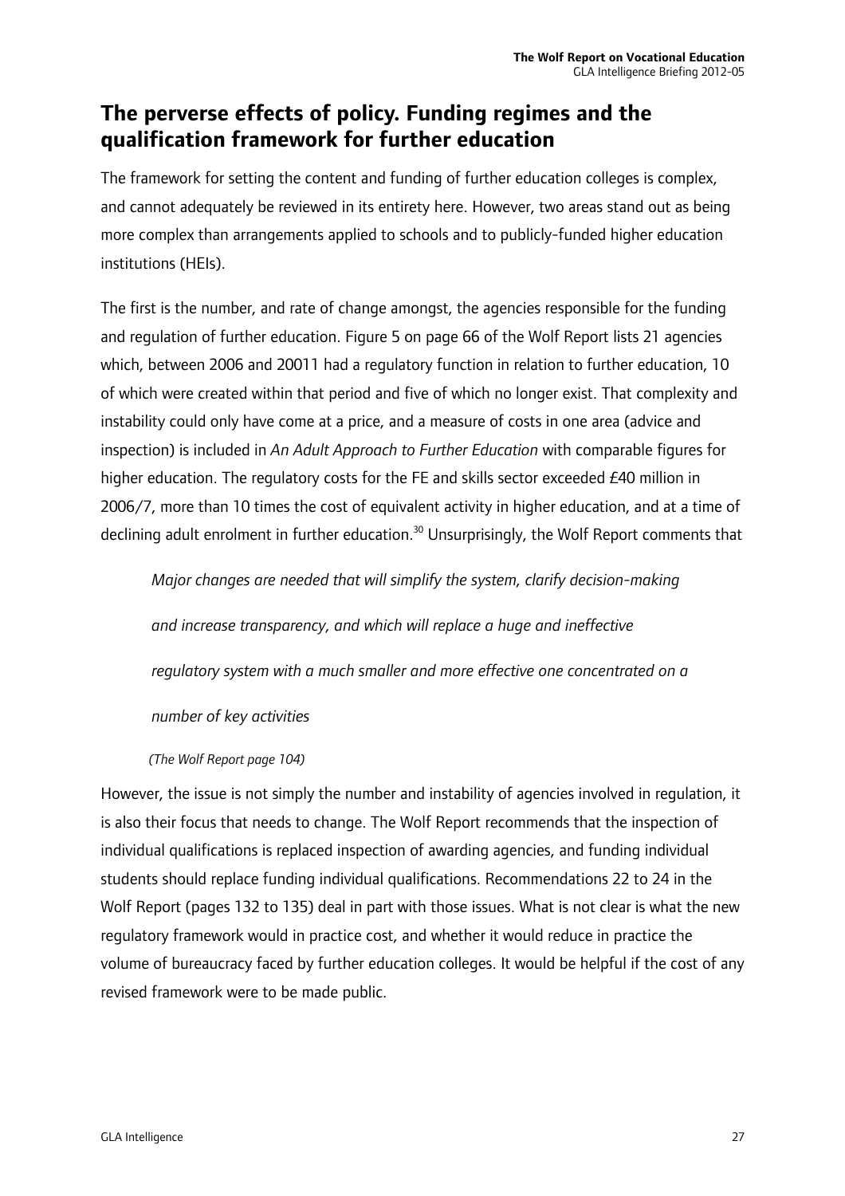## The perverse effects of policy. Funding regimes and the qualification framework for further education

The framework for setting the content and funding of further education colleges is complex, and cannot adequately be reviewed in its entirety here. However, two areas stand out as being more complex than arrangements applied to schools and to publicly-funded higher education institutions (HEIs).

The first is the number, and rate of change amongst, the agencies responsible for the funding and regulation of further education. Figure 5 on page 66 of the Wolf Report lists 21 agencies which, between 2006 and 20011 had a regulatory function in relation to further education, 10 of which were created within that period and five of which no longer exist. That complexity and instability could only have come at a price, and a measure of costs in one area (advice and inspection) is included in *An Adult Approach to Further Education* with comparable figures for higher education. The regulatory costs for the FE and skills sector exceeded £40 million in 2006/7, more than 10 times the cost of equivalent activity in higher education, and at a time of declining adult enrolment in further education.[30] Unsurprisingly, the Wolf Report comments that

> *Major changes are needed that will simplify the system, clarify decision-making and increase transparency, and which will replace a huge and ineffective regulatory system with a much smaller and more effective one concentrated on a number of key activities*
>
> *(The Wolf Report page 104)*

However, the issue is not simply the number and instability of agencies involved in regulation, it is also their focus that needs to change. The Wolf Report recommends that the inspection of individual qualifications is replaced inspection of awarding agencies, and funding individual students should replace funding individual qualifications. Recommendations 22 to 24 in the Wolf Report (pages 132 to 135) deal in part with those issues. What is not clear is what the new regulatory framework would in practice cost, and whether it would reduce in practice the volume of bureaucracy faced by further education colleges. It would be helpful if the cost of any revised framework were to be made public.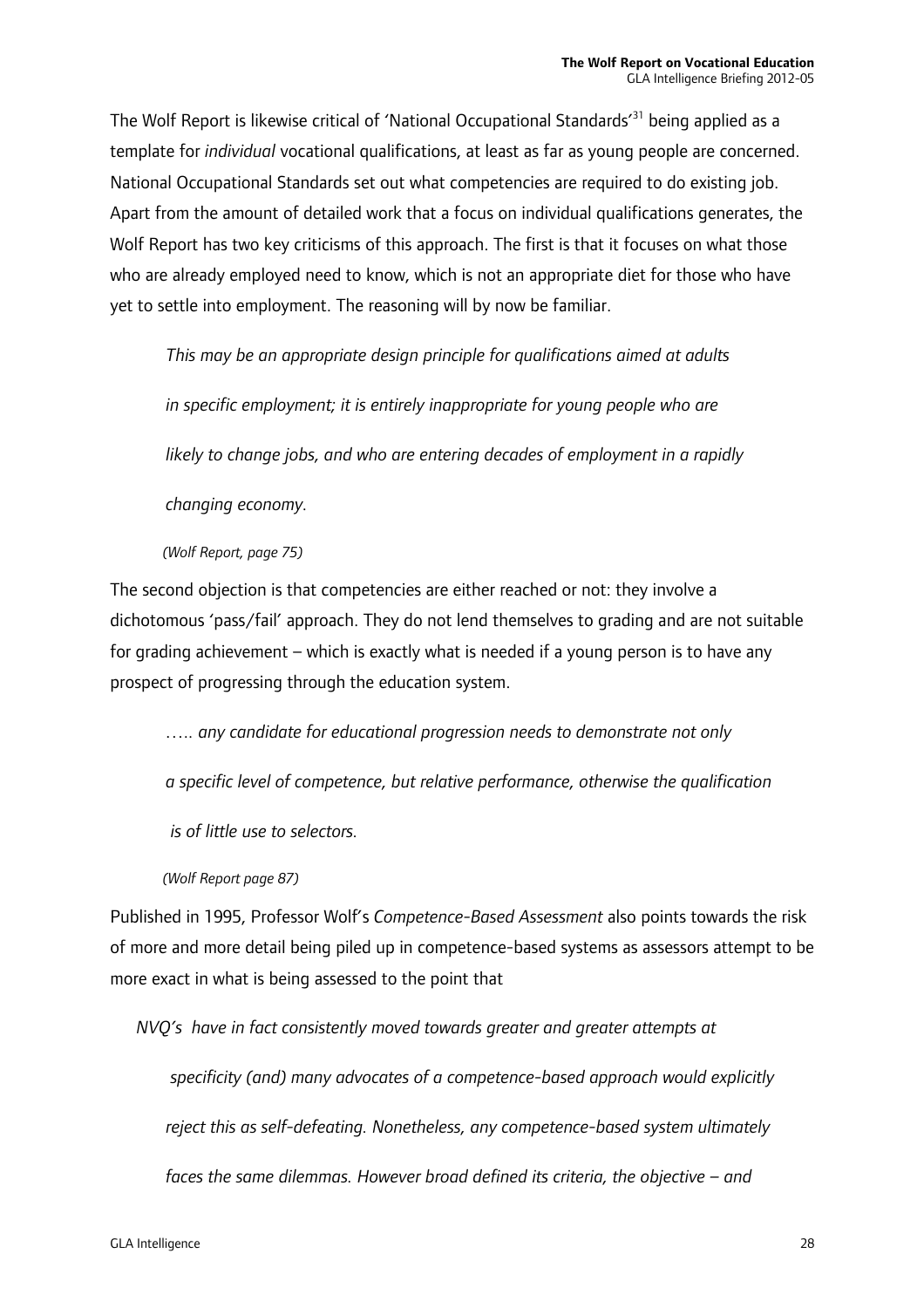The Wolf Report is likewise critical of 'National Occupational Standards'[31] being applied as a template for *individual* vocational qualifications, at least as far as young people are concerned. National Occupational Standards set out what competencies are required to do existing job. Apart from the amount of detailed work that a focus on individual qualifications generates, the Wolf Report has two key criticisms of this approach. The first is that it focuses on what those who are already employed need to know, which is not an appropriate diet for those who have yet to settle into employment. The reasoning will by now be familiar.

> *This may be an appropriate design principle for qualifications aimed at adults in specific employment; it is entirely inappropriate for young people who are likely to change jobs, and who are entering decades of employment in a rapidly changing economy.*
>
> *(Wolf Report, page 75)*

The second objection is that competencies are either reached or not: they involve a dichotomous 'pass/fail' approach. They do not lend themselves to grading and are not suitable for grading achievement – which is exactly what is needed if a young person is to have any prospect of progressing through the education system.

> *….. any candidate for educational progression needs to demonstrate not only a specific level of competence, but relative performance, otherwise the qualification is of little use to selectors.*
>
> *(Wolf Report page 87)*

Published in 1995, Professor Wolf's *Competence-Based Assessment* also points towards the risk of more and more detail being piled up in competence-based systems as assessors attempt to be more exact in what is being assessed to the point that

> *NVQ's have in fact consistently moved towards greater and greater attempts at specificity (and) many advocates of a competence-based approach would explicitly reject this as self-defeating. Nonetheless, any competence-based system ultimately faces the same dilemmas. However broad defined its criteria, the objective – and*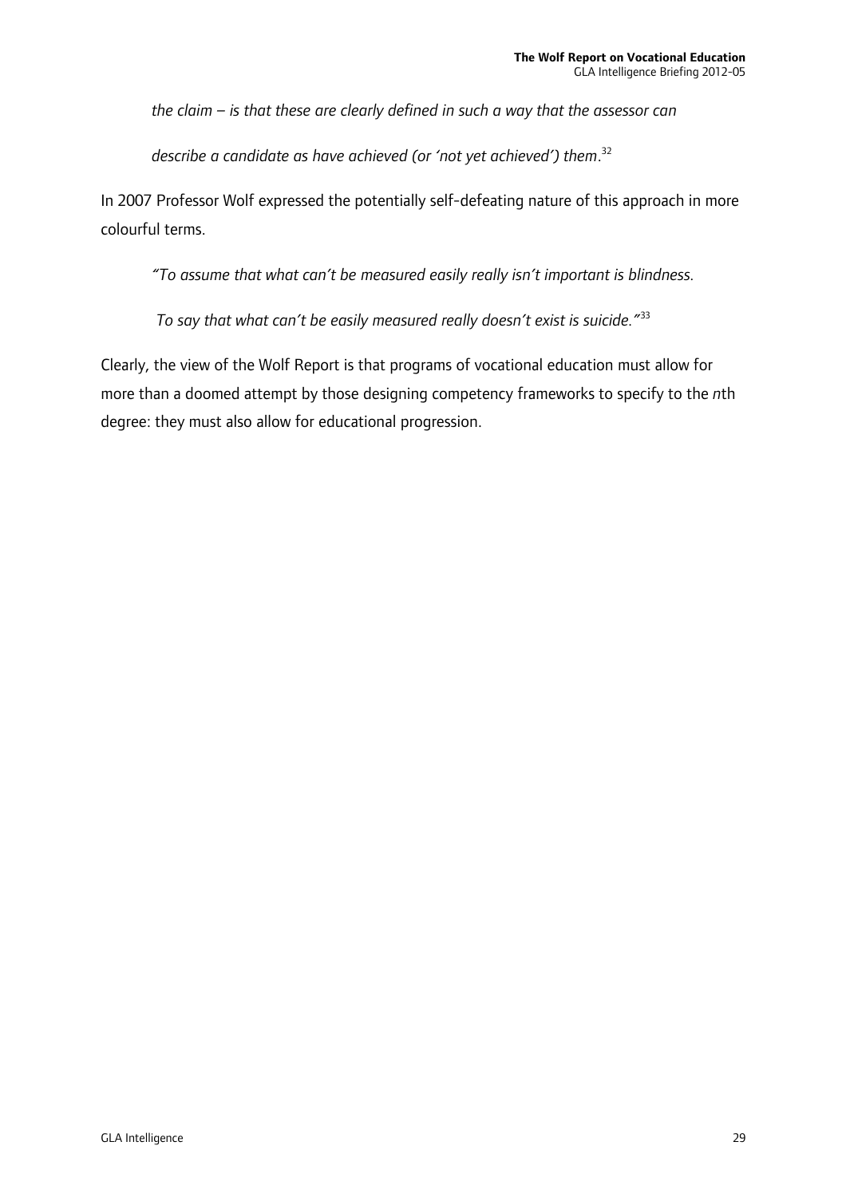*the claim – is that these are clearly defined in such a way that the assessor can describe a candidate as have achieved (or 'not yet achieved') them*.[32]

In 2007 Professor Wolf expressed the potentially self-defeating nature of this approach in more colourful terms.

*"To assume that what can't be measured easily really isn't important is blindness. To say that what can't be easily measured really doesn't exist is suicide."*[33]

Clearly, the view of the Wolf Report is that programs of vocational education must allow for more than a doomed attempt by those designing competency frameworks to specify to the *n*th degree: they must also allow for educational progression.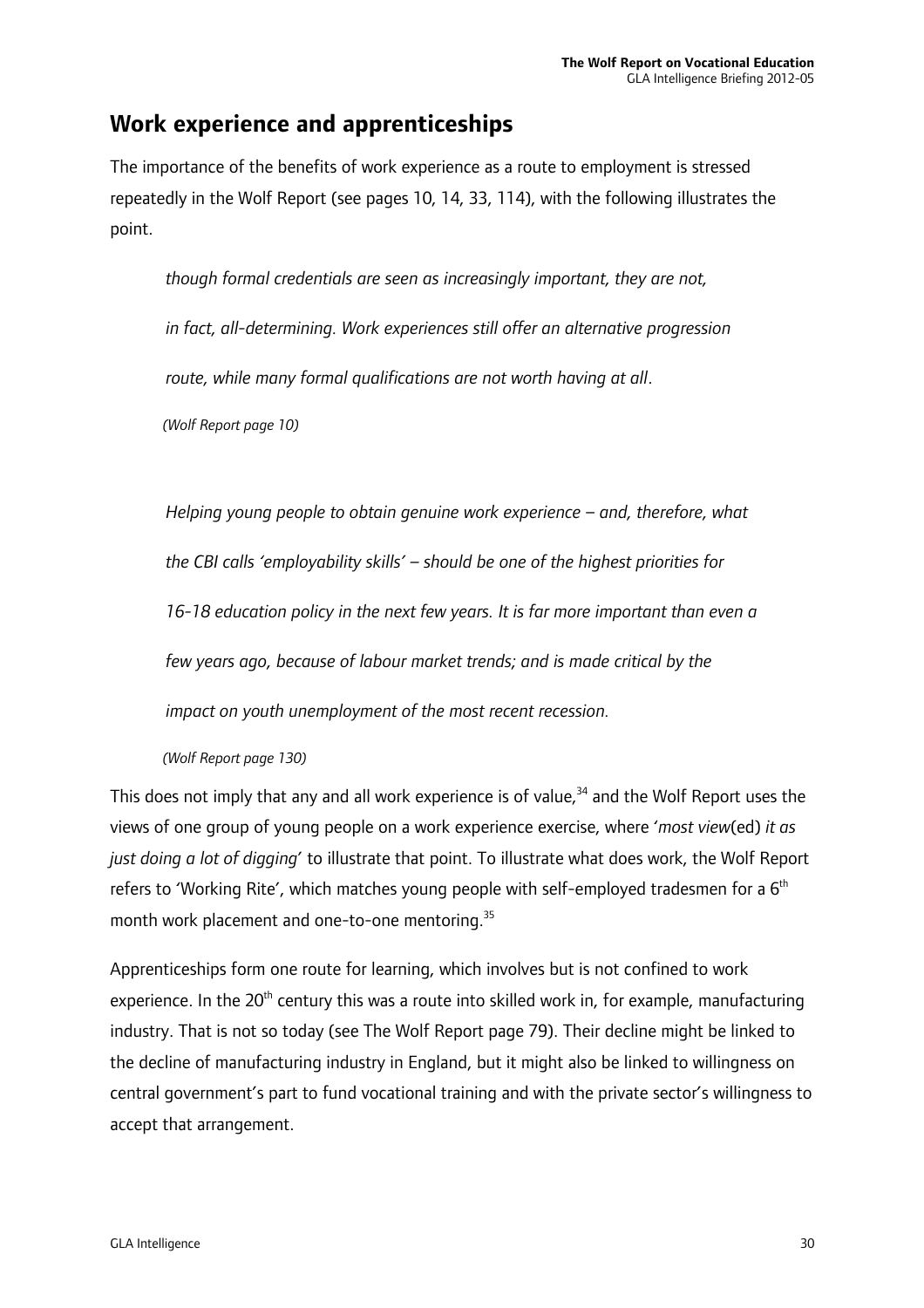## Work experience and apprenticeships

The importance of the benefits of work experience as a route to employment is stressed repeatedly in the Wolf Report (see pages 10, 14, 33, 114), with the following illustrates the point.

> *though formal credentials are seen as increasingly important, they are not, in fact, all-determining. Work experiences still offer an alternative progression route, while many formal qualifications are not worth having at all*.
>
> *(Wolf Report page 10)*

> *Helping young people to obtain genuine work experience – and, therefore, what the CBI calls 'employability skills' – should be one of the highest priorities for 16-18 education policy in the next few years. It is far more important than even a few years ago, because of labour market trends; and is made critical by the impact on youth unemployment of the most recent recession.*
>
> *(Wolf Report page 130)*

This does not imply that any and all work experience is of value,[34] and the Wolf Report uses the views of one group of young people on a work experience exercise, where '*most view*(ed) *it as just doing a lot of digging*' to illustrate that point. To illustrate what does work, the Wolf Report refers to 'Working Rite', which matches young people with self-employed tradesmen for a 6[th] month work placement and one-to-one mentoring.[35]

Apprenticeships form one route for learning, which involves but is not confined to work experience. In the 20[th] century this was a route into skilled work in, for example, manufacturing industry. That is not so today (see The Wolf Report page 79). Their decline might be linked to the decline of manufacturing industry in England, but it might also be linked to willingness on central government's part to fund vocational training and with the private sector's willingness to accept that arrangement.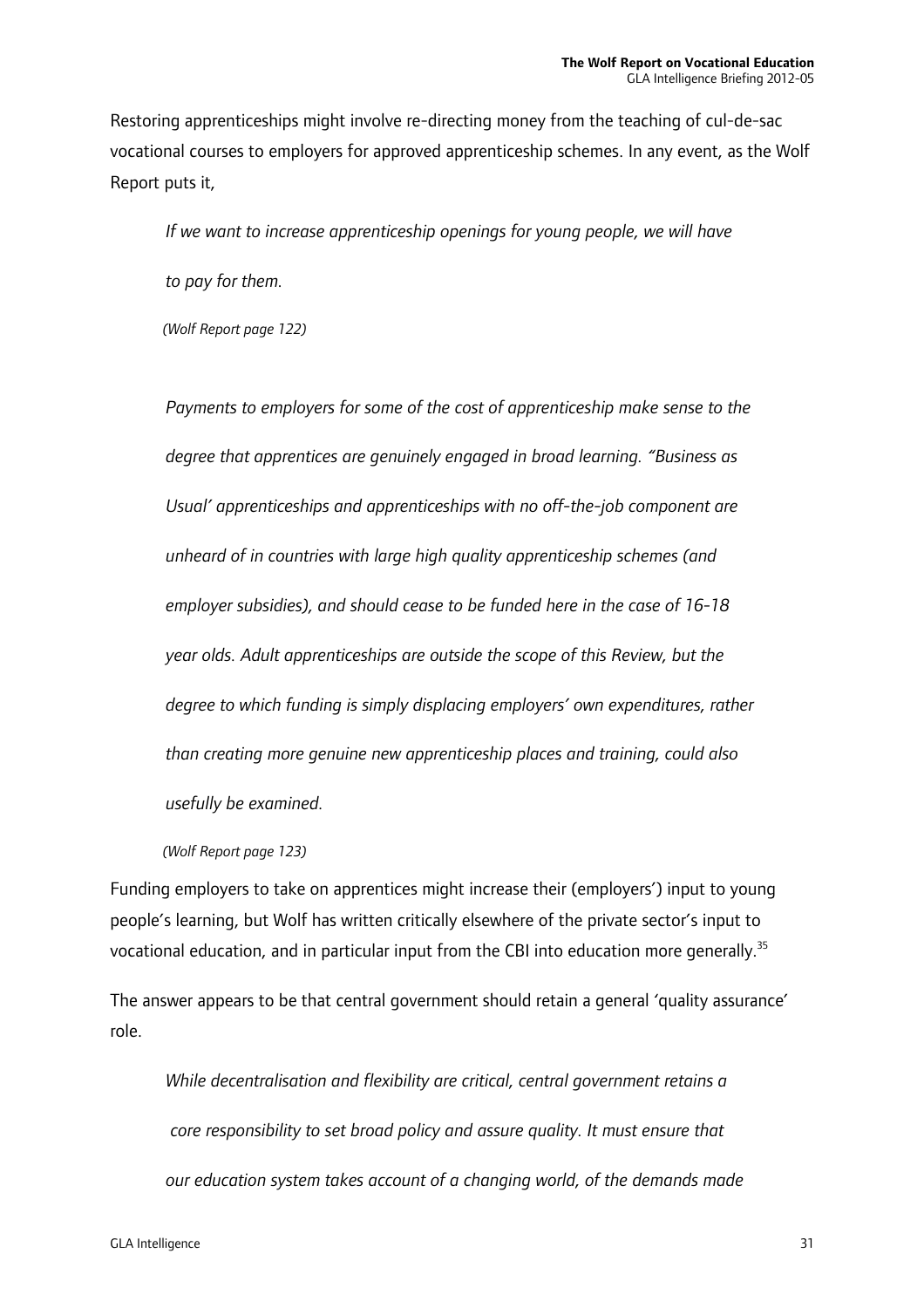Restoring apprenticeships might involve re-directing money from the teaching of cul-de-sac vocational courses to employers for approved apprenticeship schemes. In any event, as the Wolf Report puts it,

> *If we want to increase apprenticeship openings for young people, we will have to pay for them.*
>
> *(Wolf Report page 122)*

> *Payments to employers for some of the cost of apprenticeship make sense to the degree that apprentices are genuinely engaged in broad learning. "Business as Usual' apprenticeships and apprenticeships with no off-the-job component are unheard of in countries with large high quality apprenticeship schemes (and employer subsidies), and should cease to be funded here in the case of 16-18 year olds. Adult apprenticeships are outside the scope of this Review, but the degree to which funding is simply displacing employers' own expenditures, rather than creating more genuine new apprenticeship places and training, could also usefully be examined.*
>
> *(Wolf Report page 123)*

Funding employers to take on apprentices might increase their (employers') input to young people's learning, but Wolf has written critically elsewhere of the private sector's input to vocational education, and in particular input from the CBI into education more generally.[35]

The answer appears to be that central government should retain a general 'quality assurance' role.

> *While decentralisation and flexibility are critical, central government retains a core responsibility to set broad policy and assure quality. It must ensure that our education system takes account of a changing world, of the demands made*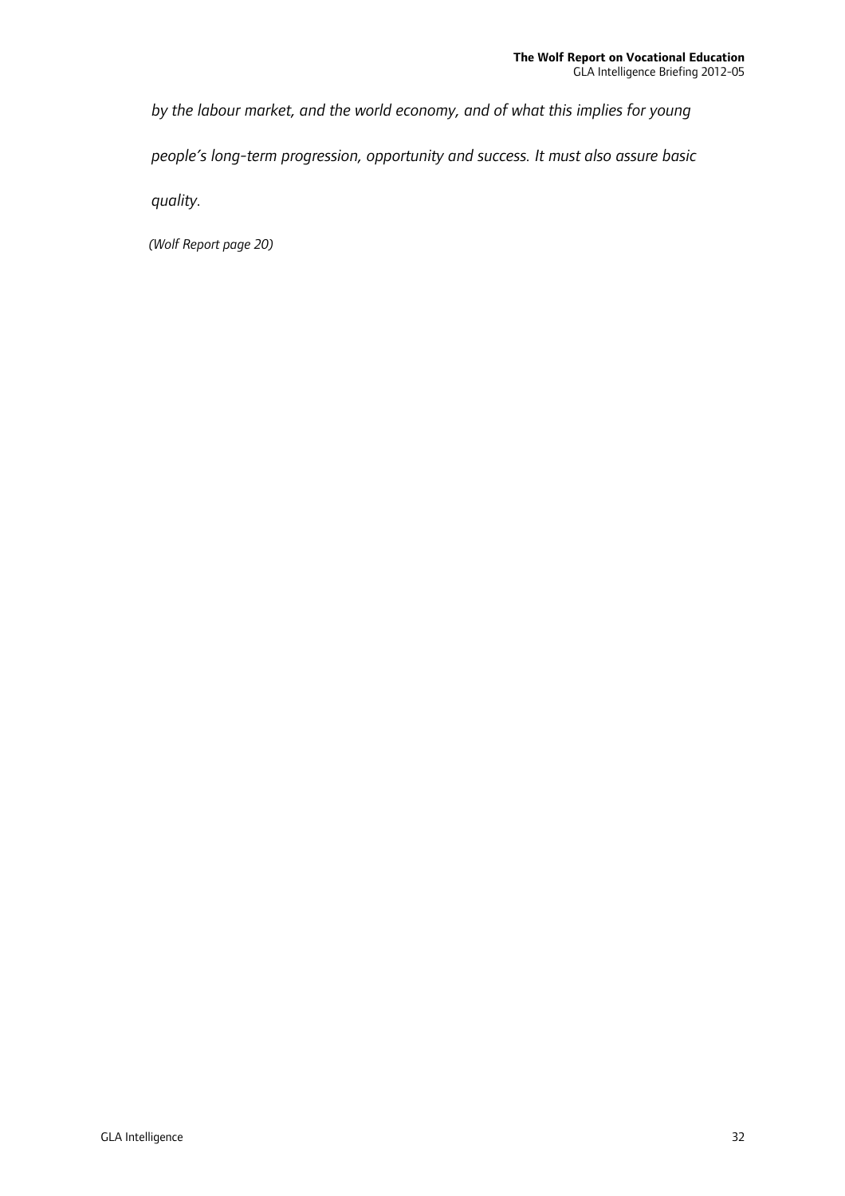*by the labour market, and the world economy, and of what this implies for young people's long-term progression, opportunity and success. It must also assure basic quality.*

*(Wolf Report page 20)*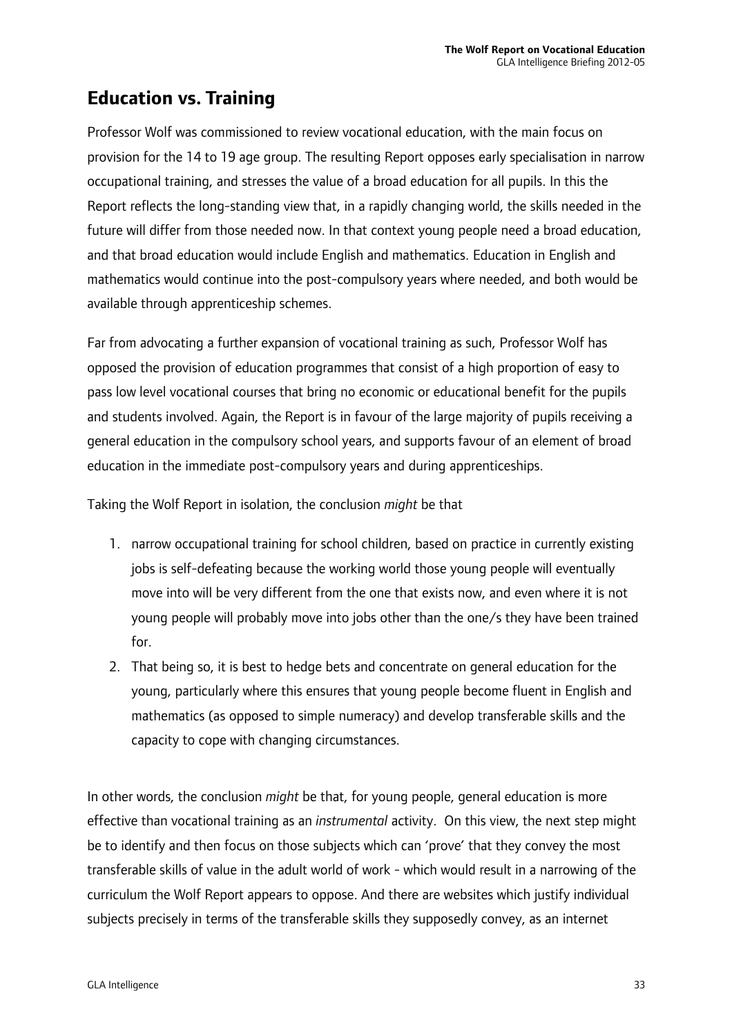## Education vs. Training

Professor Wolf was commissioned to review vocational education, with the main focus on provision for the 14 to 19 age group. The resulting Report opposes early specialisation in narrow occupational training, and stresses the value of a broad education for all pupils. In this the Report reflects the long-standing view that, in a rapidly changing world, the skills needed in the future will differ from those needed now. In that context young people need a broad education, and that broad education would include English and mathematics. Education in English and mathematics would continue into the post-compulsory years where needed, and both would be available through apprenticeship schemes.

Far from advocating a further expansion of vocational training as such, Professor Wolf has opposed the provision of education programmes that consist of a high proportion of easy to pass low level vocational courses that bring no economic or educational benefit for the pupils and students involved. Again, the Report is in favour of the large majority of pupils receiving a general education in the compulsory school years, and supports favour of an element of broad education in the immediate post-compulsory years and during apprenticeships.

Taking the Wolf Report in isolation, the conclusion *might* be that

1. narrow occupational training for school children, based on practice in currently existing jobs is self-defeating because the working world those young people will eventually move into will be very different from the one that exists now, and even where it is not young people will probably move into jobs other than the one/s they have been trained for.
2. That being so, it is best to hedge bets and concentrate on general education for the young, particularly where this ensures that young people become fluent in English and mathematics (as opposed to simple numeracy) and develop transferable skills and the capacity to cope with changing circumstances.

In other words, the conclusion *might* be that, for young people, general education is more effective than vocational training as an *instrumental* activity. On this view, the next step might be to identify and then focus on those subjects which can 'prove' that they convey the most transferable skills of value in the adult world of work - which would result in a narrowing of the curriculum the Wolf Report appears to oppose. And there are websites which justify individual subjects precisely in terms of the transferable skills they supposedly convey, as an internet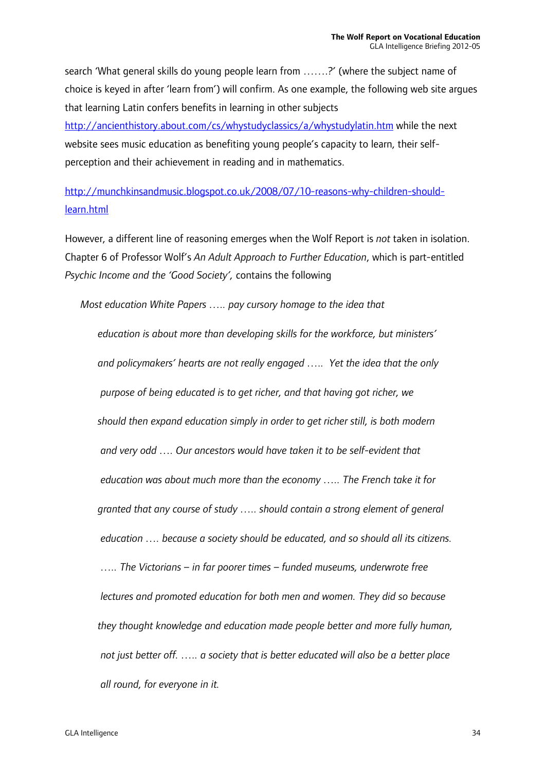search 'What general skills do young people learn from …….?' (where the subject name of choice is keyed in after 'learn from') will confirm. As one example, the following web site argues that learning Latin confers benefits in learning in other subjects http://ancienthistory.about.com/cs/whystudyclassics/a/whystudylatin.htm while the next website sees music education as benefiting young people's capacity to learn, their self-perception and their achievement in reading and in mathematics.

http://munchkinsandmusic.blogspot.co.uk/2008/07/10-reasons-why-children-should-learn.html

However, a different line of reasoning emerges when the Wolf Report is *not* taken in isolation. Chapter 6 of Professor Wolf's *An Adult Approach to Further Education*, which is part-entitled *Psychic Income and the 'Good Society',* contains the following

> *Most education White Papers ….. pay cursory homage to the idea that education is about more than developing skills for the workforce, but ministers' and policymakers' hearts are not really engaged ….. Yet the idea that the only purpose of being educated is to get richer, and that having got richer, we should then expand education simply in order to get richer still, is both modern and very odd …. Our ancestors would have taken it to be self-evident that education was about much more than the economy ….. The French take it for granted that any course of study ….. should contain a strong element of general education …. because a society should be educated, and so should all its citizens. ….. The Victorians – in far poorer times – funded museums, underwrote free lectures and promoted education for both men and women. They did so because they thought knowledge and education made people better and more fully human, not just better off. ….. a society that is better educated will also be a better place all round, for everyone in it.*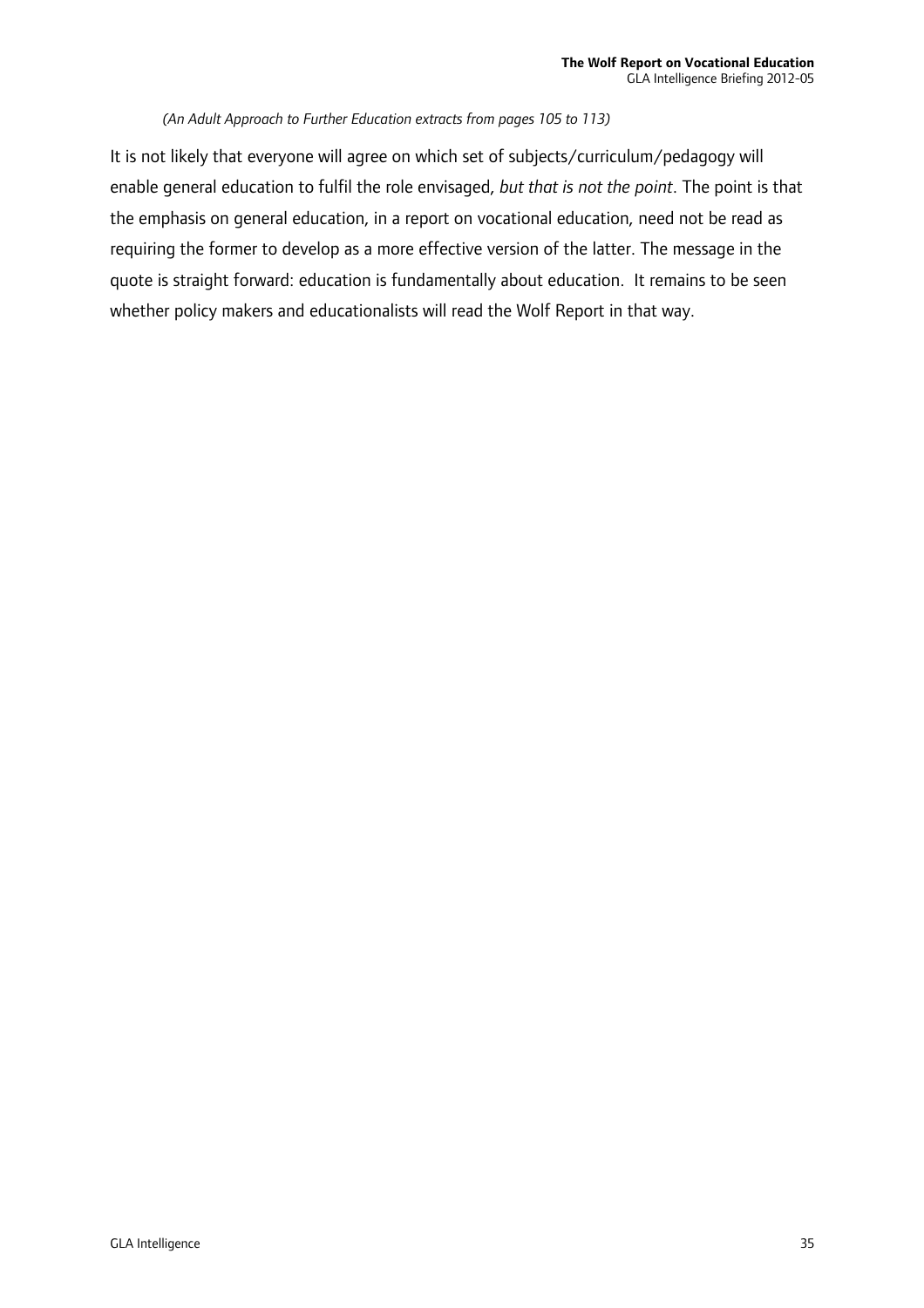*(An Adult Approach to Further Education extracts from pages 105 to 113)*

It is not likely that everyone will agree on which set of subjects/curriculum/pedagogy will enable general education to fulfil the role envisaged, *but that is not the point*. The point is that the emphasis on general education, in a report on vocational education, need not be read as requiring the former to develop as a more effective version of the latter. The message in the quote is straight forward: education is fundamentally about education. It remains to be seen whether policy makers and educationalists will read the Wolf Report in that way.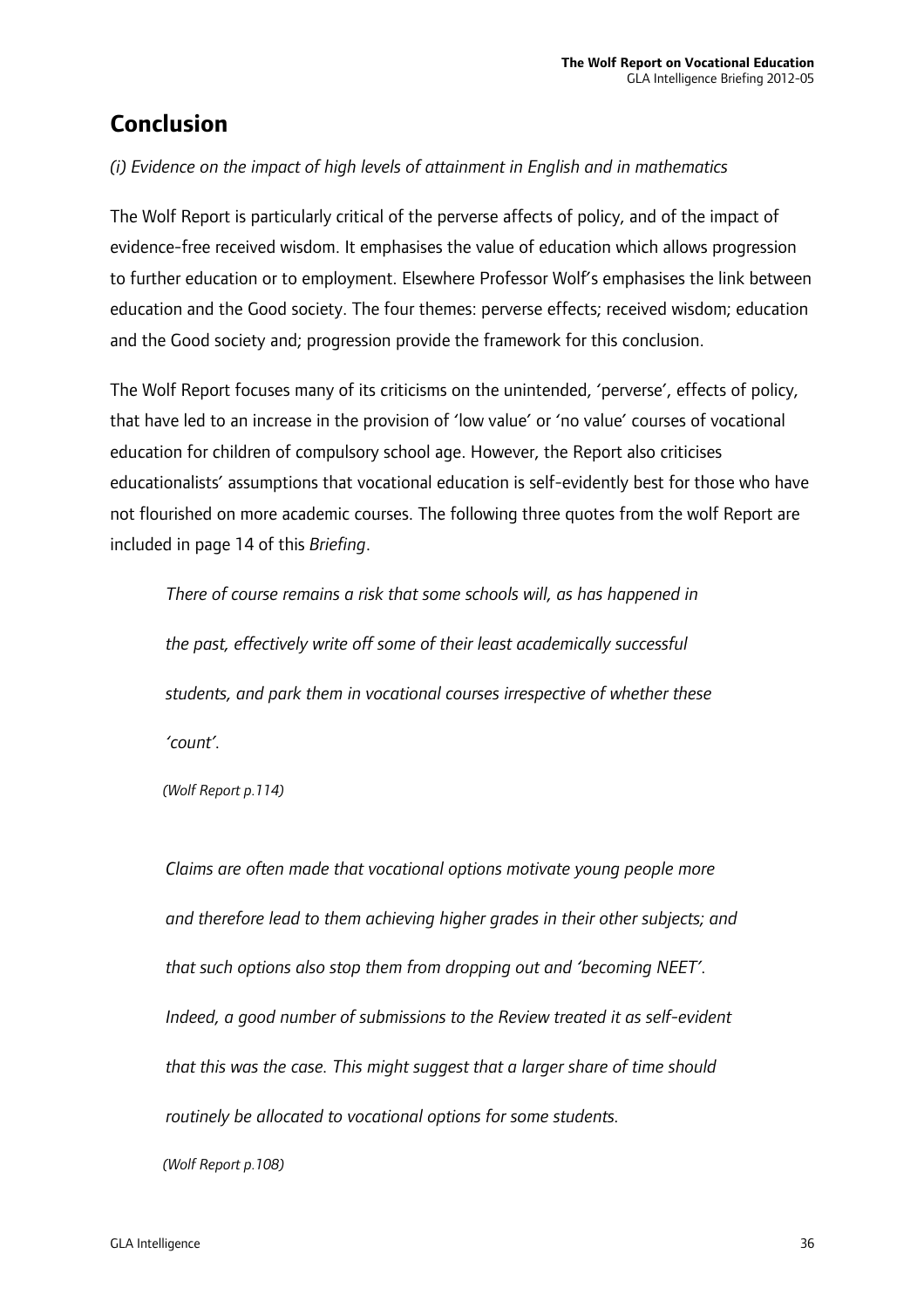## Conclusion

*(i) Evidence on the impact of high levels of attainment in English and in mathematics*

The Wolf Report is particularly critical of the perverse affects of policy, and of the impact of evidence-free received wisdom. It emphasises the value of education which allows progression to further education or to employment. Elsewhere Professor Wolf's emphasises the link between education and the Good society. The four themes: perverse effects; received wisdom; education and the Good society and; progression provide the framework for this conclusion.

The Wolf Report focuses many of its criticisms on the unintended, 'perverse', effects of policy, that have led to an increase in the provision of 'low value' or 'no value' courses of vocational education for children of compulsory school age. However, the Report also criticises educationalists' assumptions that vocational education is self-evidently best for those who have not flourished on more academic courses. The following three quotes from the wolf Report are included in page 14 of this *Briefing*.

> *There of course remains a risk that some schools will, as has happened in the past, effectively write off some of their least academically successful students, and park them in vocational courses irrespective of whether these 'count'.*
>
> *(Wolf Report p.114)*

> *Claims are often made that vocational options motivate young people more and therefore lead to them achieving higher grades in their other subjects; and that such options also stop them from dropping out and 'becoming NEET'. Indeed, a good number of submissions to the Review treated it as self-evident that this was the case. This might suggest that a larger share of time should routinely be allocated to vocational options for some students.*
>
> *(Wolf Report p.108)*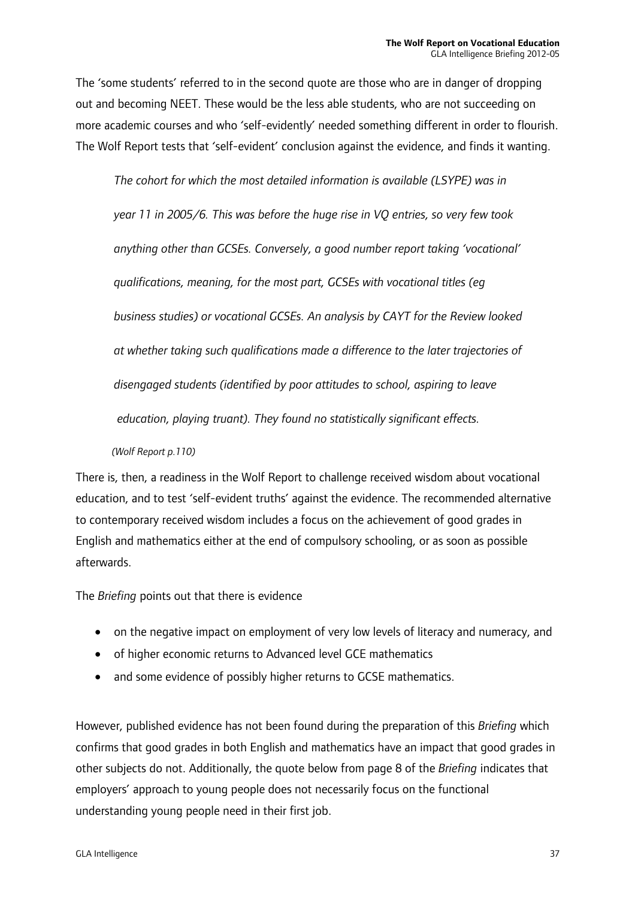The 'some students' referred to in the second quote are those who are in danger of dropping out and becoming NEET. These would be the less able students, who are not succeeding on more academic courses and who 'self-evidently' needed something different in order to flourish. The Wolf Report tests that 'self-evident' conclusion against the evidence, and finds it wanting.

> *The cohort for which the most detailed information is available (LSYPE) was in year 11 in 2005/6. This was before the huge rise in VQ entries, so very few took anything other than GCSEs. Conversely, a good number report taking 'vocational' qualifications, meaning, for the most part, GCSEs with vocational titles (eg business studies) or vocational GCSEs. An analysis by CAYT for the Review looked at whether taking such qualifications made a difference to the later trajectories of disengaged students (identified by poor attitudes to school, aspiring to leave education, playing truant). They found no statistically significant effects.*
>
> *(Wolf Report p.110)*

There is, then, a readiness in the Wolf Report to challenge received wisdom about vocational education, and to test 'self-evident truths' against the evidence. The recommended alternative to contemporary received wisdom includes a focus on the achievement of good grades in English and mathematics either at the end of compulsory schooling, or as soon as possible afterwards.

The *Briefing* points out that there is evidence

- on the negative impact on employment of very low levels of literacy and numeracy, and
- of higher economic returns to Advanced level GCE mathematics
- and some evidence of possibly higher returns to GCSE mathematics.

However, published evidence has not been found during the preparation of this *Briefing* which confirms that good grades in both English and mathematics have an impact that good grades in other subjects do not. Additionally, the quote below from page 8 of the *Briefing* indicates that employers' approach to young people does not necessarily focus on the functional understanding young people need in their first job.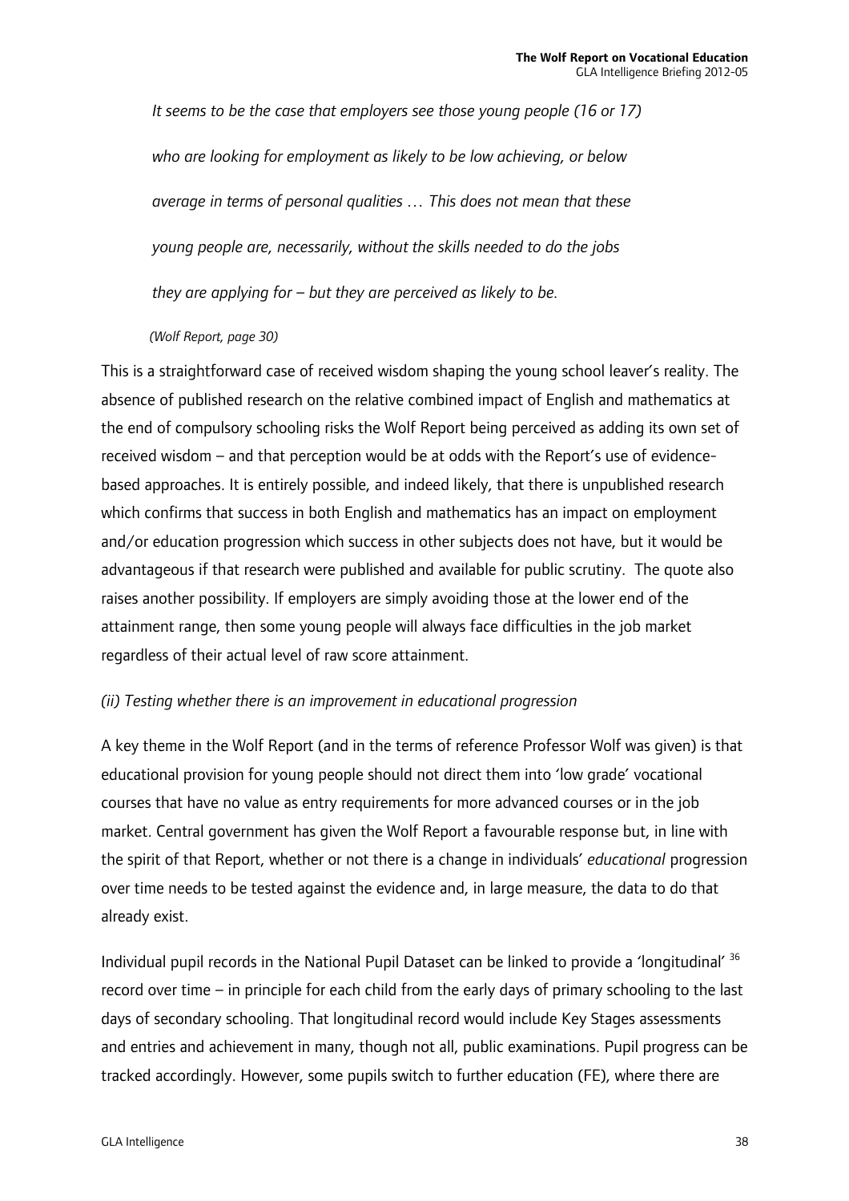*It seems to be the case that employers see those young people (16 or 17) who are looking for employment as likely to be low achieving, or below average in terms of personal qualities … This does not mean that these young people are, necessarily, without the skills needed to do the jobs they are applying for – but they are perceived as likely to be.*

*(Wolf Report, page 30)*

This is a straightforward case of received wisdom shaping the young school leaver's reality. The absence of published research on the relative combined impact of English and mathematics at the end of compulsory schooling risks the Wolf Report being perceived as adding its own set of received wisdom – and that perception would be at odds with the Report's use of evidence-based approaches. It is entirely possible, and indeed likely, that there is unpublished research which confirms that success in both English and mathematics has an impact on employment and/or education progression which success in other subjects does not have, but it would be advantageous if that research were published and available for public scrutiny. The quote also raises another possibility. If employers are simply avoiding those at the lower end of the attainment range, then some young people will always face difficulties in the job market regardless of their actual level of raw score attainment.

*(ii) Testing whether there is an improvement in educational progression*

A key theme in the Wolf Report (and in the terms of reference Professor Wolf was given) is that educational provision for young people should not direct them into 'low grade' vocational courses that have no value as entry requirements for more advanced courses or in the job market. Central government has given the Wolf Report a favourable response but, in line with the spirit of that Report, whether or not there is a change in individuals' *educational* progression over time needs to be tested against the evidence and, in large measure, the data to do that already exist.

Individual pupil records in the National Pupil Dataset can be linked to provide a 'longitudinal' [36] record over time – in principle for each child from the early days of primary schooling to the last days of secondary schooling. That longitudinal record would include Key Stages assessments and entries and achievement in many, though not all, public examinations. Pupil progress can be tracked accordingly. However, some pupils switch to further education (FE), where there are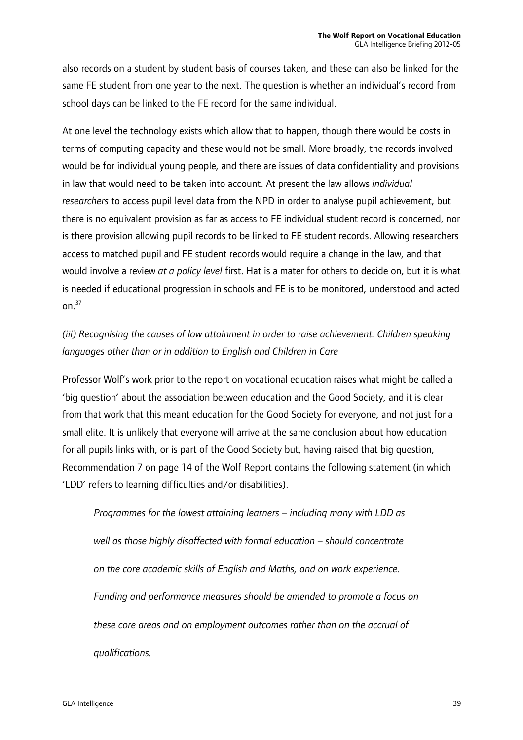also records on a student by student basis of courses taken, and these can also be linked for the same FE student from one year to the next. The question is whether an individual's record from school days can be linked to the FE record for the same individual.

At one level the technology exists which allow that to happen, though there would be costs in terms of computing capacity and these would not be small. More broadly, the records involved would be for individual young people, and there are issues of data confidentiality and provisions in law that would need to be taken into account. At present the law allows *individual researchers* to access pupil level data from the NPD in order to analyse pupil achievement, but there is no equivalent provision as far as access to FE individual student record is concerned, nor is there provision allowing pupil records to be linked to FE student records. Allowing researchers access to matched pupil and FE student records would require a change in the law, and that would involve a review *at a policy level* first. Hat is a mater for others to decide on, but it is what is needed if educational progression in schools and FE is to be monitored, understood and acted on.[37]

*(iii) Recognising the causes of low attainment in order to raise achievement. Children speaking languages other than or in addition to English and Children in Care*

Professor Wolf's work prior to the report on vocational education raises what might be called a 'big question' about the association between education and the Good Society, and it is clear from that work that this meant education for the Good Society for everyone, and not just for a small elite. It is unlikely that everyone will arrive at the same conclusion about how education for all pupils links with, or is part of the Good Society but, having raised that big question, Recommendation 7 on page 14 of the Wolf Report contains the following statement (in which 'LDD' refers to learning difficulties and/or disabilities).

> *Programmes for the lowest attaining learners – including many with LDD as well as those highly disaffected with formal education – should concentrate on the core academic skills of English and Maths, and on work experience. Funding and performance measures should be amended to promote a focus on these core areas and on employment outcomes rather than on the accrual of qualifications.*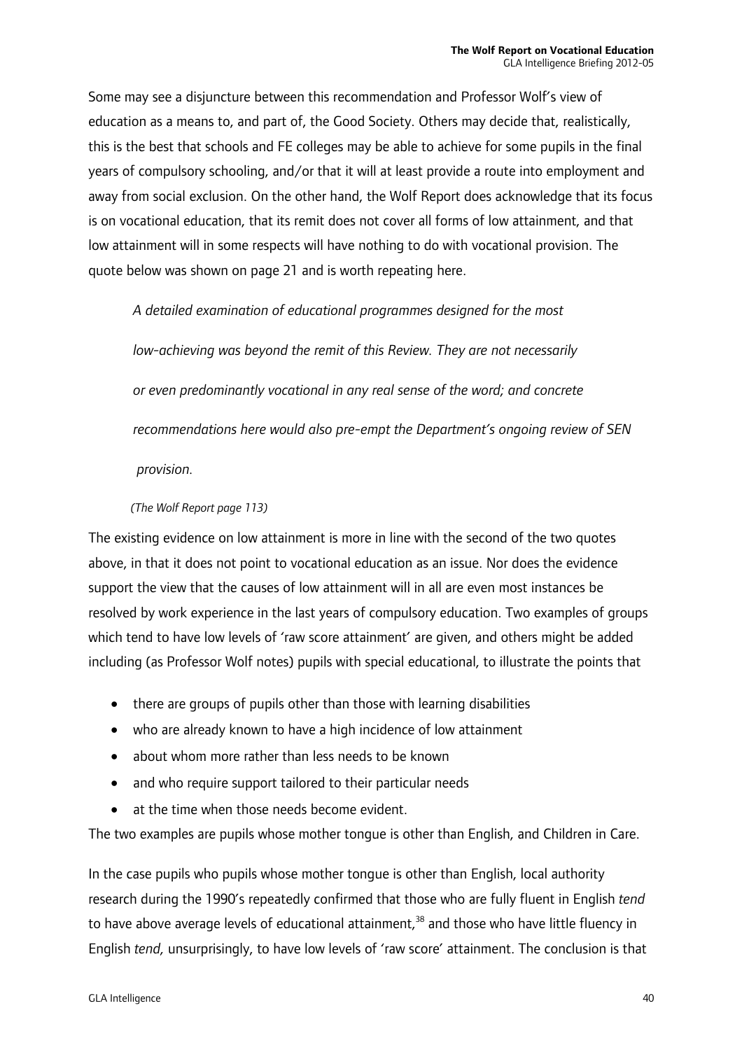Some may see a disjuncture between this recommendation and Professor Wolf's view of education as a means to, and part of, the Good Society. Others may decide that, realistically, this is the best that schools and FE colleges may be able to achieve for some pupils in the final years of compulsory schooling, and/or that it will at least provide a route into employment and away from social exclusion. On the other hand, the Wolf Report does acknowledge that its focus is on vocational education, that its remit does not cover all forms of low attainment, and that low attainment will in some respects will have nothing to do with vocational provision. The quote below was shown on page 21 and is worth repeating here.

> *A detailed examination of educational programmes designed for the most low-achieving was beyond the remit of this Review. They are not necessarily or even predominantly vocational in any real sense of the word; and concrete recommendations here would also pre-empt the Department's ongoing review of SEN provision.*
>
> *(The Wolf Report page 113)*

The existing evidence on low attainment is more in line with the second of the two quotes above, in that it does not point to vocational education as an issue. Nor does the evidence support the view that the causes of low attainment will in all are even most instances be resolved by work experience in the last years of compulsory education. Two examples of groups which tend to have low levels of 'raw score attainment' are given, and others might be added including (as Professor Wolf notes) pupils with special educational, to illustrate the points that

- there are groups of pupils other than those with learning disabilities
- who are already known to have a high incidence of low attainment
- about whom more rather than less needs to be known
- and who require support tailored to their particular needs
- at the time when those needs become evident.

The two examples are pupils whose mother tongue is other than English, and Children in Care.

In the case pupils who pupils whose mother tongue is other than English, local authority research during the 1990's repeatedly confirmed that those who are fully fluent in English *tend* to have above average levels of educational attainment,[38] and those who have little fluency in English *tend,* unsurprisingly, to have low levels of 'raw score' attainment. The conclusion is that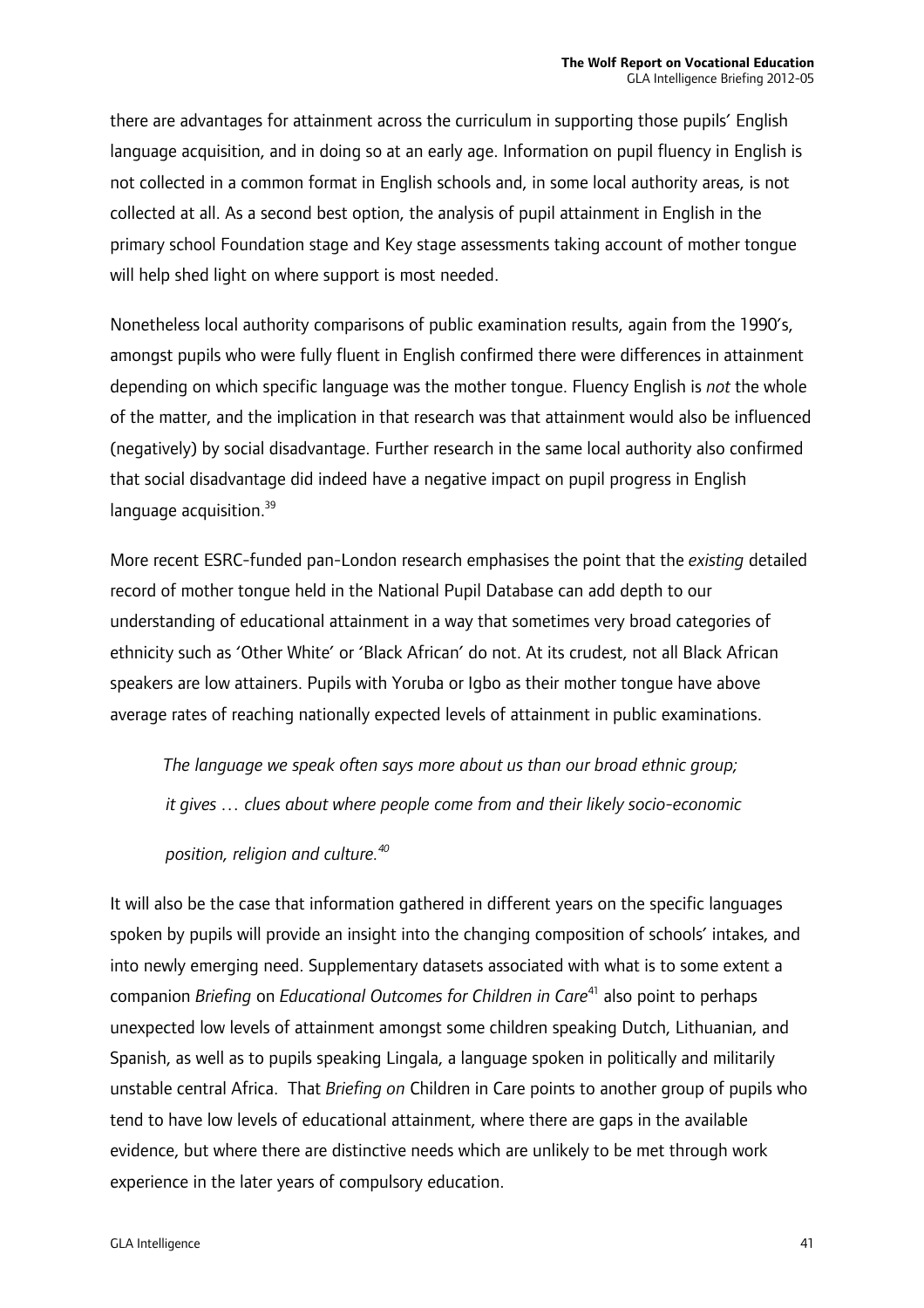there are advantages for attainment across the curriculum in supporting those pupils' English language acquisition, and in doing so at an early age. Information on pupil fluency in English is not collected in a common format in English schools and, in some local authority areas, is not collected at all. As a second best option, the analysis of pupil attainment in English in the primary school Foundation stage and Key stage assessments taking account of mother tongue will help shed light on where support is most needed.

Nonetheless local authority comparisons of public examination results, again from the 1990's, amongst pupils who were fully fluent in English confirmed there were differences in attainment depending on which specific language was the mother tongue. Fluency English is *not* the whole of the matter, and the implication in that research was that attainment would also be influenced (negatively) by social disadvantage. Further research in the same local authority also confirmed that social disadvantage did indeed have a negative impact on pupil progress in English language acquisition.[39]

More recent ESRC-funded pan-London research emphasises the point that the *existing* detailed record of mother tongue held in the National Pupil Database can add depth to our understanding of educational attainment in a way that sometimes very broad categories of ethnicity such as 'Other White' or 'Black African' do not. At its crudest, not all Black African speakers are low attainers. Pupils with Yoruba or Igbo as their mother tongue have above average rates of reaching nationally expected levels of attainment in public examinations.

> *The language we speak often says more about us than our broad ethnic group; it gives … clues about where people come from and their likely socio-economic position, religion and culture.*[40]

It will also be the case that information gathered in different years on the specific languages spoken by pupils will provide an insight into the changing composition of schools' intakes, and into newly emerging need. Supplementary datasets associated with what is to some extent a companion *Briefing* on *Educational Outcomes for Children in Care*[41] also point to perhaps unexpected low levels of attainment amongst some children speaking Dutch, Lithuanian, and Spanish, as well as to pupils speaking Lingala, a language spoken in politically and militarily unstable central Africa. That *Briefing on* Children in Care points to another group of pupils who tend to have low levels of educational attainment, where there are gaps in the available evidence, but where there are distinctive needs which are unlikely to be met through work experience in the later years of compulsory education.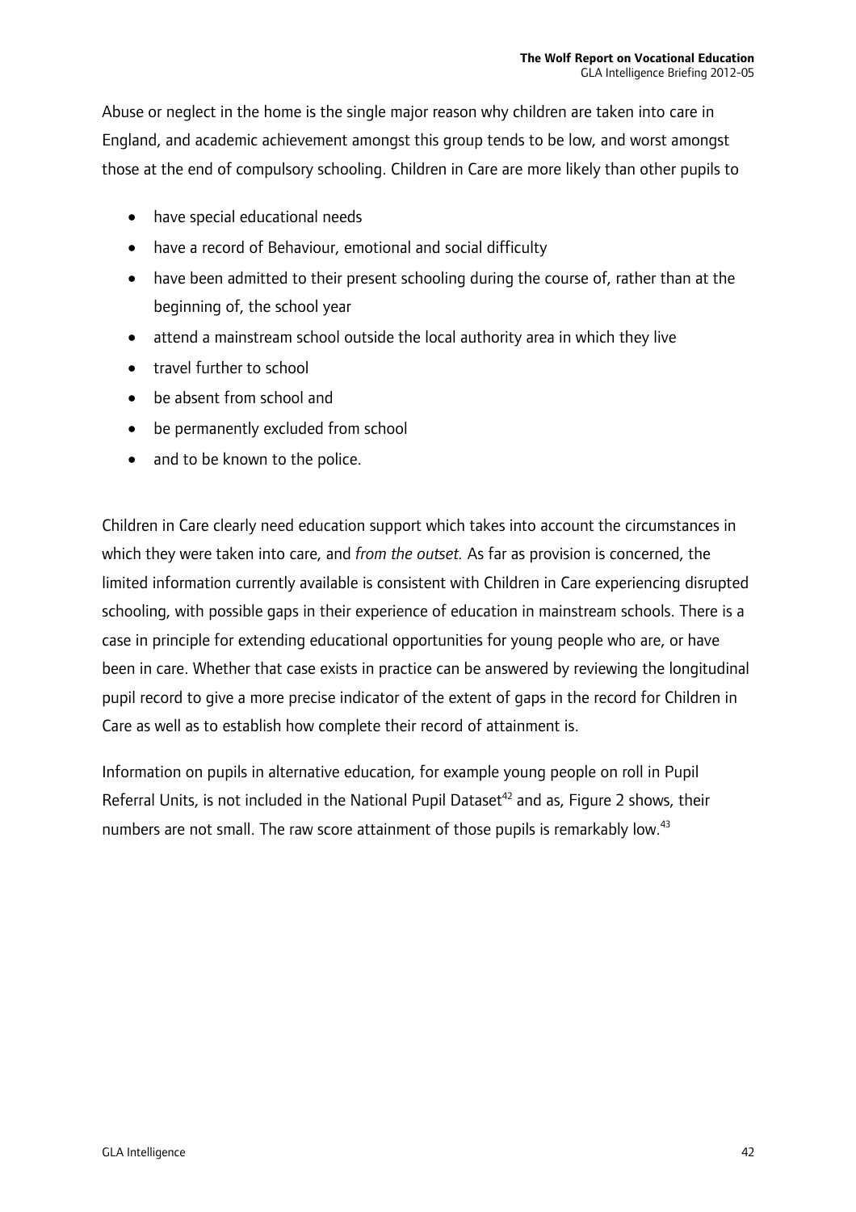Abuse or neglect in the home is the single major reason why children are taken into care in England, and academic achievement amongst this group tends to be low, and worst amongst those at the end of compulsory schooling. Children in Care are more likely than other pupils to

- have special educational needs
- have a record of Behaviour, emotional and social difficulty
- have been admitted to their present schooling during the course of, rather than at the beginning of, the school year
- attend a mainstream school outside the local authority area in which they live
- travel further to school
- be absent from school and
- be permanently excluded from school
- and to be known to the police.

Children in Care clearly need education support which takes into account the circumstances in which they were taken into care, and *from the outset.* As far as provision is concerned, the limited information currently available is consistent with Children in Care experiencing disrupted schooling, with possible gaps in their experience of education in mainstream schools. There is a case in principle for extending educational opportunities for young people who are, or have been in care. Whether that case exists in practice can be answered by reviewing the longitudinal pupil record to give a more precise indicator of the extent of gaps in the record for Children in Care as well as to establish how complete their record of attainment is.

Information on pupils in alternative education, for example young people on roll in Pupil Referral Units, is not included in the National Pupil Dataset[42] and as, Figure 2 shows, their numbers are not small. The raw score attainment of those pupils is remarkably low.[43]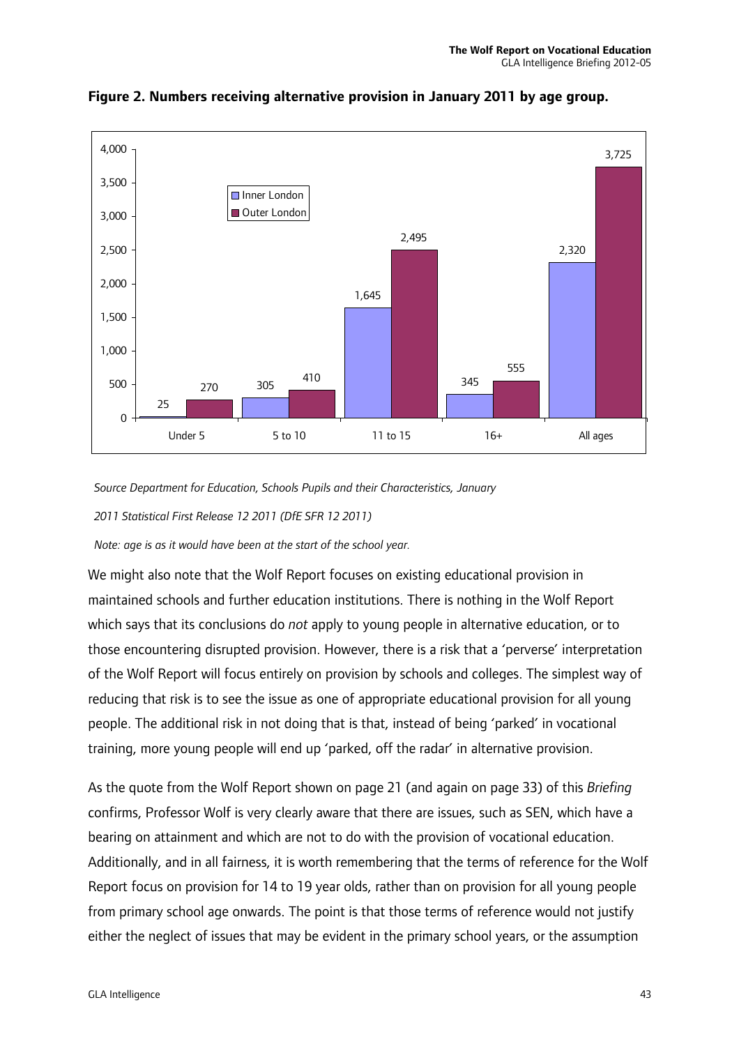**Figure 2. Numbers receiving alternative provision in January 2011 by age group.**

| | Under 5 | 5 to 10 | 11 to 15 | 16+ | All ages |
|---|---|---|---|---|---|
| Inner London | 25 | 305 | 1,645 | 345 | 2,320 |
| Outer London | 270 | 410 | 2,495 | 555 | 3,725 |

*Source Department for Education, Schools Pupils and their Characteristics, January 2011 Statistical First Release 12 2011 (DfE SFR 12 2011)*

*Note: age is as it would have been at the start of the school year.*

We might also note that the Wolf Report focuses on existing educational provision in maintained schools and further education institutions. There is nothing in the Wolf Report which says that its conclusions do *not* apply to young people in alternative education, or to those encountering disrupted provision. However, there is a risk that a 'perverse' interpretation of the Wolf Report will focus entirely on provision by schools and colleges. The simplest way of reducing that risk is to see the issue as one of appropriate educational provision for all young people. The additional risk in not doing that is that, instead of being 'parked' in vocational training, more young people will end up 'parked, off the radar' in alternative provision.

As the quote from the Wolf Report shown on page 21 (and again on page 33) of this *Briefing* confirms, Professor Wolf is very clearly aware that there are issues, such as SEN, which have a bearing on attainment and which are not to do with the provision of vocational education. Additionally, and in all fairness, it is worth remembering that the terms of reference for the Wolf Report focus on provision for 14 to 19 year olds, rather than on provision for all young people from primary school age onwards. The point is that those terms of reference would not justify either the neglect of issues that may be evident in the primary school years, or the assumption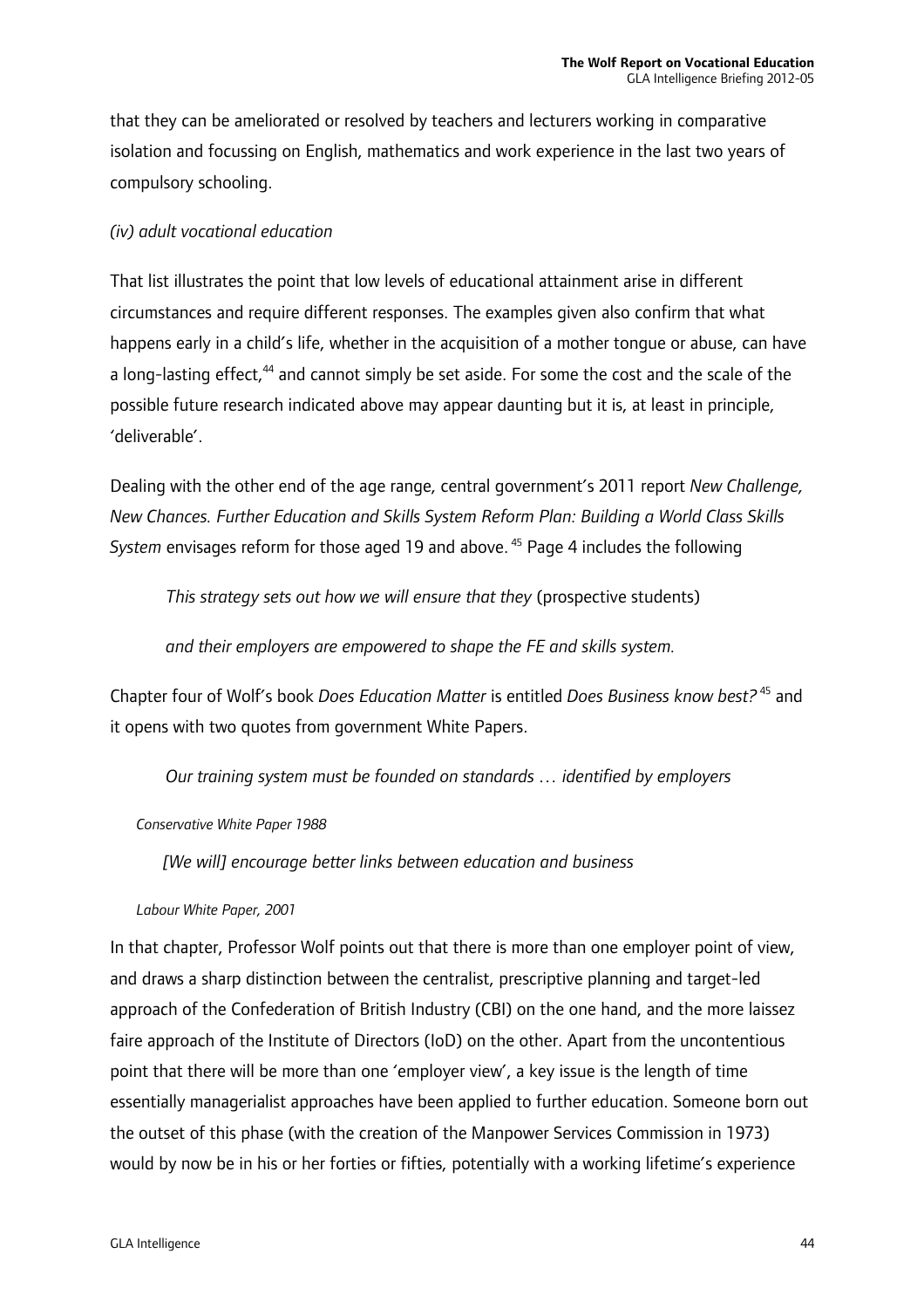that they can be ameliorated or resolved by teachers and lecturers working in comparative isolation and focussing on English, mathematics and work experience in the last two years of compulsory schooling.

*(iv) adult vocational education*

That list illustrates the point that low levels of educational attainment arise in different circumstances and require different responses. The examples given also confirm that what happens early in a child's life, whether in the acquisition of a mother tongue or abuse, can have a long-lasting effect,[44] and cannot simply be set aside. For some the cost and the scale of the possible future research indicated above may appear daunting but it is, at least in principle, 'deliverable'.

Dealing with the other end of the age range, central government's 2011 report *New Challenge, New Chances. Further Education and Skills System Reform Plan: Building a World Class Skills System* envisages reform for those aged 19 and above. [45] Page 4 includes the following

> *This strategy sets out how we will ensure that they* (prospective students)
>
> *and their employers are empowered to shape the FE and skills system.*

Chapter four of Wolf's book *Does Education Matter* is entitled *Does Business know best?* [45] and it opens with two quotes from government White Papers.

> *Our training system must be founded on standards … identified by employers*

*Conservative White Paper 1988*

> *[We will] encourage better links between education and business*

*Labour White Paper, 2001*

In that chapter, Professor Wolf points out that there is more than one employer point of view, and draws a sharp distinction between the centralist, prescriptive planning and target-led approach of the Confederation of British Industry (CBI) on the one hand, and the more laissez faire approach of the Institute of Directors (IoD) on the other. Apart from the uncontentious point that there will be more than one 'employer view', a key issue is the length of time essentially managerialist approaches have been applied to further education. Someone born out the outset of this phase (with the creation of the Manpower Services Commission in 1973) would by now be in his or her forties or fifties, potentially with a working lifetime's experience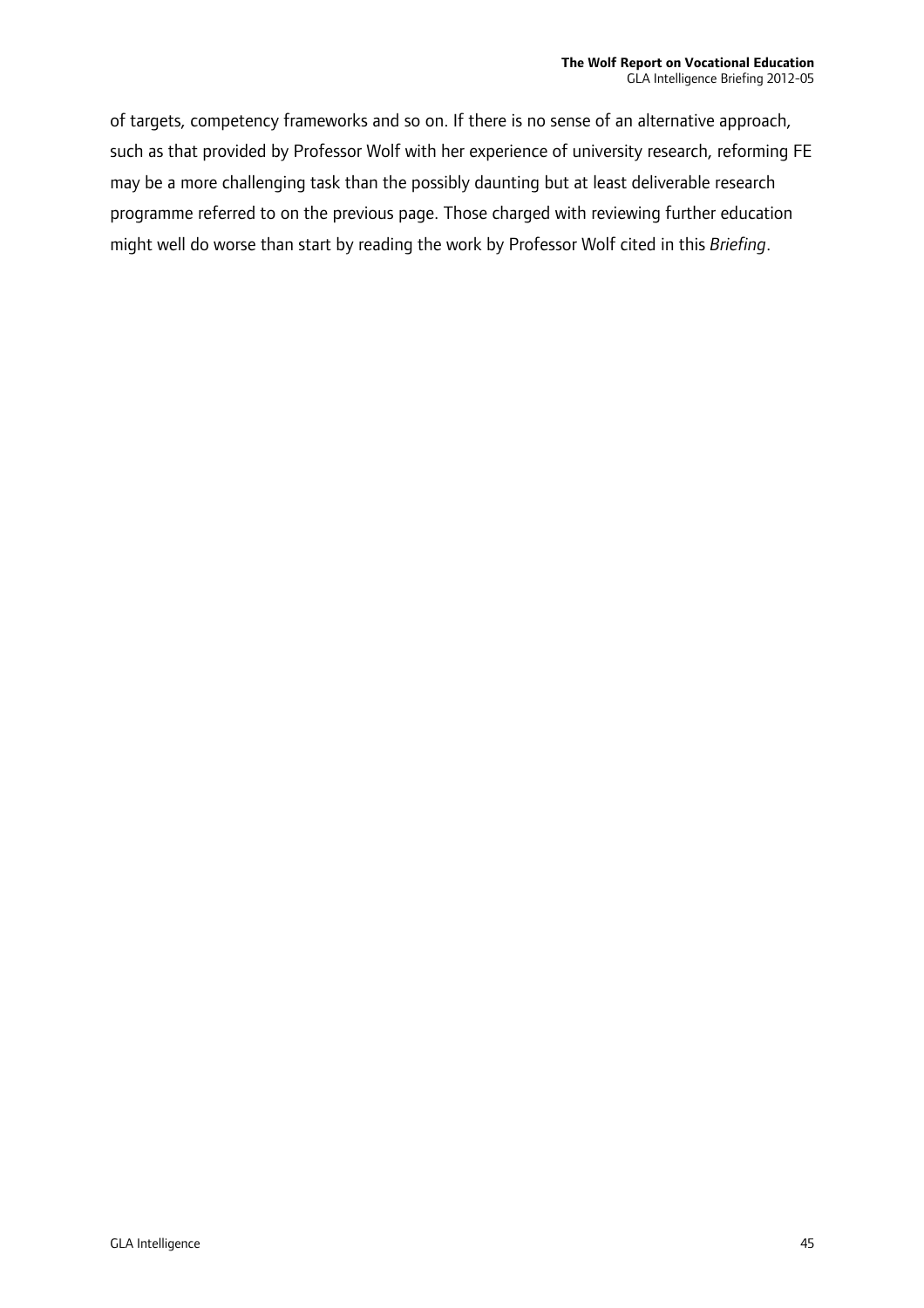of targets, competency frameworks and so on. If there is no sense of an alternative approach, such as that provided by Professor Wolf with her experience of university research, reforming FE may be a more challenging task than the possibly daunting but at least deliverable research programme referred to on the previous page. Those charged with reviewing further education might well do worse than start by reading the work by Professor Wolf cited in this *Briefing*.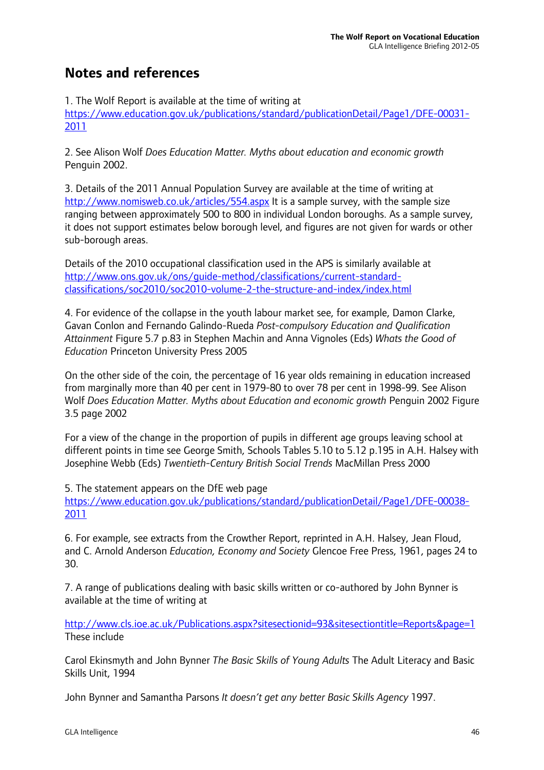## Notes and references

1. The Wolf Report is available at the time of writing at https://www.education.gov.uk/publications/standard/publicationDetail/Page1/DFE-00031-2011

2. See Alison Wolf *Does Education Matter. Myths about education and economic growth* Penguin 2002.

3. Details of the 2011 Annual Population Survey are available at the time of writing at http://www.nomisweb.co.uk/articles/554.aspx It is a sample survey, with the sample size ranging between approximately 500 to 800 in individual London boroughs. As a sample survey, it does not support estimates below borough level, and figures are not given for wards or other sub-borough areas.

Details of the 2010 occupational classification used in the APS is similarly available at http://www.ons.gov.uk/ons/guide-method/classifications/current-standard-classifications/soc2010/soc2010-volume-2-the-structure-and-index/index.html

4. For evidence of the collapse in the youth labour market see, for example, Damon Clarke, Gavan Conlon and Fernando Galindo-Rueda *Post-compulsory Education and Qualification Attainment* Figure 5.7 p.83 in Stephen Machin and Anna Vignoles (Eds) *Whats the Good of Education* Princeton University Press 2005

On the other side of the coin, the percentage of 16 year olds remaining in education increased from marginally more than 40 per cent in 1979-80 to over 78 per cent in 1998-99. See Alison Wolf *Does Education Matter. Myths about Education and economic growth* Penguin 2002 Figure 3.5 page 2002

For a view of the change in the proportion of pupils in different age groups leaving school at different points in time see George Smith, Schools Tables 5.10 to 5.12 p.195 in A.H. Halsey with Josephine Webb (Eds) *Twentieth-Century British Social Trends* MacMillan Press 2000

5. The statement appears on the DfE web page https://www.education.gov.uk/publications/standard/publicationDetail/Page1/DFE-00038-2011

6. For example, see extracts from the Crowther Report, reprinted in A.H. Halsey, Jean Floud, and C. Arnold Anderson *Education, Economy and Society* Glencoe Free Press, 1961, pages 24 to 30.

7. A range of publications dealing with basic skills written or co-authored by John Bynner is available at the time of writing at

http://www.cls.ioe.ac.uk/Publications.aspx?sitesectionid=93&sitesectiontitle=Reports&page=1 These include

Carol Ekinsmyth and John Bynner *The Basic Skills of Young Adults* The Adult Literacy and Basic Skills Unit, 1994

John Bynner and Samantha Parsons *It doesn't get any better Basic Skills Agency* 1997.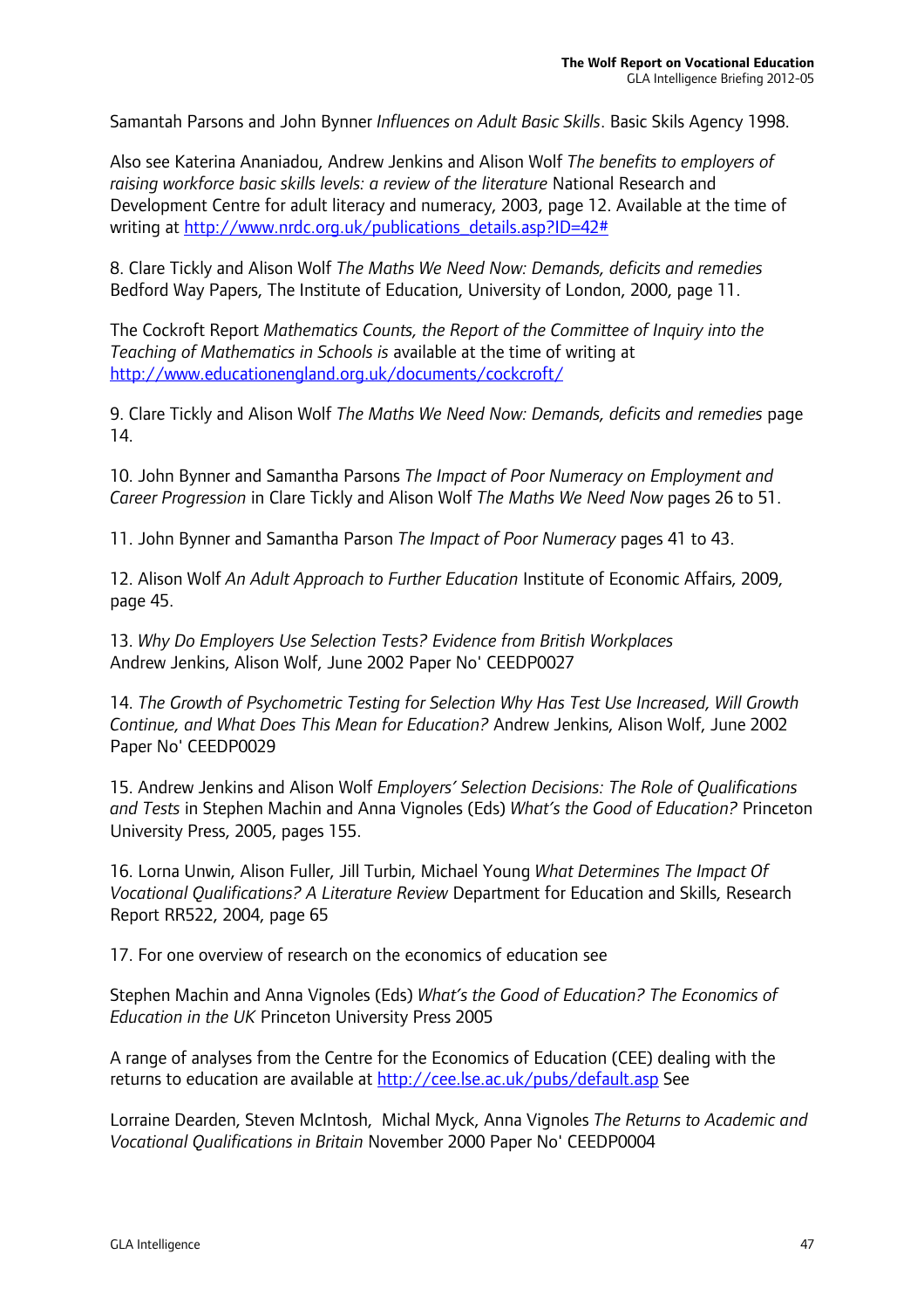Samantah Parsons and John Bynner *Influences on Adult Basic Skills*. Basic Skils Agency 1998.

Also see Katerina Ananiadou, Andrew Jenkins and Alison Wolf *The benefits to employers of raising workforce basic skills levels: a review of the literature* National Research and Development Centre for adult literacy and numeracy, 2003, page 12. Available at the time of writing at http://www.nrdc.org.uk/publications_details.asp?ID=42#

8. Clare Tickly and Alison Wolf *The Maths We Need Now: Demands, deficits and remedies* Bedford Way Papers, The Institute of Education, University of London, 2000, page 11.

The Cockroft Report *Mathematics Counts, the Report of the Committee of Inquiry into the Teaching of Mathematics in Schools is* available at the time of writing at http://www.educationengland.org.uk/documents/cockcroft/

9. Clare Tickly and Alison Wolf *The Maths We Need Now: Demands, deficits and remedies* page 14.

10. John Bynner and Samantha Parsons *The Impact of Poor Numeracy on Employment and Career Progression* in Clare Tickly and Alison Wolf *The Maths We Need Now* pages 26 to 51.

11. John Bynner and Samantha Parson *The Impact of Poor Numeracy* pages 41 to 43.

12. Alison Wolf *An Adult Approach to Further Education* Institute of Economic Affairs, 2009, page 45.

13. *Why Do Employers Use Selection Tests? Evidence from British Workplaces* Andrew Jenkins, Alison Wolf, June 2002 Paper No' CEEDP0027

14. *The Growth of Psychometric Testing for Selection Why Has Test Use Increased, Will Growth Continue, and What Does This Mean for Education?* Andrew Jenkins, Alison Wolf, June 2002 Paper No' CEEDP0029

15. Andrew Jenkins and Alison Wolf *Employers' Selection Decisions: The Role of Qualifications and Tests* in Stephen Machin and Anna Vignoles (Eds) *What's the Good of Education?* Princeton University Press, 2005, pages 155.

16. Lorna Unwin, Alison Fuller, Jill Turbin, Michael Young *What Determines The Impact Of Vocational Qualifications? A Literature Review* Department for Education and Skills, Research Report RR522, 2004, page 65

17. For one overview of research on the economics of education see

Stephen Machin and Anna Vignoles (Eds) *What's the Good of Education? The Economics of Education in the UK* Princeton University Press 2005

A range of analyses from the Centre for the Economics of Education (CEE) dealing with the returns to education are available at http://cee.lse.ac.uk/pubs/default.asp See

Lorraine Dearden, Steven McIntosh, Michal Myck, Anna Vignoles *The Returns to Academic and Vocational Qualifications in Britain* November 2000 Paper No' CEEDP0004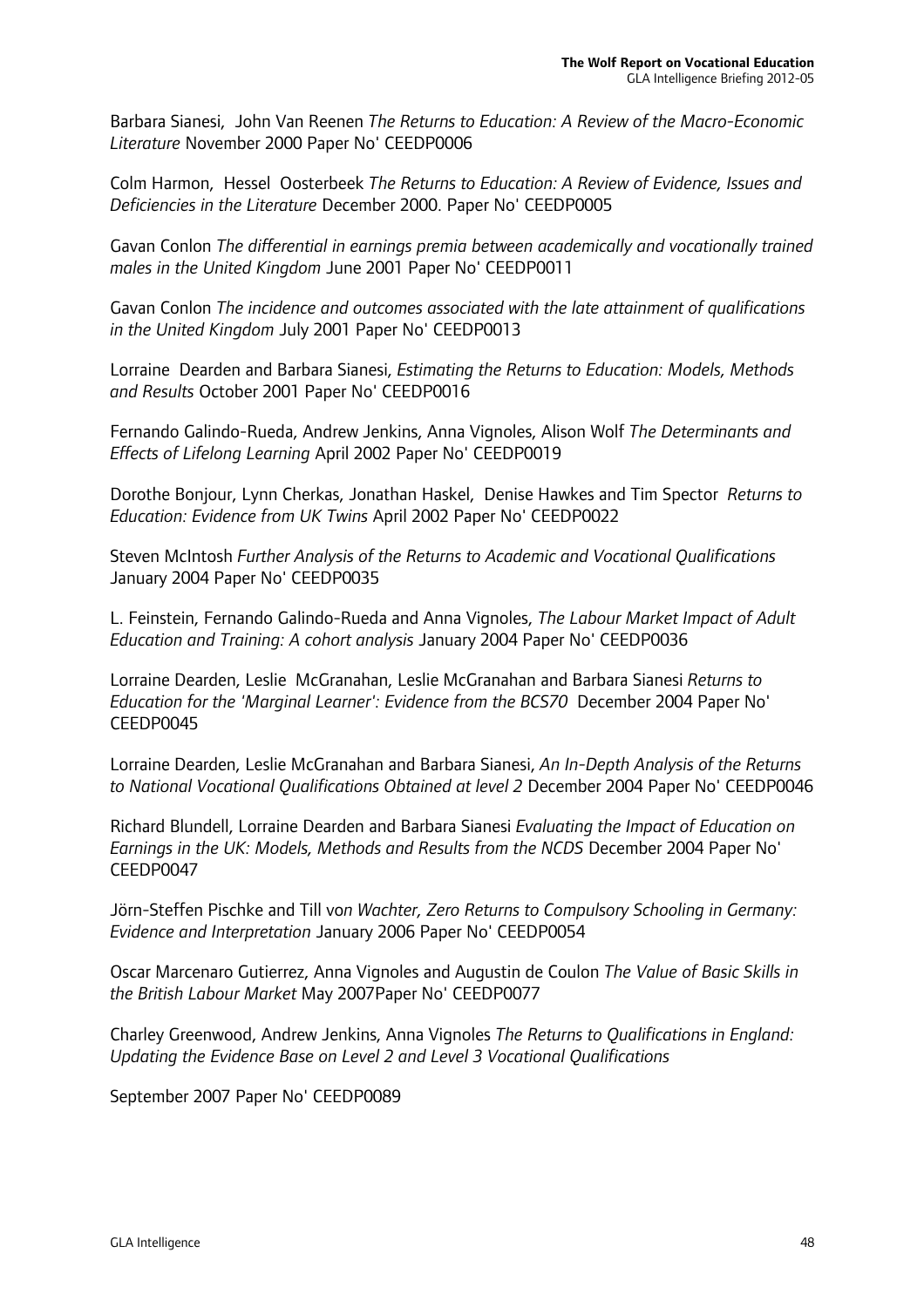Barbara Sianesi, John Van Reenen *The Returns to Education: A Review of the Macro-Economic Literature* November 2000 Paper No' CEEDP0006

Colm Harmon, Hessel Oosterbeek *The Returns to Education: A Review of Evidence, Issues and Deficiencies in the Literature* December 2000. Paper No' CEEDP0005

Gavan Conlon *The differential in earnings premia between academically and vocationally trained males in the United Kingdom* June 2001 Paper No' CEEDP0011

Gavan Conlon *The incidence and outcomes associated with the late attainment of qualifications in the United Kingdom* July 2001 Paper No' CEEDP0013

Lorraine Dearden and Barbara Sianesi, *Estimating the Returns to Education: Models, Methods and Results* October 2001 Paper No' CEEDP0016

Fernando Galindo-Rueda, Andrew Jenkins, Anna Vignoles, Alison Wolf *The Determinants and Effects of Lifelong Learning* April 2002 Paper No' CEEDP0019

Dorothe Bonjour, Lynn Cherkas, Jonathan Haskel, Denise Hawkes and Tim Spector *Returns to Education: Evidence from UK Twins* April 2002 Paper No' CEEDP0022

Steven McIntosh *Further Analysis of the Returns to Academic and Vocational Qualifications* January 2004 Paper No' CEEDP0035

L. Feinstein, Fernando Galindo-Rueda and Anna Vignoles, *The Labour Market Impact of Adult Education and Training: A cohort analysis* January 2004 Paper No' CEEDP0036

Lorraine Dearden, Leslie McGranahan, Leslie McGranahan and Barbara Sianesi *Returns to Education for the 'Marginal Learner': Evidence from the BCS70* December 2004 Paper No' CEEDP0045

Lorraine Dearden, Leslie McGranahan and Barbara Sianesi, *An In-Depth Analysis of the Returns to National Vocational Qualifications Obtained at level 2* December 2004 Paper No' CEEDP0046

Richard Blundell, Lorraine Dearden and Barbara Sianesi *Evaluating the Impact of Education on Earnings in the UK: Models, Methods and Results from the NCDS* December 2004 Paper No' CEEDP0047

Jörn-Steffen Pischke and Till vo*n Wachter, Zero Returns to Compulsory Schooling in Germany: Evidence and Interpretation* January 2006 Paper No' CEEDP0054

Oscar Marcenaro Gutierrez, Anna Vignoles and Augustin de Coulon *The Value of Basic Skills in the British Labour Market* May 2007Paper No' CEEDP0077

Charley Greenwood, Andrew Jenkins, Anna Vignoles *The Returns to Qualifications in England: Updating the Evidence Base on Level 2 and Level 3 Vocational Qualifications*

September 2007 Paper No' CEEDP0089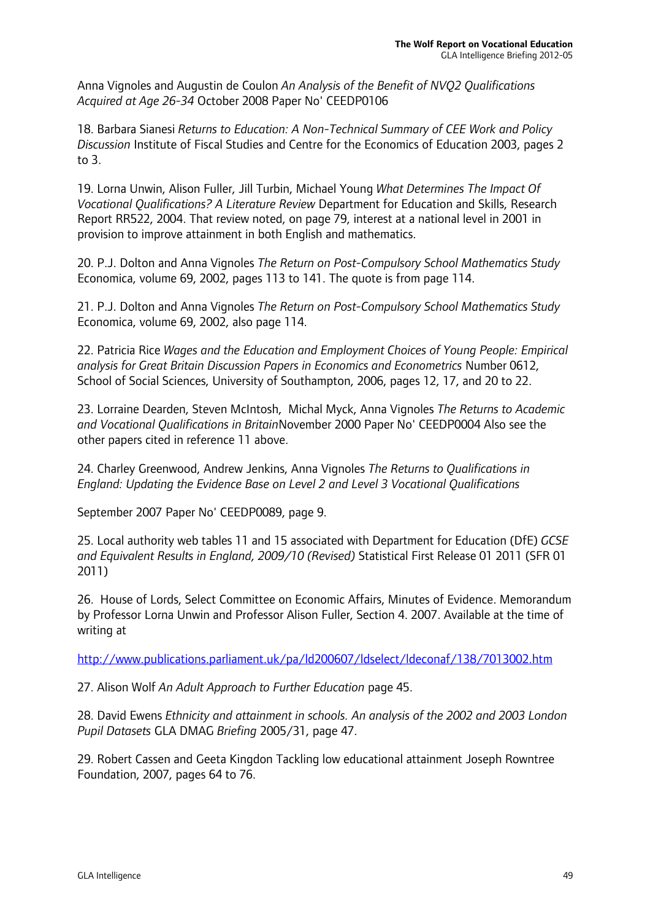Anna Vignoles and Augustin de Coulon *An Analysis of the Benefit of NVQ2 Qualifications Acquired at Age 26-34* October 2008 Paper No' CEEDP0106

18. Barbara Sianesi *Returns to Education: A Non-Technical Summary of CEE Work and Policy Discussion* Institute of Fiscal Studies and Centre for the Economics of Education 2003, pages 2 to 3.

19. Lorna Unwin, Alison Fuller, Jill Turbin, Michael Young *What Determines The Impact Of Vocational Qualifications? A Literature Review* Department for Education and Skills, Research Report RR522, 2004. That review noted, on page 79, interest at a national level in 2001 in provision to improve attainment in both English and mathematics.

20. P.J. Dolton and Anna Vignoles *The Return on Post-Compulsory School Mathematics Study* Economica, volume 69, 2002, pages 113 to 141. The quote is from page 114.

21. P.J. Dolton and Anna Vignoles *The Return on Post-Compulsory School Mathematics Study* Economica, volume 69, 2002, also page 114.

22. Patricia Rice *Wages and the Education and Employment Choices of Young People: Empirical analysis for Great Britain Discussion Papers in Economics and Econometrics* Number 0612, School of Social Sciences, University of Southampton, 2006, pages 12, 17, and 20 to 22.

23. Lorraine Dearden, Steven McIntosh, Michal Myck, Anna Vignoles *The Returns to Academic and Vocational Qualifications in Britain*November 2000 Paper No' CEEDP0004 Also see the other papers cited in reference 11 above.

24. Charley Greenwood, Andrew Jenkins, Anna Vignoles *The Returns to Qualifications in England: Updating the Evidence Base on Level 2 and Level 3 Vocational Qualifications*

September 2007 Paper No' CEEDP0089, page 9.

25. Local authority web tables 11 and 15 associated with Department for Education (DfE) *GCSE and Equivalent Results in England, 2009/10 (Revised)* Statistical First Release 01 2011 (SFR 01 2011)

26. House of Lords, Select Committee on Economic Affairs, Minutes of Evidence. Memorandum by Professor Lorna Unwin and Professor Alison Fuller, Section 4. 2007. Available at the time of writing at

http://www.publications.parliament.uk/pa/ld200607/ldselect/ldeconaf/138/7013002.htm

27. Alison Wolf *An Adult Approach to Further Education* page 45.

28. David Ewens *Ethnicity and attainment in schools. An analysis of the 2002 and 2003 London Pupil Datasets* GLA DMAG *Briefing* 2005/31, page 47.

29. Robert Cassen and Geeta Kingdon Tackling low educational attainment Joseph Rowntree Foundation, 2007, pages 64 to 76.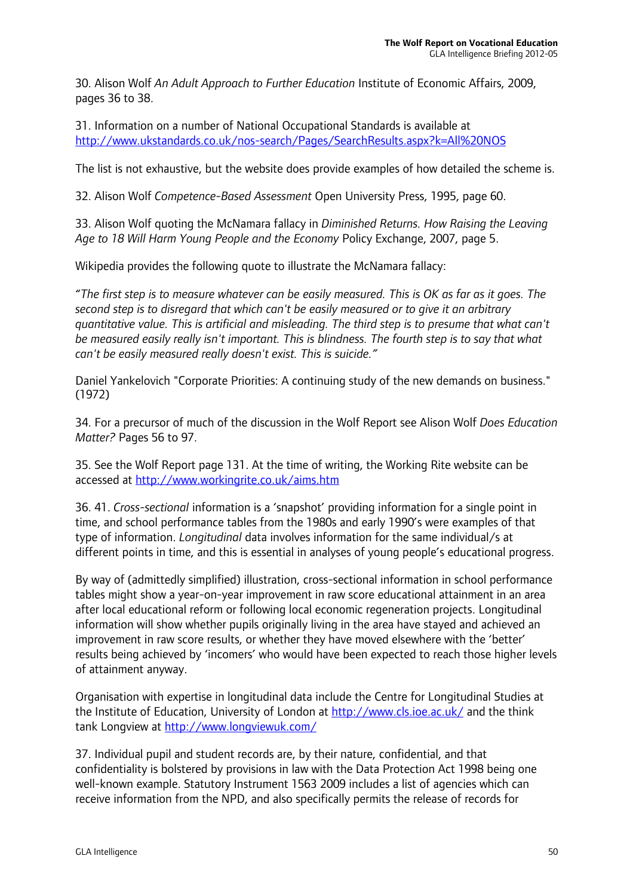30. Alison Wolf *An Adult Approach to Further Education* Institute of Economic Affairs, 2009, pages 36 to 38.

31. Information on a number of National Occupational Standards is available at http://www.ukstandards.co.uk/nos-search/Pages/SearchResults.aspx?k=All%20NOS

The list is not exhaustive, but the website does provide examples of how detailed the scheme is.

32. Alison Wolf *Competence-Based Assessment* Open University Press, 1995, page 60.

33. Alison Wolf quoting the McNamara fallacy in *Diminished Returns. How Raising the Leaving Age to 18 Will Harm Young People and the Economy* Policy Exchange, 2007, page 5.

Wikipedia provides the following quote to illustrate the McNamara fallacy:

*"The first step is to measure whatever can be easily measured. This is OK as far as it goes. The second step is to disregard that which can't be easily measured or to give it an arbitrary quantitative value. This is artificial and misleading. The third step is to presume that what can't be measured easily really isn't important. This is blindness. The fourth step is to say that what can't be easily measured really doesn't exist. This is suicide."*

Daniel Yankelovich "Corporate Priorities: A continuing study of the new demands on business." (1972)

34. For a precursor of much of the discussion in the Wolf Report see Alison Wolf *Does Education Matter?* Pages 56 to 97.

35. See the Wolf Report page 131. At the time of writing, the Working Rite website can be accessed at http://www.workingrite.co.uk/aims.htm

36. 41. *Cross-sectional* information is a 'snapshot' providing information for a single point in time, and school performance tables from the 1980s and early 1990's were examples of that type of information. *Longitudinal* data involves information for the same individual/s at different points in time, and this is essential in analyses of young people's educational progress.

By way of (admittedly simplified) illustration, cross-sectional information in school performance tables might show a year-on-year improvement in raw score educational attainment in an area after local educational reform or following local economic regeneration projects. Longitudinal information will show whether pupils originally living in the area have stayed and achieved an improvement in raw score results, or whether they have moved elsewhere with the 'better' results being achieved by 'incomers' who would have been expected to reach those higher levels of attainment anyway.

Organisation with expertise in longitudinal data include the Centre for Longitudinal Studies at the Institute of Education, University of London at http://www.cls.ioe.ac.uk/ and the think tank Longview at http://www.longviewuk.com/

37. Individual pupil and student records are, by their nature, confidential, and that confidentiality is bolstered by provisions in law with the Data Protection Act 1998 being one well-known example. Statutory Instrument 1563 2009 includes a list of agencies which can receive information from the NPD, and also specifically permits the release of records for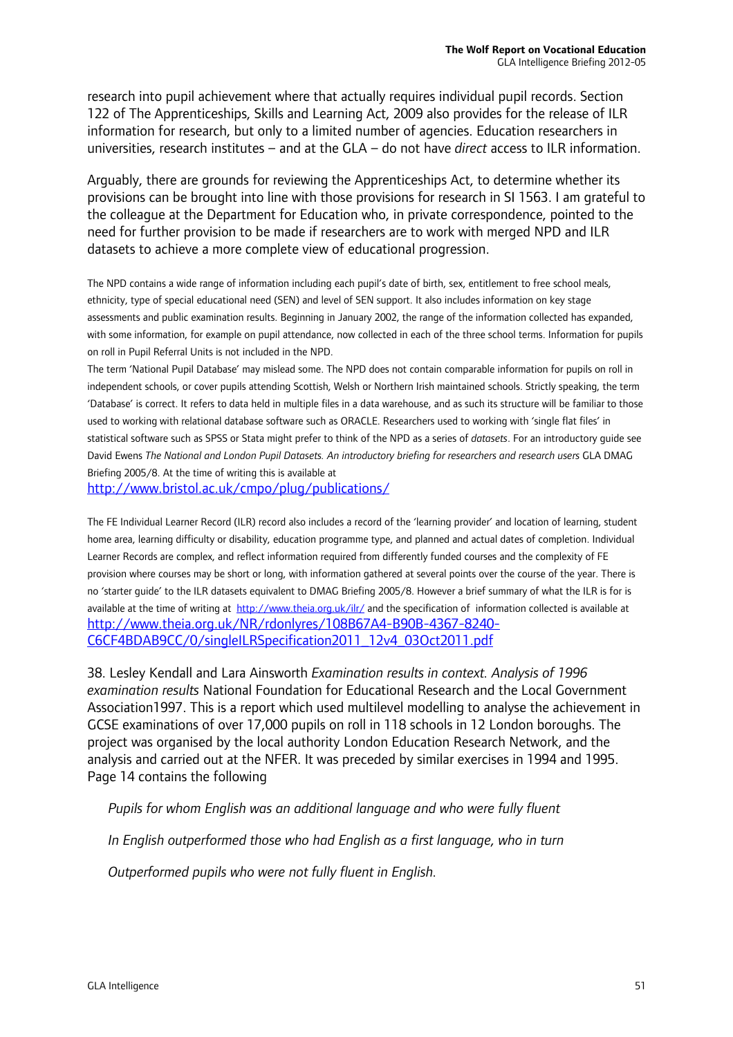research into pupil achievement where that actually requires individual pupil records. Section 122 of The Apprenticeships, Skills and Learning Act, 2009 also provides for the release of ILR information for research, but only to a limited number of agencies. Education researchers in universities, research institutes – and at the GLA – do not have *direct* access to ILR information.

Arguably, there are grounds for reviewing the Apprenticeships Act, to determine whether its provisions can be brought into line with those provisions for research in SI 1563. I am grateful to the colleague at the Department for Education who, in private correspondence, pointed to the need for further provision to be made if researchers are to work with merged NPD and ILR datasets to achieve a more complete view of educational progression.

The NPD contains a wide range of information including each pupil's date of birth, sex, entitlement to free school meals, ethnicity, type of special educational need (SEN) and level of SEN support. It also includes information on key stage assessments and public examination results. Beginning in January 2002, the range of the information collected has expanded, with some information, for example on pupil attendance, now collected in each of the three school terms. Information for pupils on roll in Pupil Referral Units is not included in the NPD.

The term 'National Pupil Database' may mislead some. The NPD does not contain comparable information for pupils on roll in independent schools, or cover pupils attending Scottish, Welsh or Northern Irish maintained schools. Strictly speaking, the term 'Database' is correct. It refers to data held in multiple files in a data warehouse, and as such its structure will be familiar to those used to working with relational database software such as ORACLE. Researchers used to working with 'single flat files' in statistical software such as SPSS or Stata might prefer to think of the NPD as a series of *datasets*. For an introductory guide see David Ewens *The National and London Pupil Datasets. An introductory briefing for researchers and research users* GLA DMAG Briefing 2005/8. At the time of writing this is available at http://www.bristol.ac.uk/cmpo/plug/publications/

The FE Individual Learner Record (ILR) record also includes a record of the 'learning provider' and location of learning, student home area, learning difficulty or disability, education programme type, and planned and actual dates of completion. Individual Learner Records are complex, and reflect information required from differently funded courses and the complexity of FE provision where courses may be short or long, with information gathered at several points over the course of the year. There is no 'starter guide' to the ILR datasets equivalent to DMAG Briefing 2005/8. However a brief summary of what the ILR is for is available at the time of writing at http://www.theia.org.uk/ilr/ and the specification of information collected is available at http://www.theia.org.uk/NR/rdonlyres/108B67A4-B90B-4367-8240-C6CF4BDAB9CC/0/singleILRSpecification2011_12v4_03Oct2011.pdf

38. Lesley Kendall and Lara Ainsworth *Examination results in context. Analysis of 1996 examination results* National Foundation for Educational Research and the Local Government Association1997. This is a report which used multilevel modelling to analyse the achievement in GCSE examinations of over 17,000 pupils on roll in 118 schools in 12 London boroughs. The project was organised by the local authority London Education Research Network, and the analysis and carried out at the NFER. It was preceded by similar exercises in 1994 and 1995. Page 14 contains the following

> *Pupils for whom English was an additional language and who were fully fluent*
>
> *In English outperformed those who had English as a first language, who in turn*
>
> *Outperformed pupils who were not fully fluent in English.*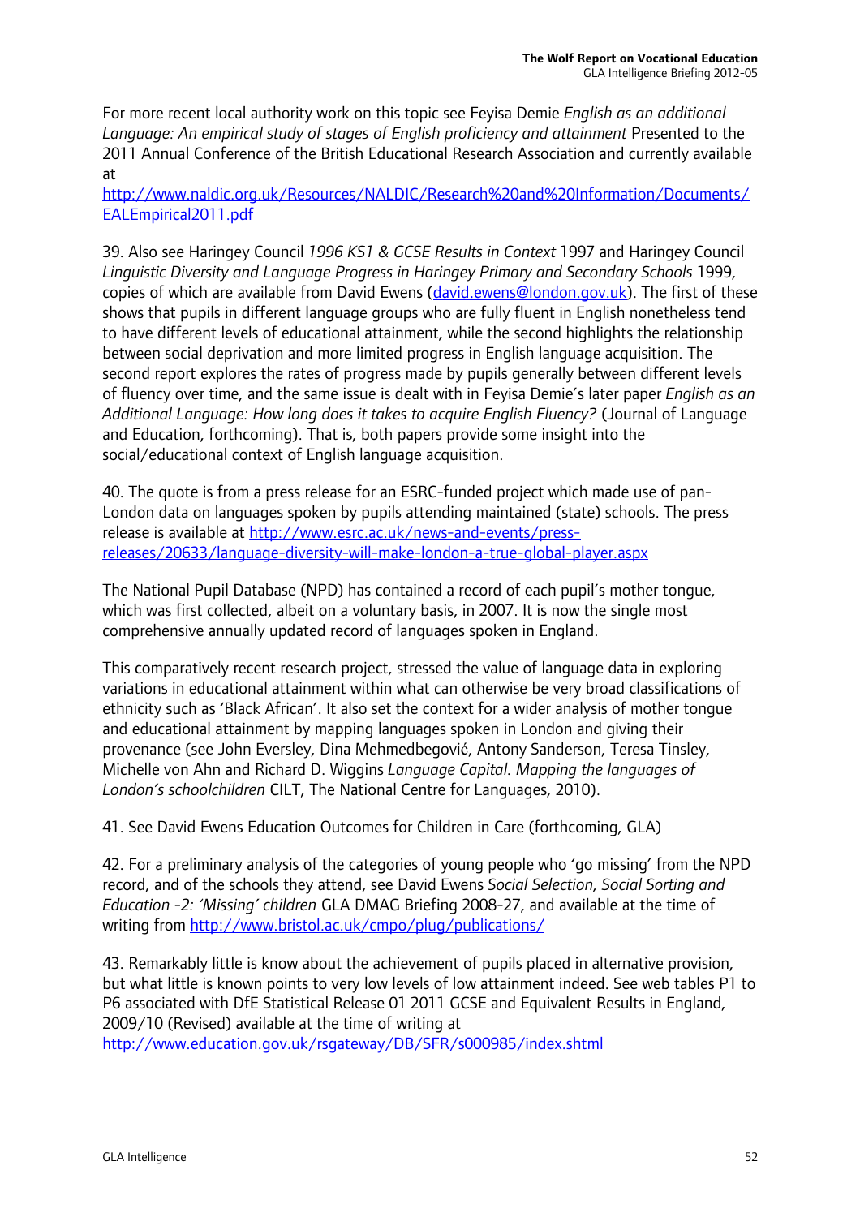For more recent local authority work on this topic see Feyisa Demie *English as an additional Language: An empirical study of stages of English proficiency and attainment* Presented to the 2011 Annual Conference of the British Educational Research Association and currently available at
http://www.naldic.org.uk/Resources/NALDIC/Research%20and%20Information/Documents/EALEmpirical2011.pdf

39. Also see Haringey Council *1996 KS1 & GCSE Results in Context* 1997 and Haringey Council *Linguistic Diversity and Language Progress in Haringey Primary and Secondary Schools* 1999, copies of which are available from David Ewens (david.ewens@london.gov.uk). The first of these shows that pupils in different language groups who are fully fluent in English nonetheless tend to have different levels of educational attainment, while the second highlights the relationship between social deprivation and more limited progress in English language acquisition. The second report explores the rates of progress made by pupils generally between different levels of fluency over time, and the same issue is dealt with in Feyisa Demie's later paper *English as an Additional Language: How long does it takes to acquire English Fluency?* (Journal of Language and Education, forthcoming). That is, both papers provide some insight into the social/educational context of English language acquisition.

40. The quote is from a press release for an ESRC-funded project which made use of pan-London data on languages spoken by pupils attending maintained (state) schools. The press release is available at http://www.esrc.ac.uk/news-and-events/press-releases/20633/language-diversity-will-make-london-a-true-global-player.aspx

The National Pupil Database (NPD) has contained a record of each pupil's mother tongue, which was first collected, albeit on a voluntary basis, in 2007. It is now the single most comprehensive annually updated record of languages spoken in England.

This comparatively recent research project, stressed the value of language data in exploring variations in educational attainment within what can otherwise be very broad classifications of ethnicity such as 'Black African'. It also set the context for a wider analysis of mother tongue and educational attainment by mapping languages spoken in London and giving their provenance (see John Eversley, Dina Mehmedbegović, Antony Sanderson, Teresa Tinsley, Michelle von Ahn and Richard D. Wiggins *Language Capital. Mapping the languages of London's schoolchildren* CILT, The National Centre for Languages, 2010).

41. See David Ewens Education Outcomes for Children in Care (forthcoming, GLA)

42. For a preliminary analysis of the categories of young people who 'go missing' from the NPD record, and of the schools they attend, see David Ewens *Social Selection, Social Sorting and Education -2: 'Missing' children* GLA DMAG Briefing 2008-27, and available at the time of writing from http://www.bristol.ac.uk/cmpo/plug/publications/

43. Remarkably little is know about the achievement of pupils placed in alternative provision, but what little is known points to very low levels of low attainment indeed. See web tables P1 to P6 associated with DfE Statistical Release 01 2011 GCSE and Equivalent Results in England, 2009/10 (Revised) available at the time of writing at
http://www.education.gov.uk/rsgateway/DB/SFR/s000985/index.shtml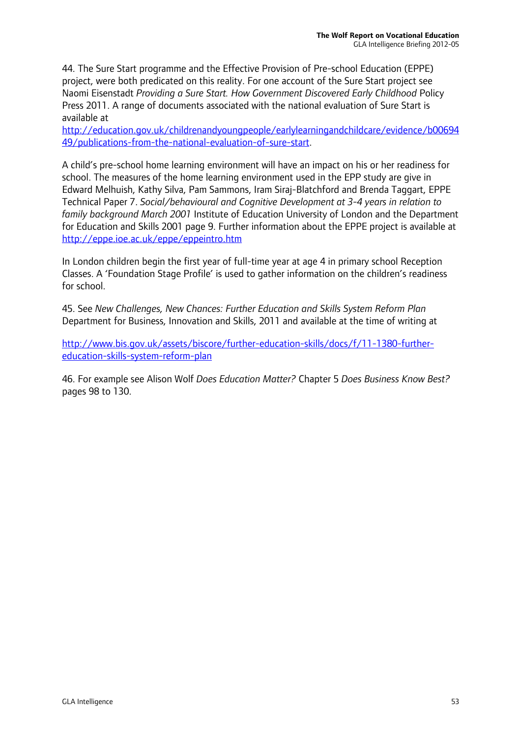44. The Sure Start programme and the Effective Provision of Pre-school Education (EPPE) project, were both predicated on this reality. For one account of the Sure Start project see Naomi Eisenstadt *Providing a Sure Start. How Government Discovered Early Childhood* Policy Press 2011. A range of documents associated with the national evaluation of Sure Start is available at http://education.gov.uk/childrenandyoungpeople/earlylearningandchildcare/evidence/b0069449/publications-from-the-national-evaluation-of-sure-start.

A child's pre-school home learning environment will have an impact on his or her readiness for school. The measures of the home learning environment used in the EPP study are give in Edward Melhuish, Kathy Silva, Pam Sammons, Iram Siraj-Blatchford and Brenda Taggart, EPPE Technical Paper 7. *Social/behavioural and Cognitive Development at 3-4 years in relation to family background March 2001* Institute of Education University of London and the Department for Education and Skills 2001 page 9. Further information about the EPPE project is available at http://eppe.ioe.ac.uk/eppe/eppeintro.htm

In London children begin the first year of full-time year at age 4 in primary school Reception Classes. A 'Foundation Stage Profile' is used to gather information on the children's readiness for school.

45. See *New Challenges, New Chances: Further Education and Skills System Reform Plan* Department for Business, Innovation and Skills, 2011 and available at the time of writing at

http://www.bis.gov.uk/assets/biscore/further-education-skills/docs/f/11-1380-further-education-skills-system-reform-plan

46. For example see Alison Wolf *Does Education Matter?* Chapter 5 *Does Business Know Best?* pages 98 to 130.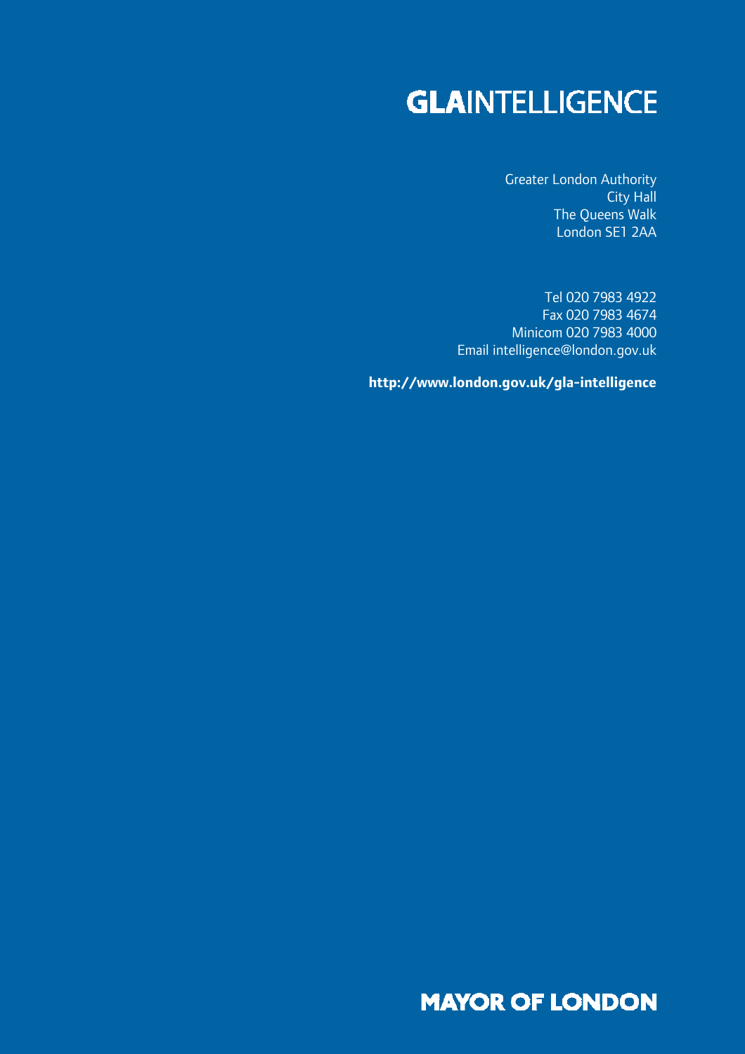**GLA**INTELLIGENCE

Greater London Authority
City Hall
The Queens Walk
London SE1 2AA

Tel 020 7983 4922
Fax 020 7983 4674
Minicom 020 7983 4000
Email intelligence@london.gov.uk

**http://www.london.gov.uk/gla-intelligence**

**MAYOR OF LONDON**